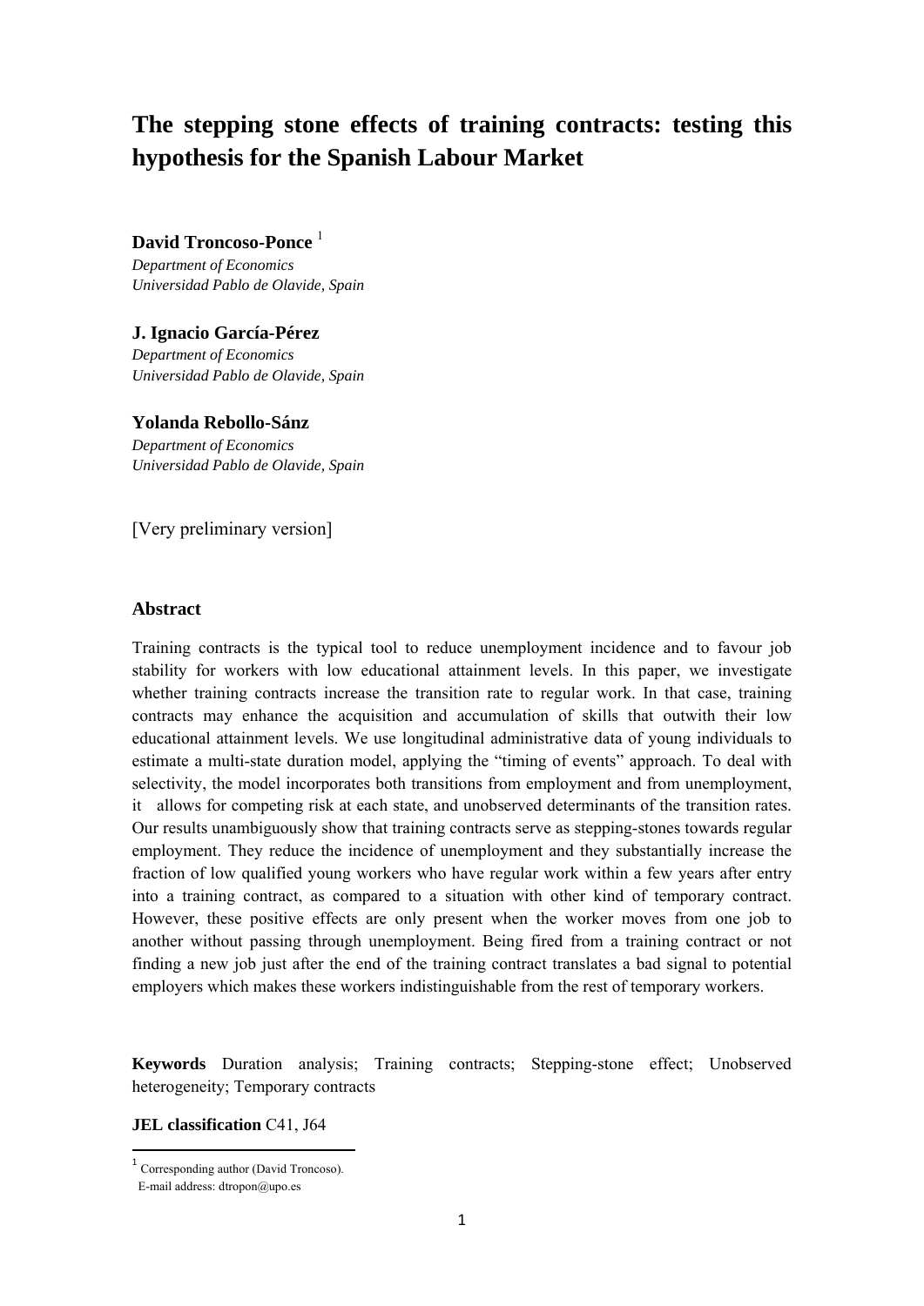# The stepping stone effects of training contracts: testing this hypothesis for the Spanish Labour Market

**David Troncoso-Ponce** [1]

*Department of Economics*
*Universidad Pablo de Olavide, Spain*

**J. Ignacio García-Pérez**

*Department of Economics*
*Universidad Pablo de Olavide, Spain*

**Yolanda Rebollo-Sánz**

*Department of Economics*
*Universidad Pablo de Olavide, Spain*

[Very preliminary version]

## Abstract

Training contracts is the typical tool to reduce unemployment incidence and to favour job stability for workers with low educational attainment levels. In this paper, we investigate whether training contracts increase the transition rate to regular work. In that case, training contracts may enhance the acquisition and accumulation of skills that outwith their low educational attainment levels. We use longitudinal administrative data of young individuals to estimate a multi-state duration model, applying the "timing of events" approach. To deal with selectivity, the model incorporates both transitions from employment and from unemployment, it allows for competing risk at each state, and unobserved determinants of the transition rates. Our results unambiguously show that training contracts serve as stepping-stones towards regular employment. They reduce the incidence of unemployment and they substantially increase the fraction of low qualified young workers who have regular work within a few years after entry into a training contract, as compared to a situation with other kind of temporary contract. However, these positive effects are only present when the worker moves from one job to another without passing through unemployment. Being fired from a training contract or not finding a new job just after the end of the training contract translates a bad signal to potential employers which makes these workers indistinguishable from the rest of temporary workers.

**Keywords** Duration analysis; Training contracts; Stepping-stone effect; Unobserved heterogeneity; Temporary contracts

**JEL classification** C41, J64

[1] Corresponding author (David Troncoso).
E-mail address: dtropon@upo.es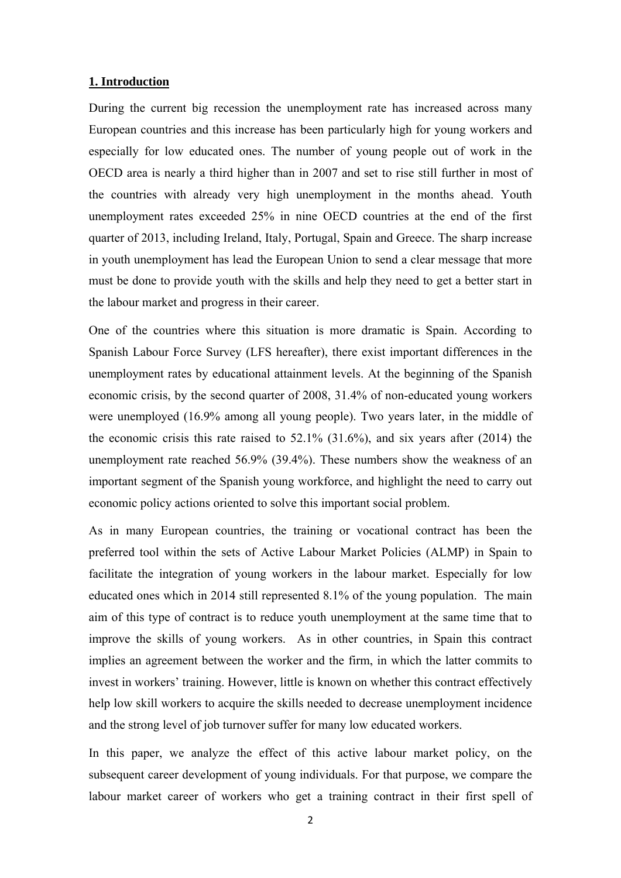## 1. Introduction

During the current big recession the unemployment rate has increased across many European countries and this increase has been particularly high for young workers and especially for low educated ones. The number of young people out of work in the OECD area is nearly a third higher than in 2007 and set to rise still further in most of the countries with already very high unemployment in the months ahead. Youth unemployment rates exceeded 25% in nine OECD countries at the end of the first quarter of 2013, including Ireland, Italy, Portugal, Spain and Greece. The sharp increase in youth unemployment has lead the European Union to send a clear message that more must be done to provide youth with the skills and help they need to get a better start in the labour market and progress in their career.

One of the countries where this situation is more dramatic is Spain. According to Spanish Labour Force Survey (LFS hereafter), there exist important differences in the unemployment rates by educational attainment levels. At the beginning of the Spanish economic crisis, by the second quarter of 2008, 31.4% of non-educated young workers were unemployed (16.9% among all young people). Two years later, in the middle of the economic crisis this rate raised to 52.1% (31.6%), and six years after (2014) the unemployment rate reached 56.9% (39.4%). These numbers show the weakness of an important segment of the Spanish young workforce, and highlight the need to carry out economic policy actions oriented to solve this important social problem.

As in many European countries, the training or vocational contract has been the preferred tool within the sets of Active Labour Market Policies (ALMP) in Spain to facilitate the integration of young workers in the labour market. Especially for low educated ones which in 2014 still represented 8.1% of the young population. The main aim of this type of contract is to reduce youth unemployment at the same time that to improve the skills of young workers. As in other countries, in Spain this contract implies an agreement between the worker and the firm, in which the latter commits to invest in workers' training. However, little is known on whether this contract effectively help low skill workers to acquire the skills needed to decrease unemployment incidence and the strong level of job turnover suffer for many low educated workers.

In this paper, we analyze the effect of this active labour market policy, on the subsequent career development of young individuals. For that purpose, we compare the labour market career of workers who get a training contract in their first spell of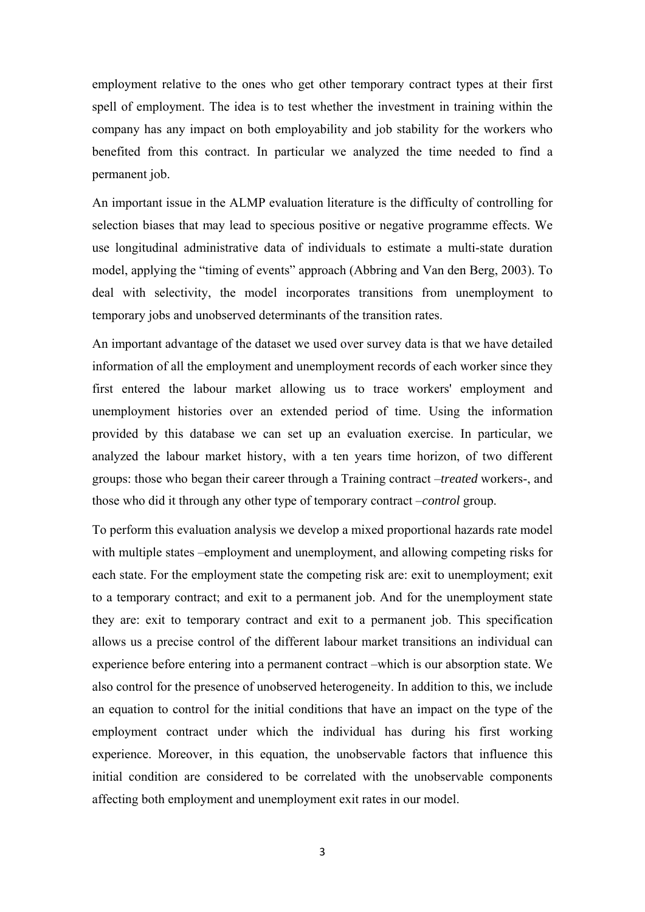employment relative to the ones who get other temporary contract types at their first spell of employment. The idea is to test whether the investment in training within the company has any impact on both employability and job stability for the workers who benefited from this contract. In particular we analyzed the time needed to find a permanent job.

An important issue in the ALMP evaluation literature is the difficulty of controlling for selection biases that may lead to specious positive or negative programme effects. We use longitudinal administrative data of individuals to estimate a multi-state duration model, applying the "timing of events" approach (Abbring and Van den Berg, 2003). To deal with selectivity, the model incorporates transitions from unemployment to temporary jobs and unobserved determinants of the transition rates.

An important advantage of the dataset we used over survey data is that we have detailed information of all the employment and unemployment records of each worker since they first entered the labour market allowing us to trace workers' employment and unemployment histories over an extended period of time. Using the information provided by this database we can set up an evaluation exercise. In particular, we analyzed the labour market history, with a ten years time horizon, of two different groups: those who began their career through a Training contract –*treated* workers-, and those who did it through any other type of temporary contract –*control* group.

To perform this evaluation analysis we develop a mixed proportional hazards rate model with multiple states –employment and unemployment, and allowing competing risks for each state. For the employment state the competing risk are: exit to unemployment; exit to a temporary contract; and exit to a permanent job. And for the unemployment state they are: exit to temporary contract and exit to a permanent job. This specification allows us a precise control of the different labour market transitions an individual can experience before entering into a permanent contract –which is our absorption state. We also control for the presence of unobserved heterogeneity. In addition to this, we include an equation to control for the initial conditions that have an impact on the type of the employment contract under which the individual has during his first working experience. Moreover, in this equation, the unobservable factors that influence this initial condition are considered to be correlated with the unobservable components affecting both employment and unemployment exit rates in our model.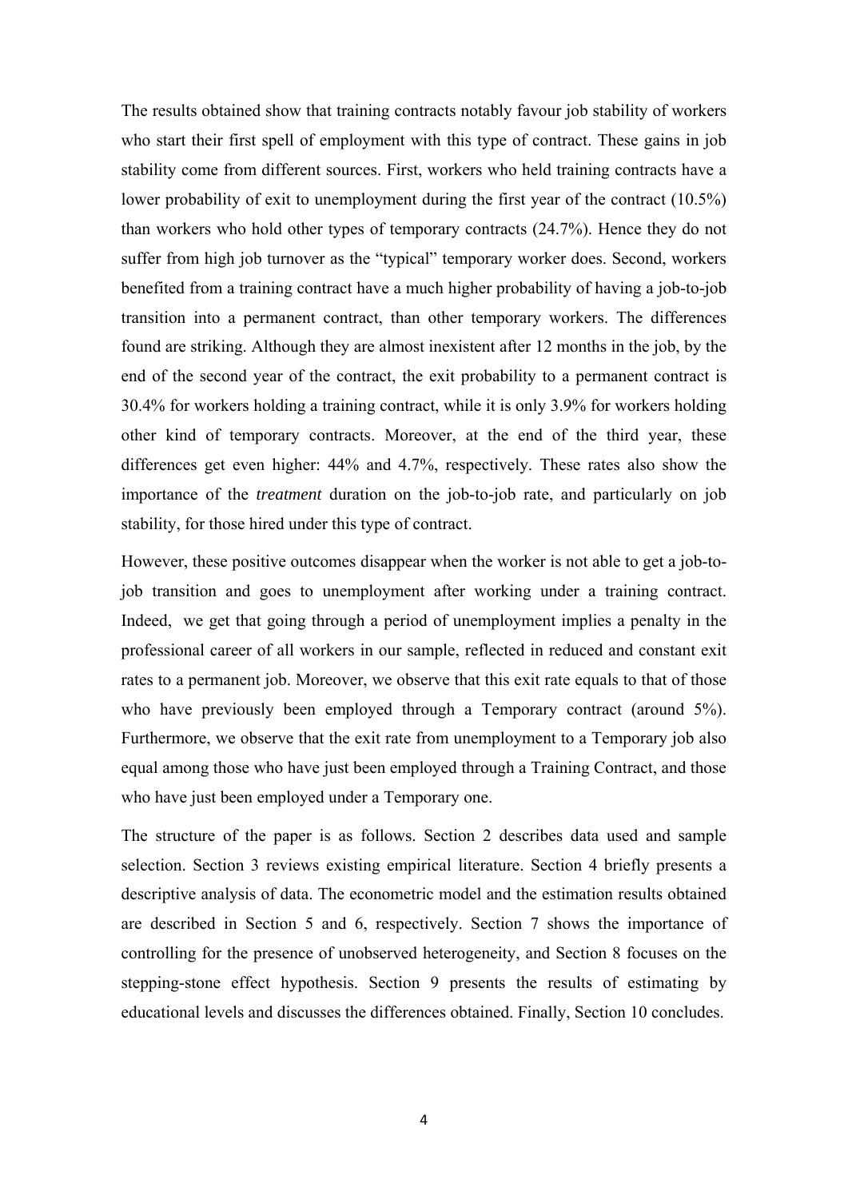The results obtained show that training contracts notably favour job stability of workers who start their first spell of employment with this type of contract. These gains in job stability come from different sources. First, workers who held training contracts have a lower probability of exit to unemployment during the first year of the contract (10.5%) than workers who hold other types of temporary contracts (24.7%). Hence they do not suffer from high job turnover as the "typical" temporary worker does. Second, workers benefited from a training contract have a much higher probability of having a job-to-job transition into a permanent contract, than other temporary workers. The differences found are striking. Although they are almost inexistent after 12 months in the job, by the end of the second year of the contract, the exit probability to a permanent contract is 30.4% for workers holding a training contract, while it is only 3.9% for workers holding other kind of temporary contracts. Moreover, at the end of the third year, these differences get even higher: 44% and 4.7%, respectively. These rates also show the importance of the *treatment* duration on the job-to-job rate, and particularly on job stability, for those hired under this type of contract.

However, these positive outcomes disappear when the worker is not able to get a job-to-job transition and goes to unemployment after working under a training contract. Indeed, we get that going through a period of unemployment implies a penalty in the professional career of all workers in our sample, reflected in reduced and constant exit rates to a permanent job. Moreover, we observe that this exit rate equals to that of those who have previously been employed through a Temporary contract (around 5%). Furthermore, we observe that the exit rate from unemployment to a Temporary job also equal among those who have just been employed through a Training Contract, and those who have just been employed under a Temporary one.

The structure of the paper is as follows. Section 2 describes data used and sample selection. Section 3 reviews existing empirical literature. Section 4 briefly presents a descriptive analysis of data. The econometric model and the estimation results obtained are described in Section 5 and 6, respectively. Section 7 shows the importance of controlling for the presence of unobserved heterogeneity, and Section 8 focuses on the stepping-stone effect hypothesis. Section 9 presents the results of estimating by educational levels and discusses the differences obtained. Finally, Section 10 concludes.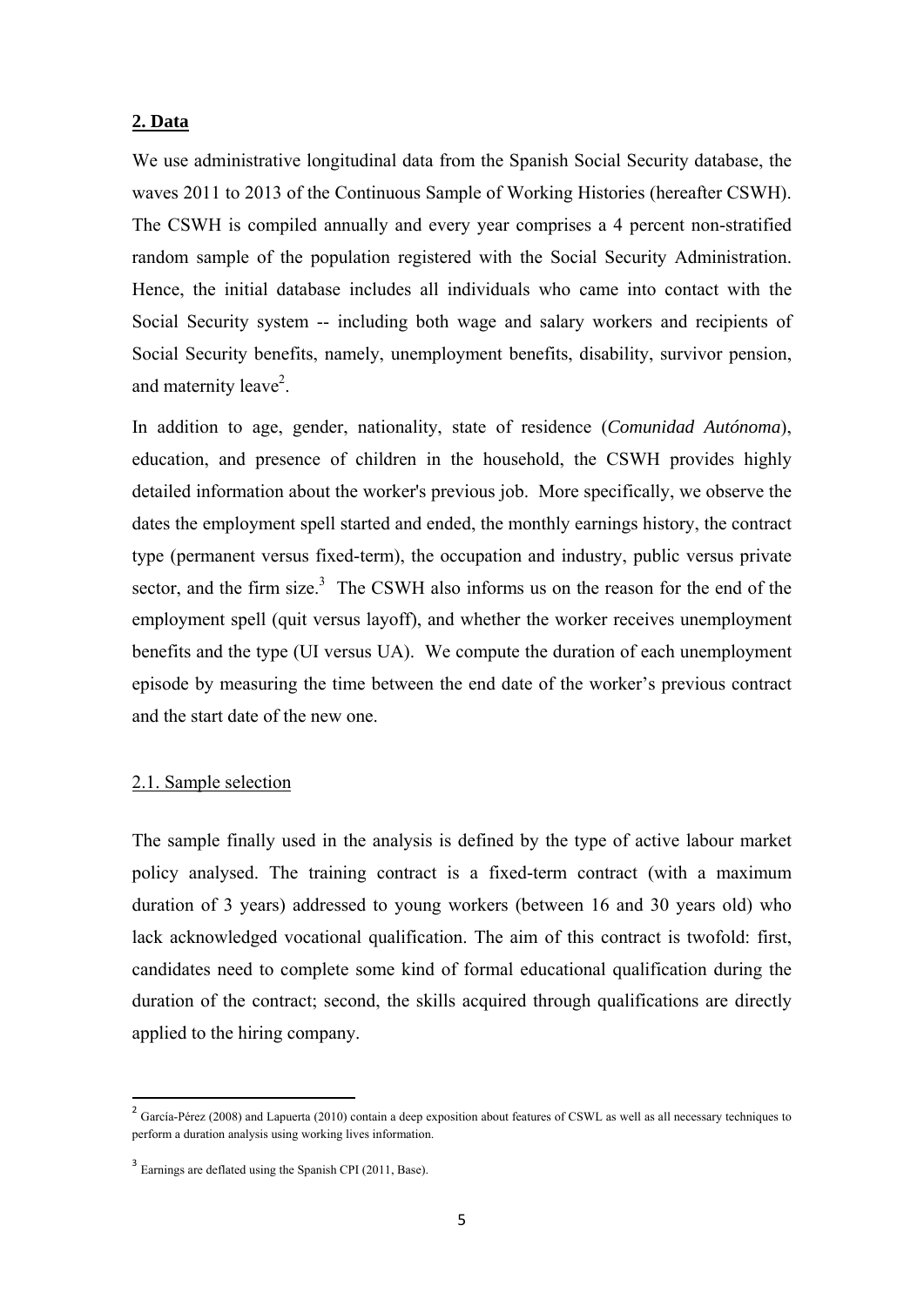## 2. Data

We use administrative longitudinal data from the Spanish Social Security database, the waves 2011 to 2013 of the Continuous Sample of Working Histories (hereafter CSWH). The CSWH is compiled annually and every year comprises a 4 percent non-stratified random sample of the population registered with the Social Security Administration. Hence, the initial database includes all individuals who came into contact with the Social Security system -- including both wage and salary workers and recipients of Social Security benefits, namely, unemployment benefits, disability, survivor pension, and maternity leave[2].

In addition to age, gender, nationality, state of residence (*Comunidad Autónoma*), education, and presence of children in the household, the CSWH provides highly detailed information about the worker's previous job. More specifically, we observe the dates the employment spell started and ended, the monthly earnings history, the contract type (permanent versus fixed-term), the occupation and industry, public versus private sector, and the firm size.[3] The CSWH also informs us on the reason for the end of the employment spell (quit versus layoff), and whether the worker receives unemployment benefits and the type (UI versus UA). We compute the duration of each unemployment episode by measuring the time between the end date of the worker's previous contract and the start date of the new one.

### 2.1. Sample selection

The sample finally used in the analysis is defined by the type of active labour market policy analysed. The training contract is a fixed-term contract (with a maximum duration of 3 years) addressed to young workers (between 16 and 30 years old) who lack acknowledged vocational qualification. The aim of this contract is twofold: first, candidates need to complete some kind of formal educational qualification during the duration of the contract; second, the skills acquired through qualifications are directly applied to the hiring company.

---

[2] García-Pérez (2008) and Lapuerta (2010) contain a deep exposition about features of CSWL as well as all necessary techniques to perform a duration analysis using working lives information.

[3] Earnings are deflated using the Spanish CPI (2011, Base).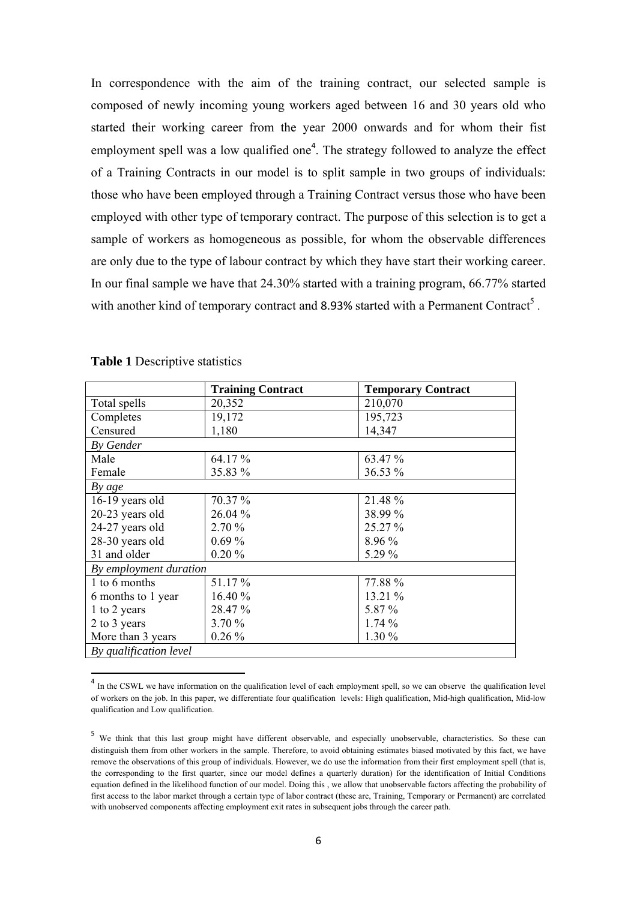In correspondence with the aim of the training contract, our selected sample is composed of newly incoming young workers aged between 16 and 30 years old who started their working career from the year 2000 onwards and for whom their fist employment spell was a low qualified one[4]. The strategy followed to analyze the effect of a Training Contracts in our model is to split sample in two groups of individuals: those who have been employed through a Training Contract versus those who have been employed with other type of temporary contract. The purpose of this selection is to get a sample of workers as homogeneous as possible, for whom the observable differences are only due to the type of labour contract by which they have start their working career. In our final sample we have that 24.30% started with a training program, 66.77% started with another kind of temporary contract and 8.93% started with a Permanent Contract[5].

**Table 1** Descriptive statistics

| | **Training Contract** | **Temporary Contract** |
|---|---|---|
| Total spells | 20,352 | 210,070 |
| Completes | 19,172 | 195,723 |
| Censured | 1,180 | 14,347 |
| *By Gender* | | |
| Male | 64.17 % | 63.47 % |
| Female | 35.83 % | 36.53 % |
| *By age* | | |
| 16-19 years old | 70.37 % | 21.48 % |
| 20-23 years old | 26.04 % | 38.99 % |
| 24-27 years old | 2.70 % | 25.27 % |
| 28-30 years old | 0.69 % | 8.96 % |
| 31 and older | 0.20 % | 5.29 % |
| *By employment duration* | | |
| 1 to 6 months | 51.17 % | 77.88 % |
| 6 months to 1 year | 16.40 % | 13.21 % |
| 1 to 2 years | 28.47 % | 5.87 % |
| 2 to 3 years | 3.70 % | 1.74 % |
| More than 3 years | 0.26 % | 1.30 % |
| *By qualification level* | | |

[4] In the CSWL we have information on the qualification level of each employment spell, so we can observe the qualification level of workers on the job. In this paper, we differentiate four qualification levels: High qualification, Mid-high qualification, Mid-low qualification and Low qualification.

[5] We think that this last group might have different observable, and especially unobservable, characteristics. So these can distinguish them from other workers in the sample. Therefore, to avoid obtaining estimates biased motivated by this fact, we have remove the observations of this group of individuals. However, we do use the information from their first employment spell (that is, the corresponding to the first quarter, since our model defines a quarterly duration) for the identification of Initial Conditions equation defined in the likelihood function of our model. Doing this , we allow that unobservable factors affecting the probability of first access to the labor market through a certain type of labor contract (these are, Training, Temporary or Permanent) are correlated with unobserved components affecting employment exit rates in subsequent jobs through the career path.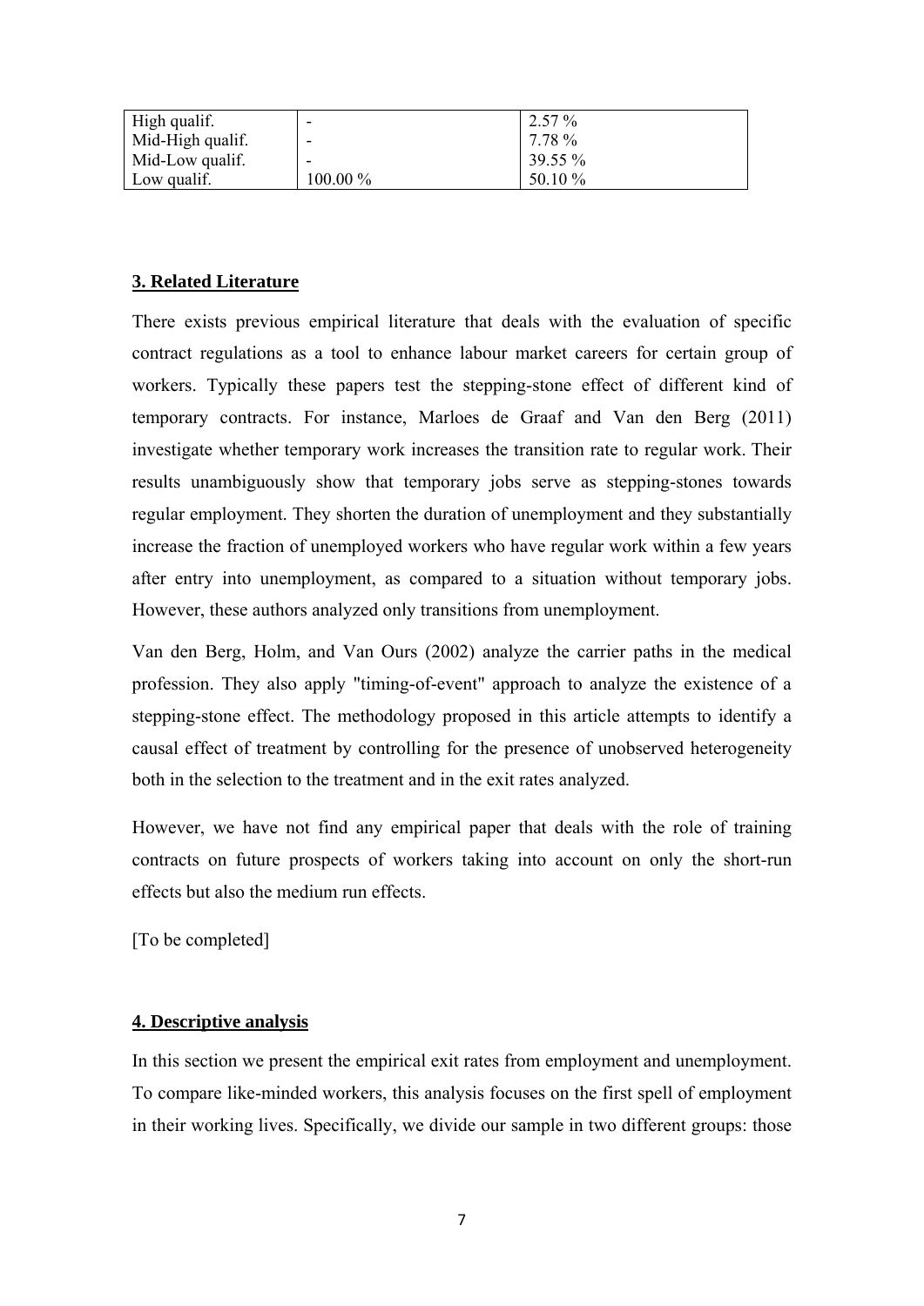| High qualif. | - | 2.57 % |
|---|---|---|
| Mid-High qualif. | - | 7.78 % |
| Mid-Low qualif. | - | 39.55 % |
| Low qualif. | 100.00 % | 50.10 % |

## 3. Related Literature

There exists previous empirical literature that deals with the evaluation of specific contract regulations as a tool to enhance labour market careers for certain group of workers. Typically these papers test the stepping-stone effect of different kind of temporary contracts. For instance, Marloes de Graaf and Van den Berg (2011) investigate whether temporary work increases the transition rate to regular work. Their results unambiguously show that temporary jobs serve as stepping-stones towards regular employment. They shorten the duration of unemployment and they substantially increase the fraction of unemployed workers who have regular work within a few years after entry into unemployment, as compared to a situation without temporary jobs. However, these authors analyzed only transitions from unemployment.

Van den Berg, Holm, and Van Ours (2002) analyze the carrier paths in the medical profession. They also apply "timing-of-event" approach to analyze the existence of a stepping-stone effect. The methodology proposed in this article attempts to identify a causal effect of treatment by controlling for the presence of unobserved heterogeneity both in the selection to the treatment and in the exit rates analyzed.

However, we have not find any empirical paper that deals with the role of training contracts on future prospects of workers taking into account on only the short-run effects but also the medium run effects.

[To be completed]

## 4. Descriptive analysis

In this section we present the empirical exit rates from employment and unemployment. To compare like-minded workers, this analysis focuses on the first spell of employment in their working lives. Specifically, we divide our sample in two different groups: those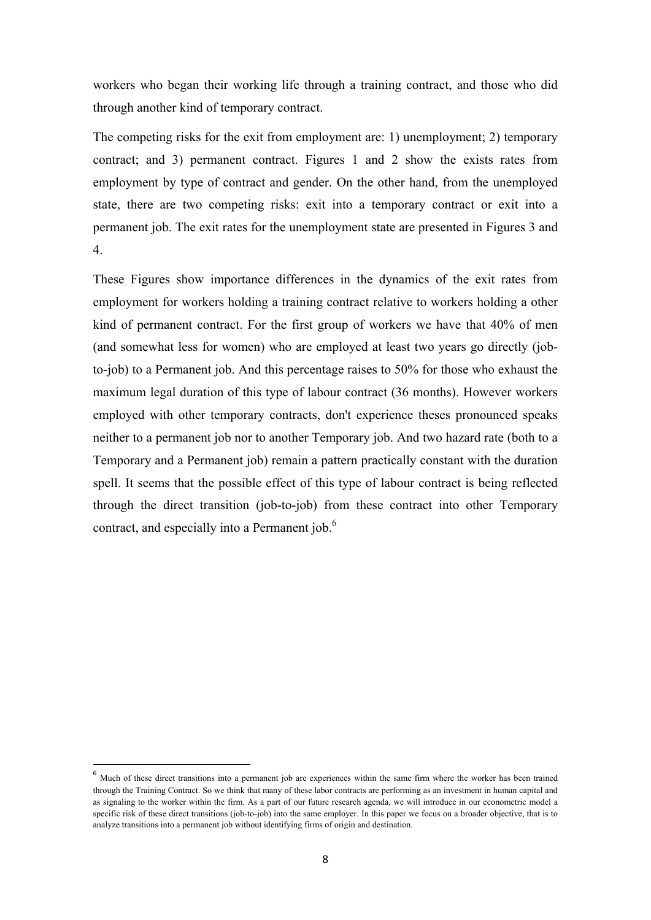workers who began their working life through a training contract, and those who did through another kind of temporary contract.

The competing risks for the exit from employment are: 1) unemployment; 2) temporary contract; and 3) permanent contract. Figures 1 and 2 show the exists rates from employment by type of contract and gender. On the other hand, from the unemployed state, there are two competing risks: exit into a temporary contract or exit into a permanent job. The exit rates for the unemployment state are presented in Figures 3 and 4.

These Figures show importance differences in the dynamics of the exit rates from employment for workers holding a training contract relative to workers holding a other kind of permanent contract. For the first group of workers we have that 40% of men (and somewhat less for women) who are employed at least two years go directly (job-to-job) to a Permanent job. And this percentage raises to 50% for those who exhaust the maximum legal duration of this type of labour contract (36 months). However workers employed with other temporary contracts, don't experience theses pronounced speaks neither to a permanent job nor to another Temporary job. And two hazard rate (both to a Temporary and a Permanent job) remain a pattern practically constant with the duration spell. It seems that the possible effect of this type of labour contract is being reflected through the direct transition (job-to-job) from these contract into other Temporary contract, and especially into a Permanent job.[6]

[6] Much of these direct transitions into a permanent job are experiences within the same firm where the worker has been trained through the Training Contract. So we think that many of these labor contracts are performing as an investment in human capital and as signaling to the worker within the firm. As a part of our future research agenda, we will introduce in our econometric model a specific risk of these direct transitions (job-to-job) into the same employer. In this paper we focus on a broader objective, that is to analyze transitions into a permanent job without identifying firms of origin and destination.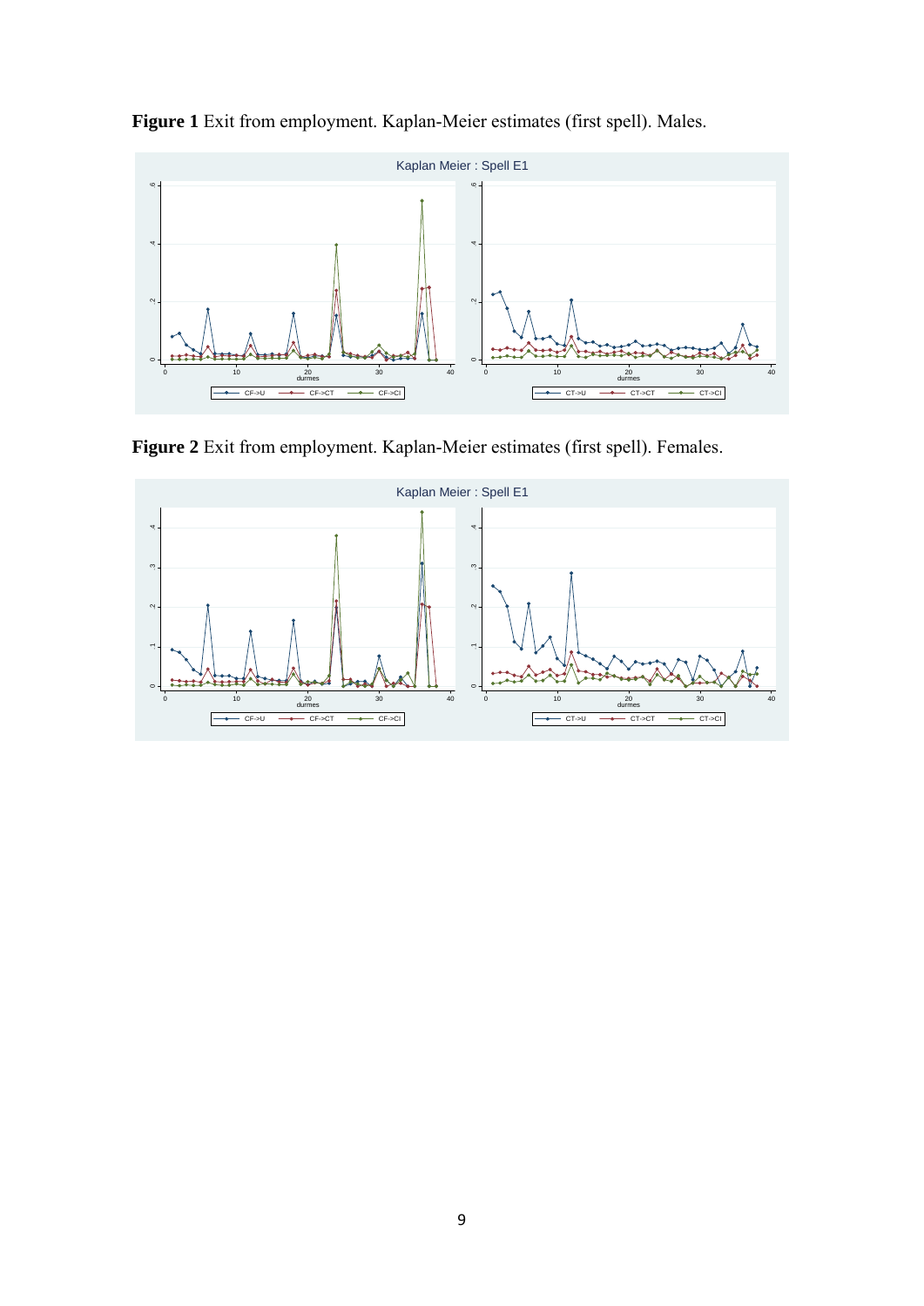**Figure 1** Exit from employment. Kaplan-Meier estimates (first spell). Males.

**Figure 2** Exit from employment. Kaplan-Meier estimates (first spell). Females.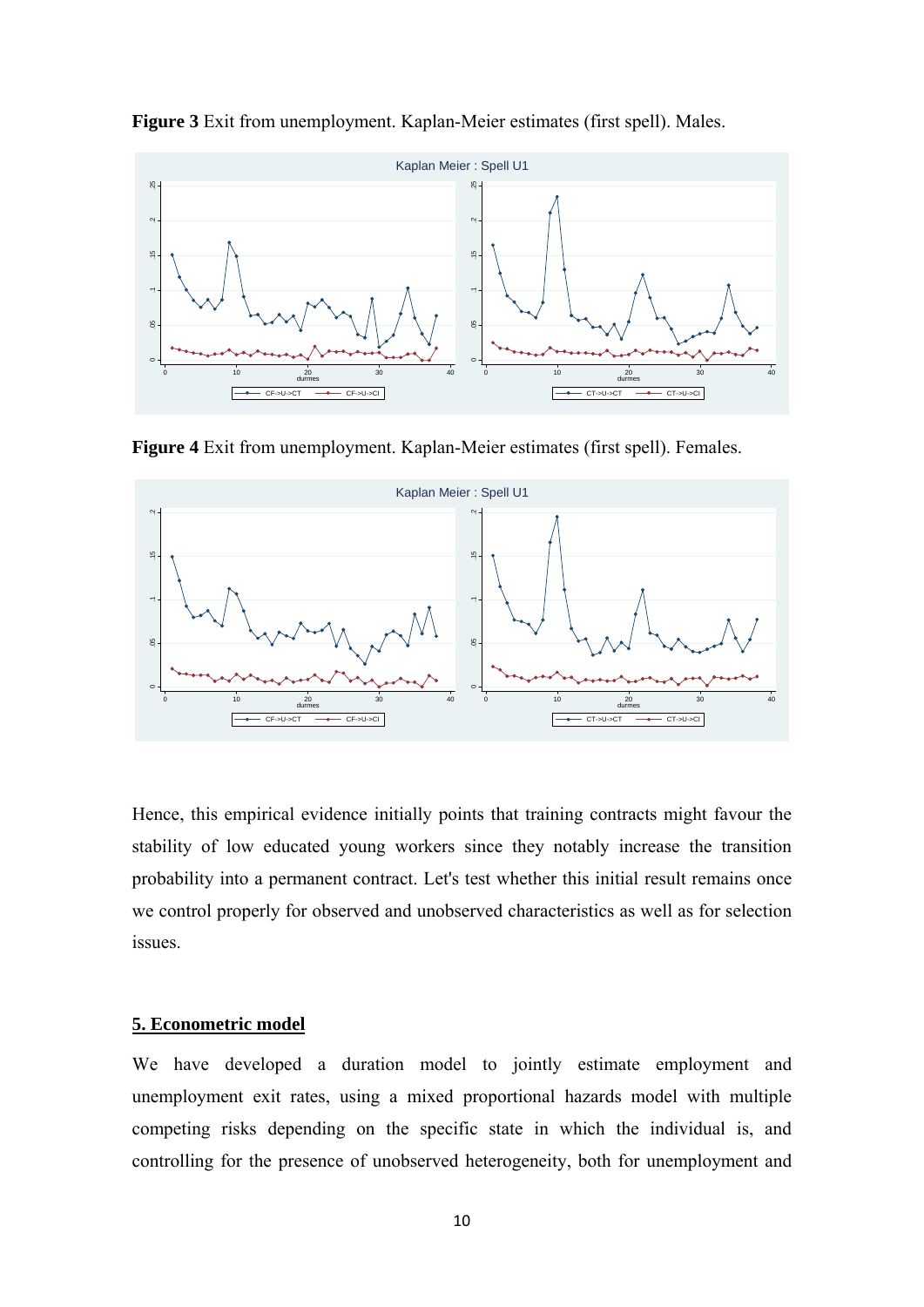**Figure 3** Exit from unemployment. Kaplan-Meier estimates (first spell). Males.

**Figure 4** Exit from unemployment. Kaplan-Meier estimates (first spell). Females.

Hence, this empirical evidence initially points that training contracts might favour the stability of low educated young workers since they notably increase the transition probability into a permanent contract. Let's test whether this initial result remains once we control properly for observed and unobserved characteristics as well as for selection issues.

## 5. Econometric model

We have developed a duration model to jointly estimate employment and unemployment exit rates, using a mixed proportional hazards model with multiple competing risks depending on the specific state in which the individual is, and controlling for the presence of unobserved heterogeneity, both for unemployment and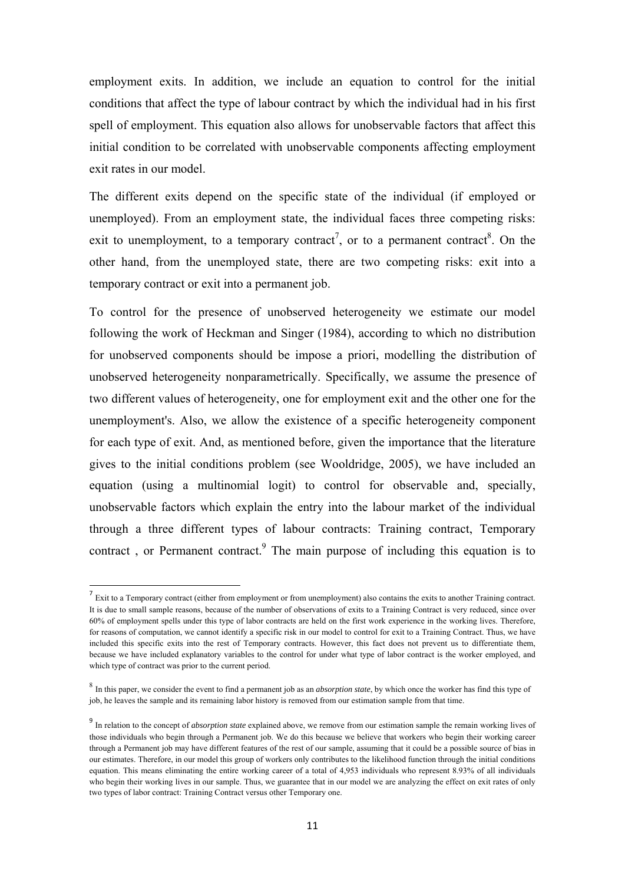employment exits. In addition, we include an equation to control for the initial conditions that affect the type of labour contract by which the individual had in his first spell of employment. This equation also allows for unobservable factors that affect this initial condition to be correlated with unobservable components affecting employment exit rates in our model.

The different exits depend on the specific state of the individual (if employed or unemployed). From an employment state, the individual faces three competing risks: exit to unemployment, to a temporary contract[7], or to a permanent contract[8]. On the other hand, from the unemployed state, there are two competing risks: exit into a temporary contract or exit into a permanent job.

To control for the presence of unobserved heterogeneity we estimate our model following the work of Heckman and Singer (1984), according to which no distribution for unobserved components should be impose a priori, modelling the distribution of unobserved heterogeneity nonparametrically. Specifically, we assume the presence of two different values of heterogeneity, one for employment exit and the other one for the unemployment's. Also, we allow the existence of a specific heterogeneity component for each type of exit. And, as mentioned before, given the importance that the literature gives to the initial conditions problem (see Wooldridge, 2005), we have included an equation (using a multinomial logit) to control for observable and, specially, unobservable factors which explain the entry into the labour market of the individual through a three different types of labour contracts: Training contract, Temporary contract , or Permanent contract.[9] The main purpose of including this equation is to

---

[7] Exit to a Temporary contract (either from employment or from unemployment) also contains the exits to another Training contract. It is due to small sample reasons, because of the number of observations of exits to a Training Contract is very reduced, since over 60% of employment spells under this type of labor contracts are held on the first work experience in the working lives. Therefore, for reasons of computation, we cannot identify a specific risk in our model to control for exit to a Training Contract. Thus, we have included this specific exits into the rest of Temporary contracts. However, this fact does not prevent us to differentiate them, because we have included explanatory variables to the control for under what type of labor contract is the worker employed, and which type of contract was prior to the current period.

[8] In this paper, we consider the event to find a permanent job as an *absorption state*, by which once the worker has find this type of job, he leaves the sample and its remaining labor history is removed from our estimation sample from that time.

[9] In relation to the concept of *absorption state* explained above, we remove from our estimation sample the remain working lives of those individuals who begin through a Permanent job. We do this because we believe that workers who begin their working career through a Permanent job may have different features of the rest of our sample, assuming that it could be a possible source of bias in our estimates. Therefore, in our model this group of workers only contributes to the likelihood function through the initial conditions equation. This means eliminating the entire working career of a total of 4,953 individuals who represent 8.93% of all individuals who begin their working lives in our sample. Thus, we guarantee that in our model we are analyzing the effect on exit rates of only two types of labor contract: Training Contract versus other Temporary one.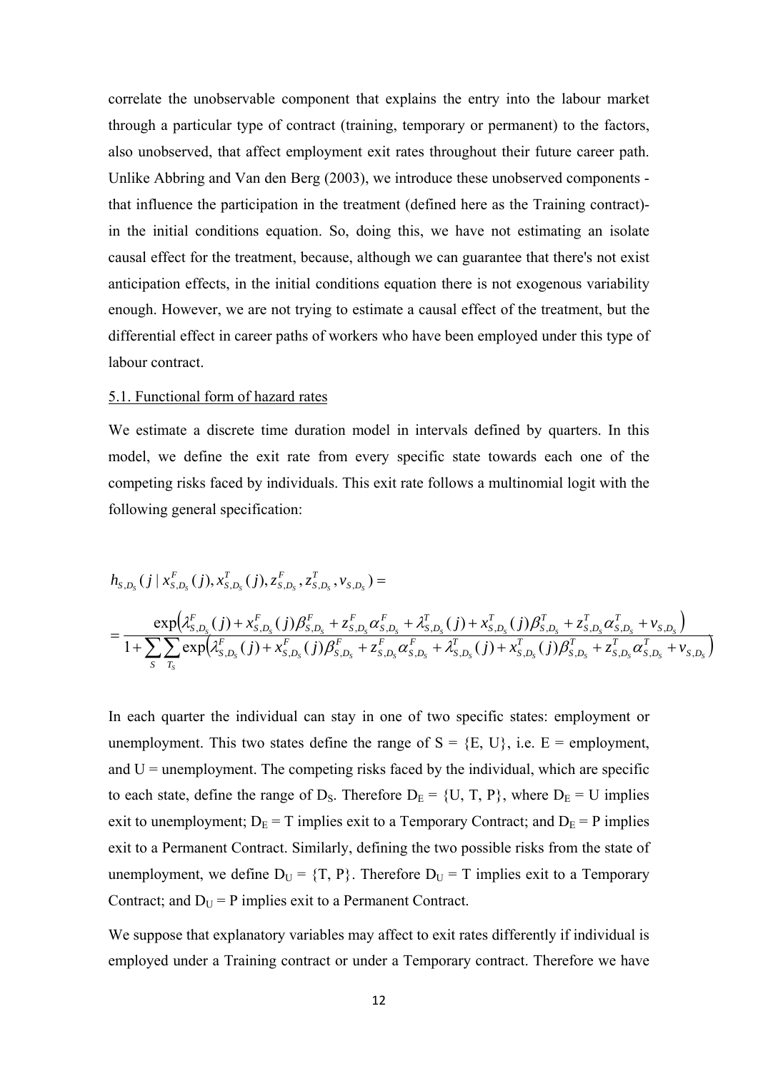correlate the unobservable component that explains the entry into the labour market through a particular type of contract (training, temporary or permanent) to the factors, also unobserved, that affect employment exit rates throughout their future career path. Unlike Abbring and Van den Berg (2003), we introduce these unobserved components - that influence the participation in the treatment (defined here as the Training contract)- in the initial conditions equation. So, doing this, we have not estimating an isolate causal effect for the treatment, because, although we can guarantee that there's not exist anticipation effects, in the initial conditions equation there is not exogenous variability enough. However, we are not trying to estimate a causal effect of the treatment, but the differential effect in career paths of workers who have been employed under this type of labour contract.

5.1. Functional form of hazard rates

We estimate a discrete time duration model in intervals defined by quarters. In this model, we define the exit rate from every specific state towards each one of the competing risks faced by individuals. This exit rate follows a multinomial logit with the following general specification:

$$h_{S,D_S}(j \mid x^F_{S,D_S}(j), x^T_{S,D_S}(j), z^F_{S,D_S}, z^T_{S,D_S}, v_{S,D_S}) =$$

$$= \frac{\exp\left(\lambda^F_{S,D_S}(j) + x^F_{S,D_S}(j)\beta^F_{S,D_S} + z^F_{S,D_S}\alpha^F_{S,D_S} + \lambda^T_{S,D_S}(j) + x^T_{S,D_S}(j)\beta^T_{S,D_S} + z^T_{S,D_S}\alpha^T_{S,D_S} + v_{S,D_S}\right)}{1 + \sum_{S}\sum_{T_S}\exp\left(\lambda^F_{S,D_S}(j) + x^F_{S,D_S}(j)\beta^F_{S,D_S} + z^F_{S,D_S}\alpha^F_{S,D_S} + \lambda^T_{S,D_S}(j) + x^T_{S,D_S}(j)\beta^T_{S,D_S} + z^T_{S,D_S}\alpha^T_{S,D_S} + v_{S,D_S}\right)}$$

In each quarter the individual can stay in one of two specific states: employment or unemployment. This two states define the range of $S = \{E, U\}$, i.e. E = employment, and U = unemployment. The competing risks faced by the individual, which are specific to each state, define the range of $D_S$. Therefore $D_E = \{U, T, P\}$, where $D_E = U$ implies exit to unemployment; $D_E = T$ implies exit to a Temporary Contract; and $D_E = P$ implies exit to a Permanent Contract. Similarly, defining the two possible risks from the state of unemployment, we define $D_U = \{T, P\}$. Therefore $D_U = T$ implies exit to a Temporary Contract; and $D_U = P$ implies exit to a Permanent Contract.

We suppose that explanatory variables may affect to exit rates differently if individual is employed under a Training contract or under a Temporary contract. Therefore we have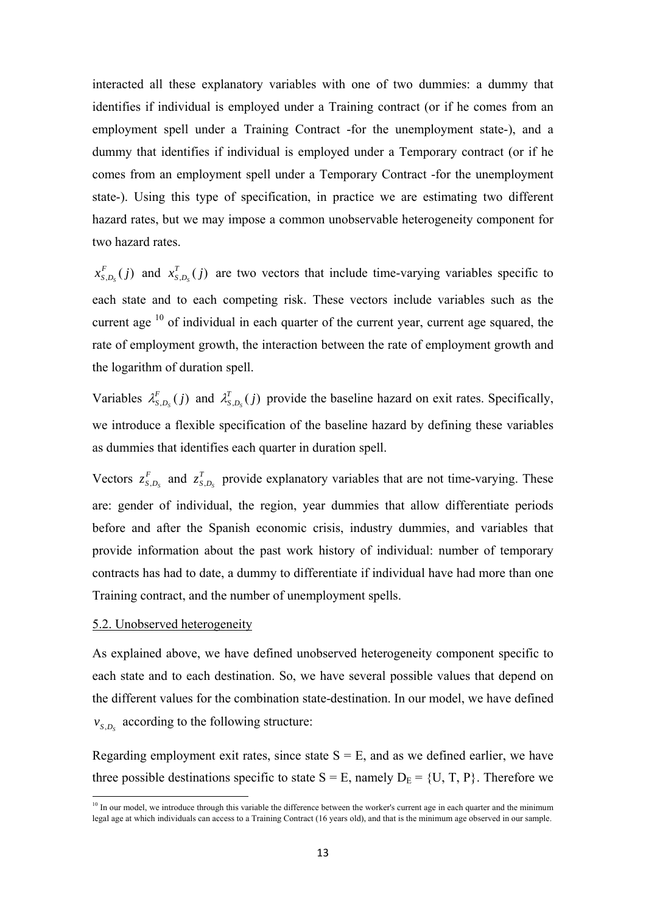interacted all these explanatory variables with one of two dummies: a dummy that identifies if individual is employed under a Training contract (or if he comes from an employment spell under a Training Contract -for the unemployment state-), and a dummy that identifies if individual is employed under a Temporary contract (or if he comes from an employment spell under a Temporary Contract -for the unemployment state-). Using this type of specification, in practice we are estimating two different hazard rates, but we may impose a common unobservable heterogeneity component for two hazard rates.

$x^F_{S,D_S}(j)$ and $x^T_{S,D_S}(j)$ are two vectors that include time-varying variables specific to each state and to each competing risk. These vectors include variables such as the current age [10] of individual in each quarter of the current year, current age squared, the rate of employment growth, the interaction between the rate of employment growth and the logarithm of duration spell.

Variables $\lambda^F_{S,D_S}(j)$ and $\lambda^T_{S,D_S}(j)$ provide the baseline hazard on exit rates. Specifically, we introduce a flexible specification of the baseline hazard by defining these variables as dummies that identifies each quarter in duration spell.

Vectors $z^F_{S,D_S}$ and $z^T_{S,D_S}$ provide explanatory variables that are not time-varying. These are: gender of individual, the region, year dummies that allow differentiate periods before and after the Spanish economic crisis, industry dummies, and variables that provide information about the past work history of individual: number of temporary contracts has had to date, a dummy to differentiate if individual have had more than one Training contract, and the number of unemployment spells.

### 5.2. Unobserved heterogeneity

As explained above, we have defined unobserved heterogeneity component specific to each state and to each destination. So, we have several possible values that depend on the different values for the combination state-destination. In our model, we have defined $v_{S,D_S}$ according to the following structure:

Regarding employment exit rates, since state S = E, and as we defined earlier, we have three possible destinations specific to state S = E, namely $D_E$ = {U, T, P}. Therefore we

[10] In our model, we introduce through this variable the difference between the worker's current age in each quarter and the minimum legal age at which individuals can access to a Training Contract (16 years old), and that is the minimum age observed in our sample.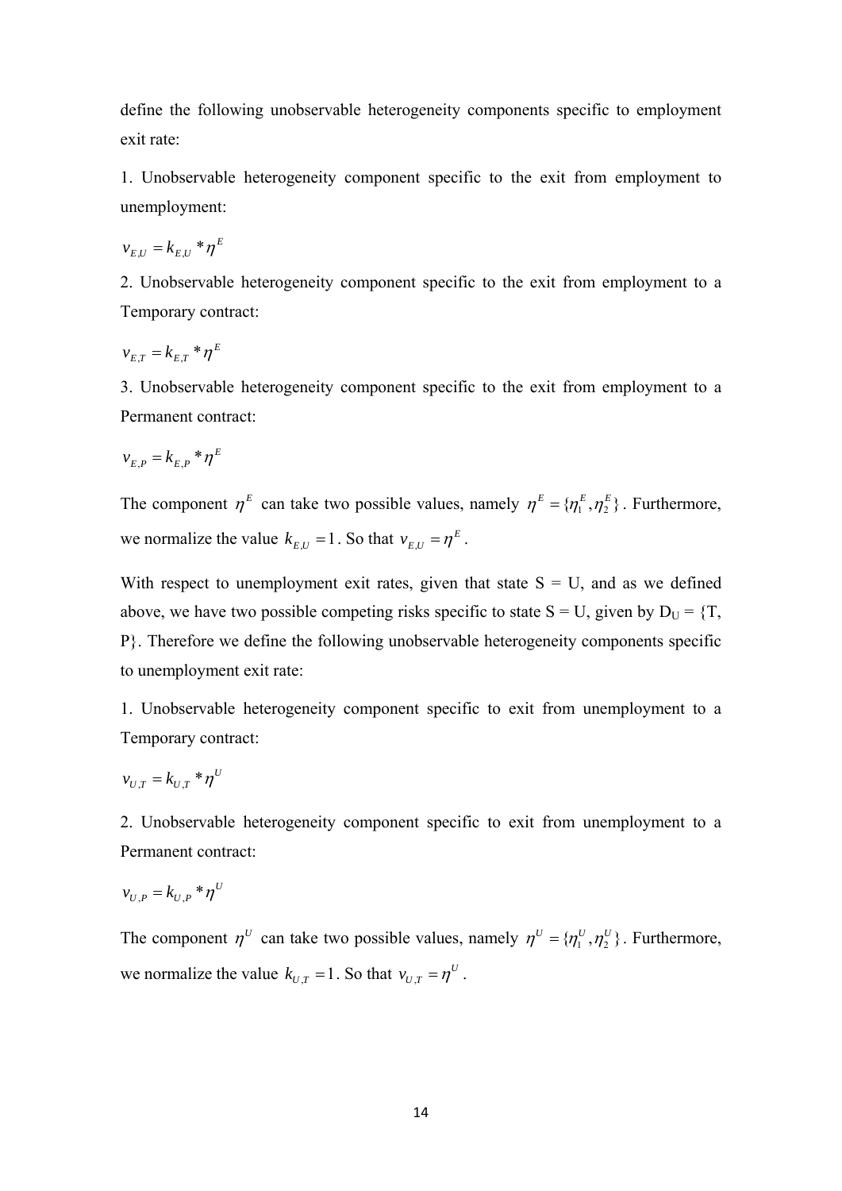define the following unobservable heterogeneity components specific to employment exit rate:

1. Unobservable heterogeneity component specific to the exit from employment to unemployment:

$$v_{E,U} = k_{E,U} * \eta^{E}$$

2. Unobservable heterogeneity component specific to the exit from employment to a Temporary contract:

$$v_{E,T} = k_{E,T} * \eta^{E}$$

3. Unobservable heterogeneity component specific to the exit from employment to a Permanent contract:

$$v_{E,P} = k_{E,P} * \eta^{E}$$

The component $\eta^{E}$ can take two possible values, namely $\eta^{E} = \{\eta_1^{E}, \eta_2^{E}\}$. Furthermore, we normalize the value $k_{E,U} = 1$. So that $v_{E,U} = \eta^{E}$.

With respect to unemployment exit rates, given that state S = U, and as we defined above, we have two possible competing risks specific to state S = U, given by $D_U$ = {T, P}. Therefore we define the following unobservable heterogeneity components specific to unemployment exit rate:

1. Unobservable heterogeneity component specific to exit from unemployment to a Temporary contract:

$$v_{U,T} = k_{U,T} * \eta^{U}$$

2. Unobservable heterogeneity component specific to exit from unemployment to a Permanent contract:

$$v_{U,P} = k_{U,P} * \eta^{U}$$

The component $\eta^{U}$ can take two possible values, namely $\eta^{U} = \{\eta_1^{U}, \eta_2^{U}\}$. Furthermore, we normalize the value $k_{U,T} = 1$. So that $v_{U,T} = \eta^{U}$.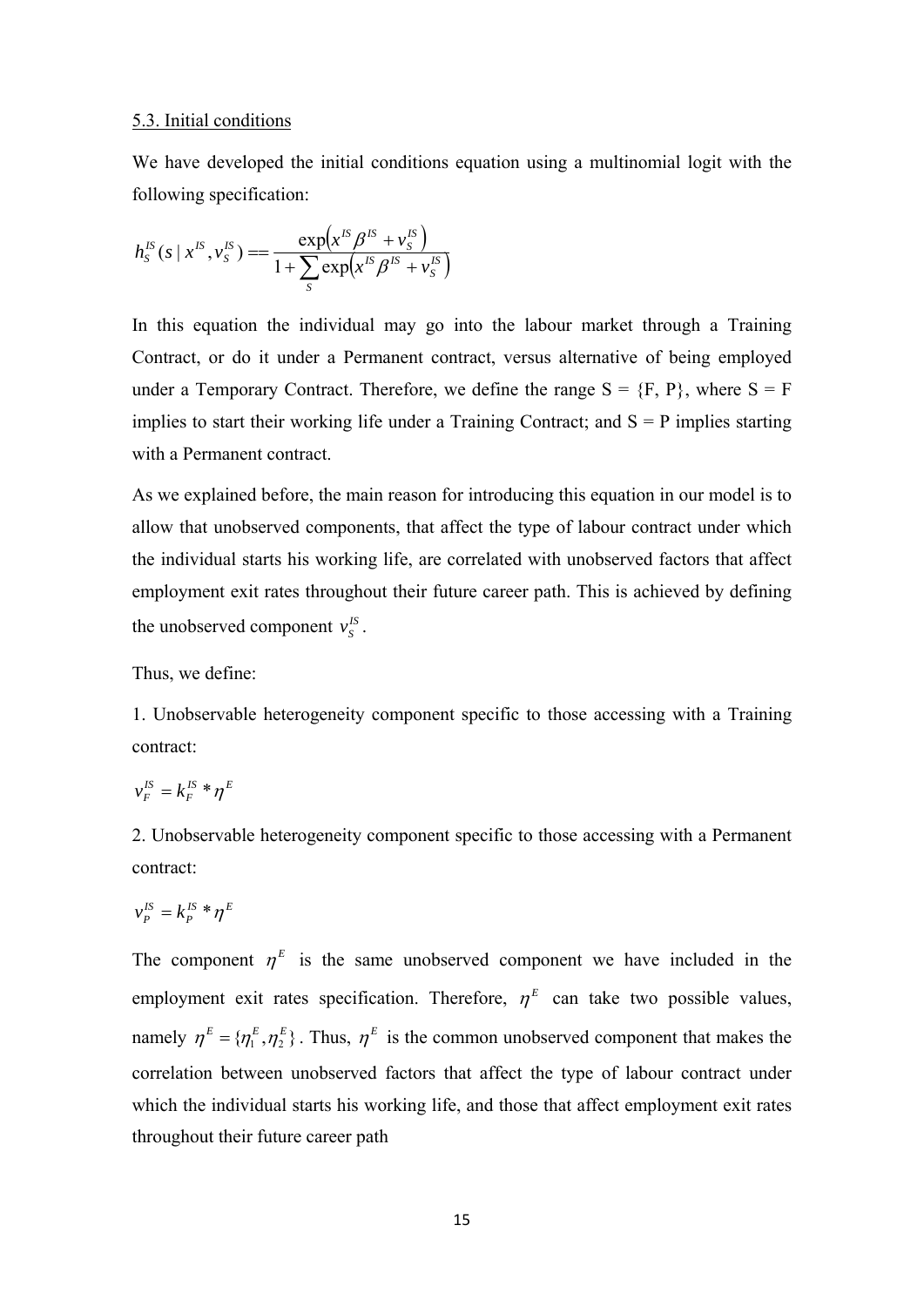### 5.3. Initial conditions

We have developed the initial conditions equation using a multinomial logit with the following specification:

$$h_S^{IS}(s \mid x^{IS}, v_S^{IS}) == \frac{\exp\left(x^{IS}\beta^{IS} + v_S^{IS}\right)}{1 + \sum_S \exp\left(x^{IS}\beta^{IS} + v_S^{IS}\right)}$$

In this equation the individual may go into the labour market through a Training Contract, or do it under a Permanent contract, versus alternative of being employed under a Temporary Contract. Therefore, we define the range S = {F, P}, where S = F implies to start their working life under a Training Contract; and S = P implies starting with a Permanent contract.

As we explained before, the main reason for introducing this equation in our model is to allow that unobserved components, that affect the type of labour contract under which the individual starts his working life, are correlated with unobserved factors that affect employment exit rates throughout their future career path. This is achieved by defining the unobserved component $v_S^{IS}$.

Thus, we define:

1. Unobservable heterogeneity component specific to those accessing with a Training contract:

$$v_F^{IS} = k_F^{IS} * \eta^E$$

2. Unobservable heterogeneity component specific to those accessing with a Permanent contract:

$$v_P^{IS} = k_P^{IS} * \eta^E$$

The component $\eta^E$ is the same unobserved component we have included in the employment exit rates specification. Therefore, $\eta^E$ can take two possible values, namely $\eta^E = \{\eta_1^E, \eta_2^E\}$. Thus, $\eta^E$ is the common unobserved component that makes the correlation between unobserved factors that affect the type of labour contract under which the individual starts his working life, and those that affect employment exit rates throughout their future career path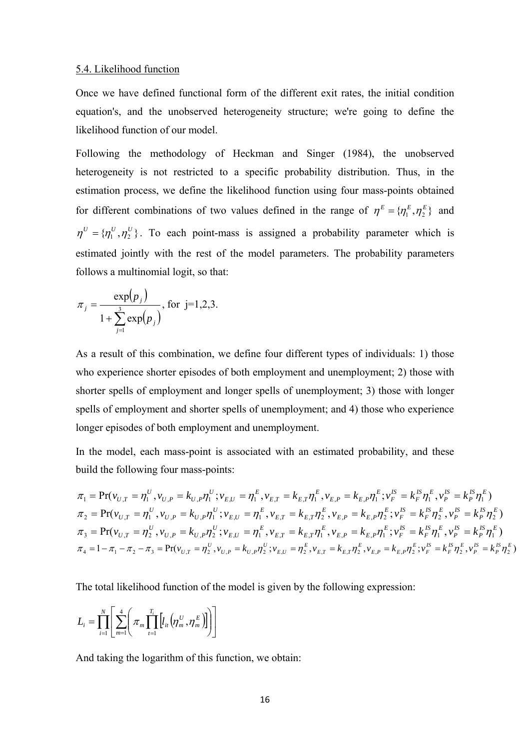5.4. Likelihood function

Once we have defined functional form of the different exit rates, the initial condition equation's, and the unobserved heterogeneity structure; we're going to define the likelihood function of our model.

Following the methodology of Heckman and Singer (1984), the unobserved heterogeneity is not restricted to a specific probability distribution. Thus, in the estimation process, we define the likelihood function using four mass-points obtained for different combinations of two values defined in the range of $\eta^E = \{\eta_1^E, \eta_2^E\}$ and $\eta^U = \{\eta_1^U, \eta_2^U\}$. To each point-mass is assigned a probability parameter which is estimated jointly with the rest of the model parameters. The probability parameters follows a multinomial logit, so that:

$$\pi_j = \frac{\exp(p_j)}{1 + \sum_{j=1}^{3} \exp(p_j)}, \text{ for j=1,2,3.}$$

As a result of this combination, we define four different types of individuals: 1) those who experience shorter episodes of both employment and unemployment; 2) those with shorter spells of employment and longer spells of unemployment; 3) those with longer spells of employment and shorter spells of unemployment; and 4) those who experience longer episodes of both employment and unemployment.

In the model, each mass-point is associated with an estimated probability, and these build the following four mass-points:

$$\begin{aligned}
\pi_1 &= \Pr(v_{U,T} = \eta_1^U, v_{U,P} = k_{U,P}\eta_1^U; v_{E,U} = \eta_1^E, v_{E,T} = k_{E,T}\eta_1^E, v_{E,P} = k_{E,P}\eta_1^E; v_F^{IS} = k_F^{IS}\eta_1^E, v_P^{IS} = k_P^{IS}\eta_1^E) \\
\pi_2 &= \Pr(v_{U,T} = \eta_1^U, v_{U,P} = k_{U,P}\eta_1^U; v_{E,U} = \eta_1^E, v_{E,T} = k_{E,T}\eta_2^E, v_{E,P} = k_{E,P}\eta_2^E; v_F^{IS} = k_F^{IS}\eta_2^E, v_P^{IS} = k_P^{IS}\eta_2^E) \\
\pi_3 &= \Pr(v_{U,T} = \eta_2^U, v_{U,P} = k_{U,P}\eta_2^U; v_{E,U} = \eta_1^E, v_{E,T} = k_{E,T}\eta_1^E, v_{E,P} = k_{E,P}\eta_1^E; v_F^{IS} = k_F^{IS}\eta_1^E, v_P^{IS} = k_P^{IS}\eta_1^E) \\
\pi_4 &= 1 - \pi_1 - \pi_2 - \pi_3 = \Pr(v_{U,T} = \eta_2^U, v_{U,P} = k_{U,P}\eta_2^U; v_{E,U} = \eta_2^E, v_{E,T} = k_{E,T}\eta_2^E, v_{E,P} = k_{E,P}\eta_2^E; v_F^{IS} = k_F^{IS}\eta_2^E, v_P^{IS} = k_P^{IS}\eta_2^E)
\end{aligned}$$

The total likelihood function of the model is given by the following expression:

$$L_i = \prod_{i=1}^{N} \left[ \sum_{m=1}^{4} \left( \pi_m \prod_{t=1}^{T_i} \left[ l_{it}\left(\eta_m^U, \eta_m^E\right) \right] \right) \right]$$

And taking the logarithm of this function, we obtain: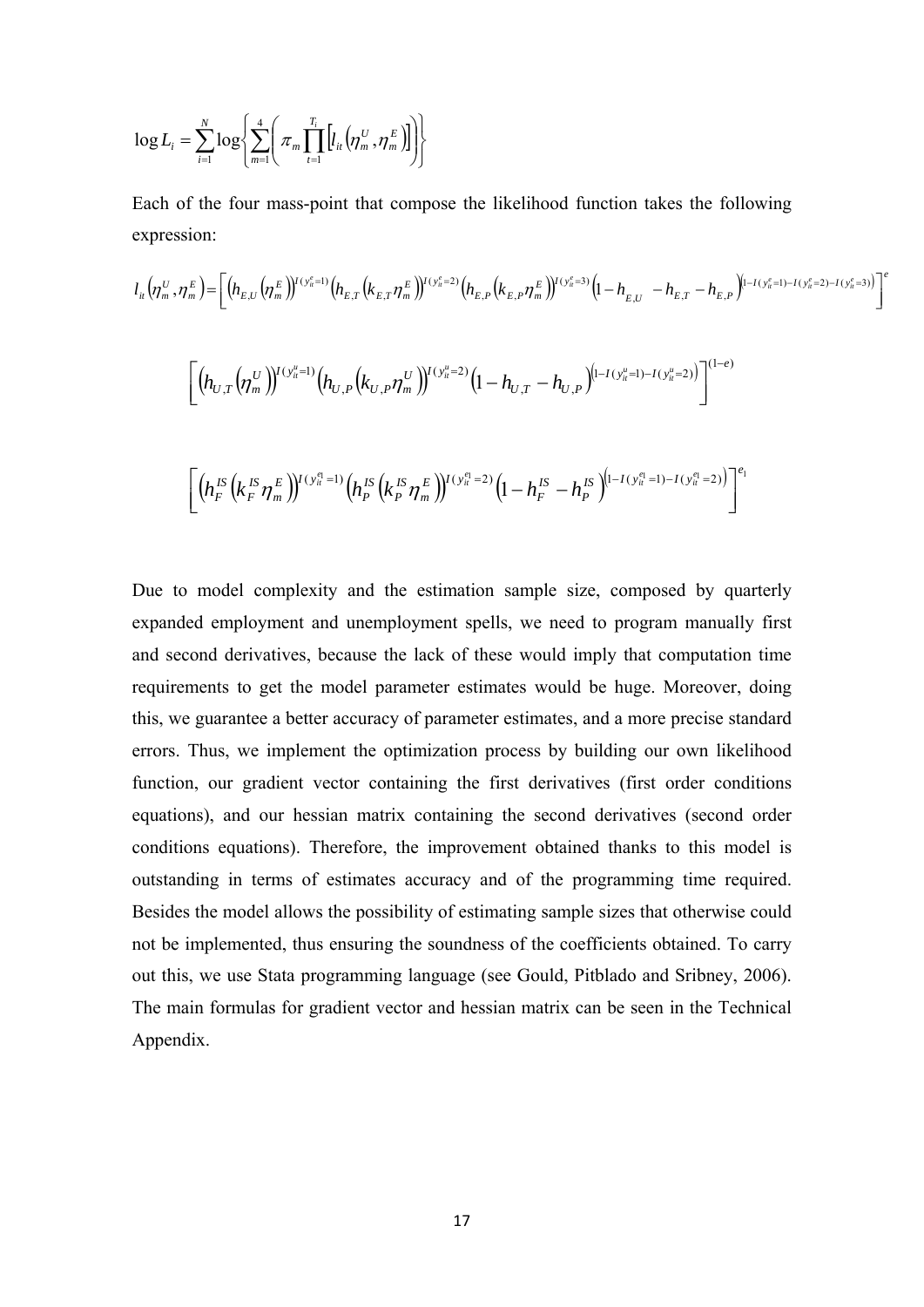$$\log L_i = \sum_{i=1}^{N} \log \left\{ \sum_{m=1}^{4} \left( \pi_m \prod_{t=1}^{T_i} \left[ l_{it}\left(\eta_m^U, \eta_m^E\right) \right] \right) \right\}$$

Each of the four mass-point that compose the likelihood function takes the following expression:

$$l_{it}\left(\eta_m^U, \eta_m^E\right) = \left[ \left(h_{E,U}\left(\eta_m^E\right)\right)^{I(y_{it}^e=1)} \left(h_{E,T}\left(k_{E,T}\eta_m^E\right)\right)^{I(y_{it}^e=2)} \left(h_{E,P}\left(k_{E,P}\eta_m^E\right)\right)^{I(y_{it}^e=3)} \left(1 - h_{E,U} - h_{E,T} - h_{E,P}\right)^{\left(1 - I(y_{it}^e=1) - I(y_{it}^e=2) - I(y_{it}^e=3)\right)} \right]^{e}$$

$$\left[ \left(h_{U,T}\left(\eta_m^U\right)\right)^{I(y_{it}^u=1)} \left(h_{U,P}\left(k_{U,P}\eta_m^U\right)\right)^{I(y_{it}^u=2)} \left(1 - h_{U,T} - h_{U,P}\right)^{\left(1 - I(y_{it}^u=1) - I(y_{it}^u=2)\right)} \right]^{(1-e)}$$

$$\left[ \left(h_F^{IS}\left(k_F^{IS}\eta_m^E\right)\right)^{I(y_{it}^{e1}=1)} \left(h_P^{IS}\left(k_P^{IS}\eta_m^E\right)\right)^{I(y_{it}^{e1}=2)} \left(1 - h_F^{IS} - h_P^{IS}\right)^{\left(1 - I(y_{it}^{e1}=1) - I(y_{it}^{e1}=2)\right)} \right]^{e_1}$$

Due to model complexity and the estimation sample size, composed by quarterly expanded employment and unemployment spells, we need to program manually first and second derivatives, because the lack of these would imply that computation time requirements to get the model parameter estimates would be huge. Moreover, doing this, we guarantee a better accuracy of parameter estimates, and a more precise standard errors. Thus, we implement the optimization process by building our own likelihood function, our gradient vector containing the first derivatives (first order conditions equations), and our hessian matrix containing the second derivatives (second order conditions equations). Therefore, the improvement obtained thanks to this model is outstanding in terms of estimates accuracy and of the programming time required. Besides the model allows the possibility of estimating sample sizes that otherwise could not be implemented, thus ensuring the soundness of the coefficients obtained. To carry out this, we use Stata programming language (see Gould, Pitblado and Sribney, 2006). The main formulas for gradient vector and hessian matrix can be seen in the Technical Appendix.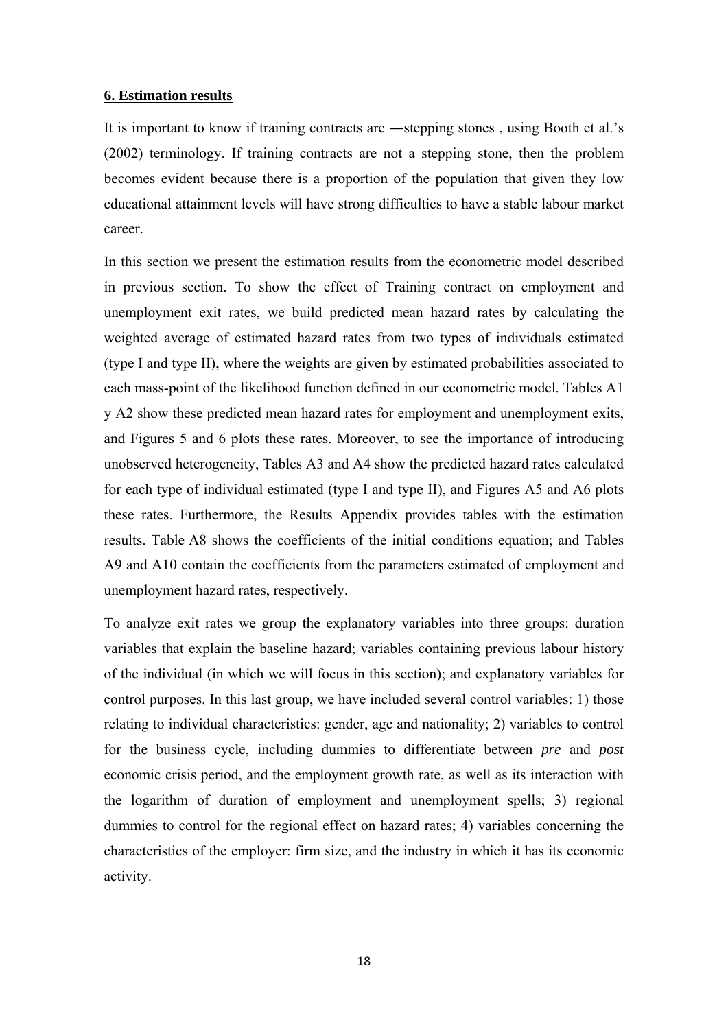## 6. Estimation results

It is important to know if training contracts are ―stepping stones , using Booth et al.'s (2002) terminology. If training contracts are not a stepping stone, then the problem becomes evident because there is a proportion of the population that given they low educational attainment levels will have strong difficulties to have a stable labour market career.

In this section we present the estimation results from the econometric model described in previous section. To show the effect of Training contract on employment and unemployment exit rates, we build predicted mean hazard rates by calculating the weighted average of estimated hazard rates from two types of individuals estimated (type I and type II), where the weights are given by estimated probabilities associated to each mass-point of the likelihood function defined in our econometric model. Tables A1 y A2 show these predicted mean hazard rates for employment and unemployment exits, and Figures 5 and 6 plots these rates. Moreover, to see the importance of introducing unobserved heterogeneity, Tables A3 and A4 show the predicted hazard rates calculated for each type of individual estimated (type I and type II), and Figures A5 and A6 plots these rates. Furthermore, the Results Appendix provides tables with the estimation results. Table A8 shows the coefficients of the initial conditions equation; and Tables A9 and A10 contain the coefficients from the parameters estimated of employment and unemployment hazard rates, respectively.

To analyze exit rates we group the explanatory variables into three groups: duration variables that explain the baseline hazard; variables containing previous labour history of the individual (in which we will focus in this section); and explanatory variables for control purposes. In this last group, we have included several control variables: 1) those relating to individual characteristics: gender, age and nationality; 2) variables to control for the business cycle, including dummies to differentiate between *pre* and *post* economic crisis period, and the employment growth rate, as well as its interaction with the logarithm of duration of employment and unemployment spells; 3) regional dummies to control for the regional effect on hazard rates; 4) variables concerning the characteristics of the employer: firm size, and the industry in which it has its economic activity.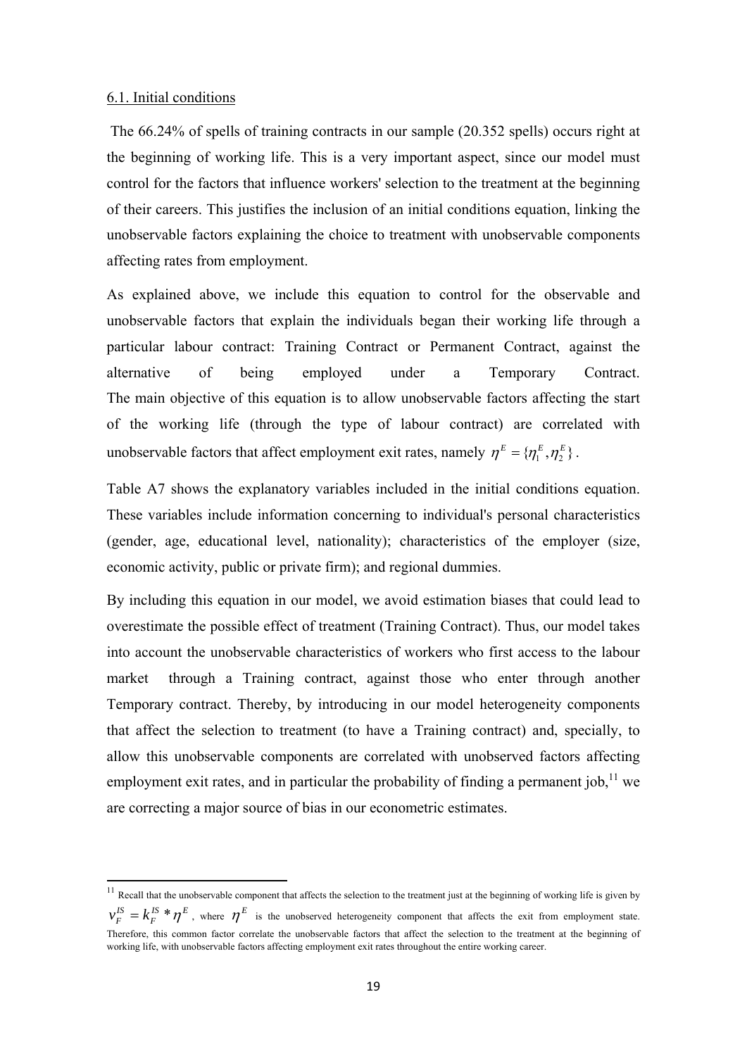## 6.1. Initial conditions

The 66.24% of spells of training contracts in our sample (20.352 spells) occurs right at the beginning of working life. This is a very important aspect, since our model must control for the factors that influence workers' selection to the treatment at the beginning of their careers. This justifies the inclusion of an initial conditions equation, linking the unobservable factors explaining the choice to treatment with unobservable components affecting rates from employment.

As explained above, we include this equation to control for the observable and unobservable factors that explain the individuals began their working life through a particular labour contract: Training Contract or Permanent Contract, against the alternative of being employed under a Temporary Contract. The main objective of this equation is to allow unobservable factors affecting the start of the working life (through the type of labour contract) are correlated with unobservable factors that affect employment exit rates, namely $\eta^E = \{\eta_1^E, \eta_2^E\}$.

Table A7 shows the explanatory variables included in the initial conditions equation. These variables include information concerning to individual's personal characteristics (gender, age, educational level, nationality); characteristics of the employer (size, economic activity, public or private firm); and regional dummies.

By including this equation in our model, we avoid estimation biases that could lead to overestimate the possible effect of treatment (Training Contract). Thus, our model takes into account the unobservable characteristics of workers who first access to the labour market through a Training contract, against those who enter through another Temporary contract. Thereby, by introducing in our model heterogeneity components that affect the selection to treatment (to have a Training contract) and, specially, to allow this unobservable components are correlated with unobserved factors affecting employment exit rates, and in particular the probability of finding a permanent job,[11] we are correcting a major source of bias in our econometric estimates.

[11] Recall that the unobservable component that affects the selection to the treatment just at the beginning of working life is given by $v_F^{IS} = k_F^{IS} * \eta^E$, where $\eta^E$ is the unobserved heterogeneity component that affects the exit from employment state. Therefore, this common factor correlate the unobservable factors that affect the selection to the treatment at the beginning of working life, with unobservable factors affecting employment exit rates throughout the entire working career.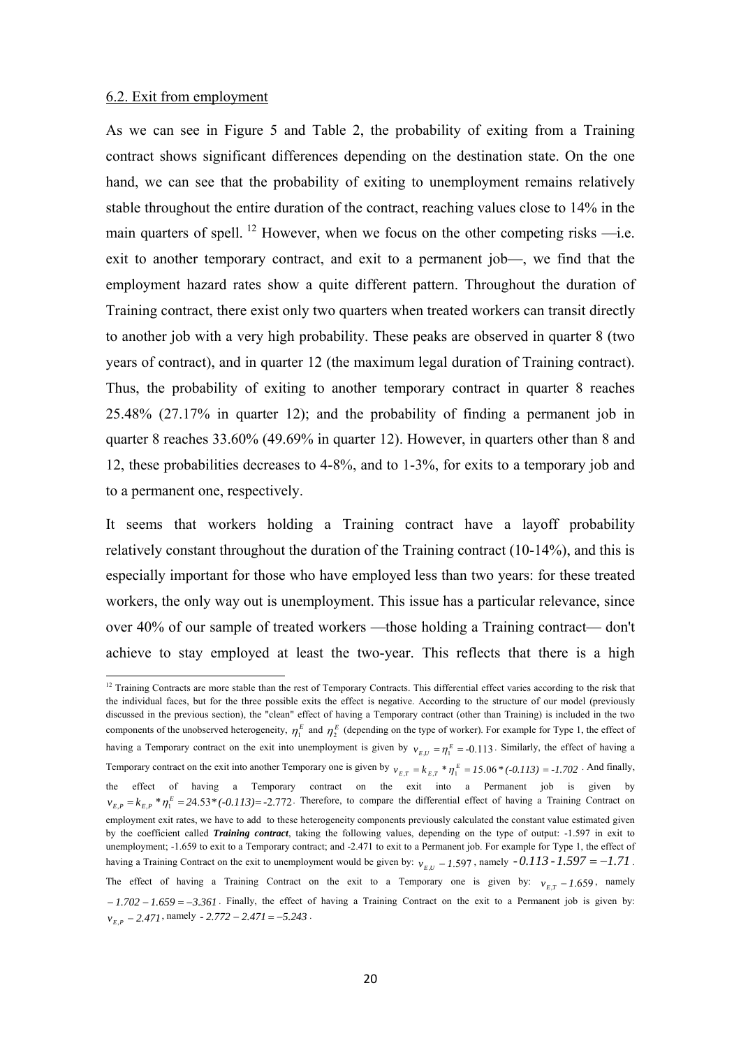## 6.2. Exit from employment

As we can see in Figure 5 and Table 2, the probability of exiting from a Training contract shows significant differences depending on the destination state. On the one hand, we can see that the probability of exiting to unemployment remains relatively stable throughout the entire duration of the contract, reaching values close to 14% in the main quarters of spell. [12] However, when we focus on the other competing risks —i.e. exit to another temporary contract, and exit to a permanent job—, we find that the employment hazard rates show a quite different pattern. Throughout the duration of Training contract, there exist only two quarters when treated workers can transit directly to another job with a very high probability. These peaks are observed in quarter 8 (two years of contract), and in quarter 12 (the maximum legal duration of Training contract). Thus, the probability of exiting to another temporary contract in quarter 8 reaches 25.48% (27.17% in quarter 12); and the probability of finding a permanent job in quarter 8 reaches 33.60% (49.69% in quarter 12). However, in quarters other than 8 and 12, these probabilities decreases to 4-8%, and to 1-3%, for exits to a temporary job and to a permanent one, respectively.

It seems that workers holding a Training contract have a layoff probability relatively constant throughout the duration of the Training contract (10-14%), and this is especially important for those who have employed less than two years: for these treated workers, the only way out is unemployment. This issue has a particular relevance, since over 40% of our sample of treated workers —those holding a Training contract— don't achieve to stay employed at least the two-year. This reflects that there is a high

---

[12] Training Contracts are more stable than the rest of Temporary Contracts. This differential effect varies according to the risk that the individual faces, but for the three possible exits the effect is negative. According to the structure of our model (previously discussed in the previous section), the "clean" effect of having a Temporary contract (other than Training) is included in the two components of the unobserved heterogeneity, $\eta_1^E$ and $\eta_2^E$ (depending on the type of worker). For example for Type 1, the effect of having a Temporary contract on the exit into unemployment is given by $v_{E,U} = \eta_1^E = -0.113$. Similarly, the effect of having a Temporary contract on the exit into another Temporary one is given by $v_{E,T} = k_{E,T} * \eta_1^E = 15.06 * (-0.113) = -1.702$. And finally, the effect of having a Temporary contract on the exit into a Permanent job is given by $v_{E,P} = k_{E,P} * \eta_1^E = 24.53 * (-0.113) = -2.772$. Therefore, to compare the differential effect of having a Training Contract on employment exit rates, we have to add to these heterogeneity components previously calculated the constant value estimated given by the coefficient called ***Training contract***, taking the following values, depending on the type of output: -1.597 in exit to unemployment; -1.659 to exit to a Temporary contract; and -2.471 to exit to a Permanent job. For example for Type 1, the effect of having a Training Contract on the exit to unemployment would be given by: $v_{E,U} - 1.597$, namely $-0.113 - 1.597 = -1.71$. The effect of having a Training Contract on the exit to a Temporary one is given by: $v_{E,T} - 1.659$, namely $-1.702 - 1.659 = -3.361$. Finally, the effect of having a Training Contract on the exit to a Permanent job is given by: $v_{E,P} - 2.471$, namely $-2.772 - 2.471 = -5.243$.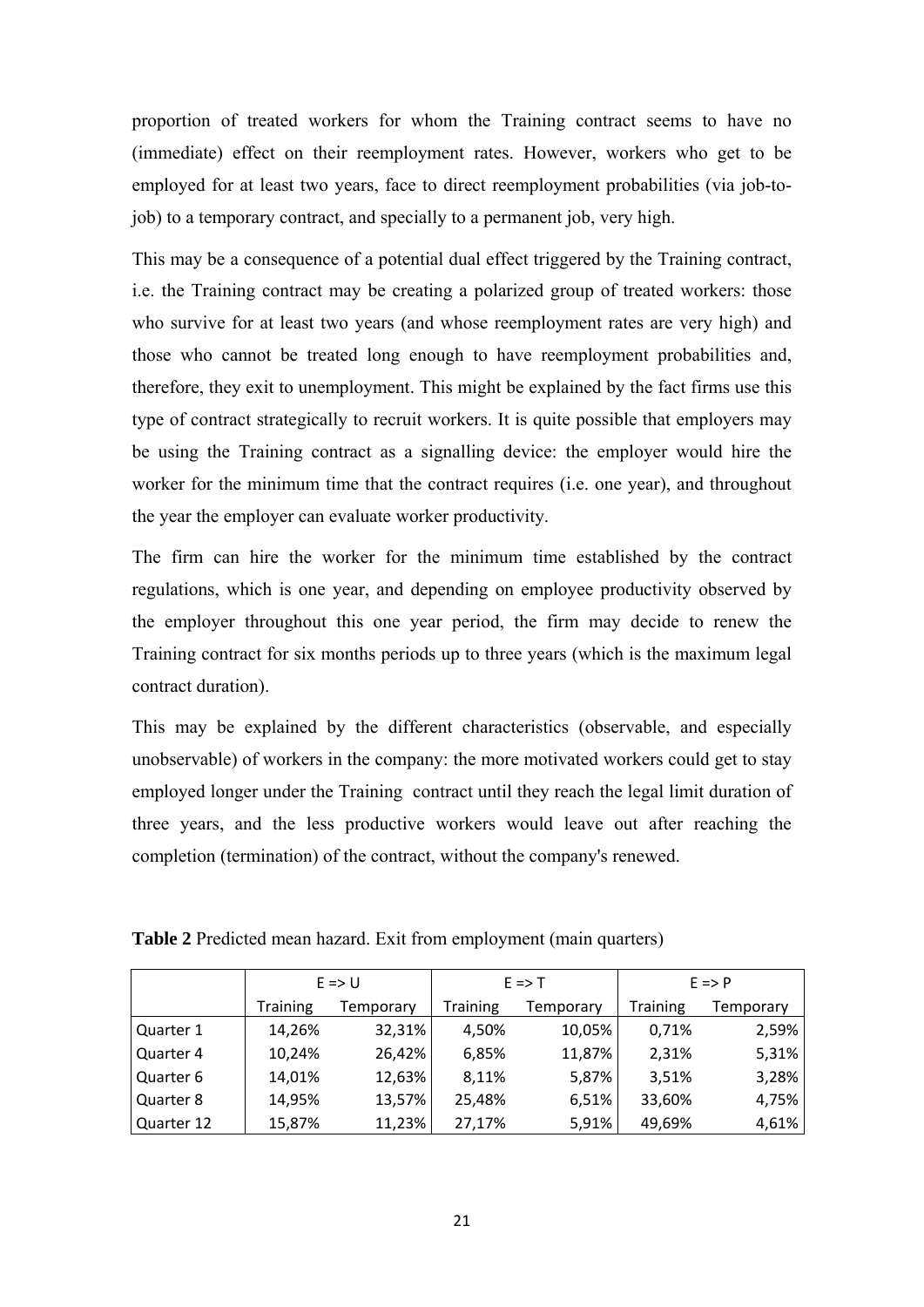proportion of treated workers for whom the Training contract seems to have no (immediate) effect on their reemployment rates. However, workers who get to be employed for at least two years, face to direct reemployment probabilities (via job-to-job) to a temporary contract, and specially to a permanent job, very high.

This may be a consequence of a potential dual effect triggered by the Training contract, i.e. the Training contract may be creating a polarized group of treated workers: those who survive for at least two years (and whose reemployment rates are very high) and those who cannot be treated long enough to have reemployment probabilities and, therefore, they exit to unemployment. This might be explained by the fact firms use this type of contract strategically to recruit workers. It is quite possible that employers may be using the Training contract as a signalling device: the employer would hire the worker for the minimum time that the contract requires (i.e. one year), and throughout the year the employer can evaluate worker productivity.

The firm can hire the worker for the minimum time established by the contract regulations, which is one year, and depending on employee productivity observed by the employer throughout this one year period, the firm may decide to renew the Training contract for six months periods up to three years (which is the maximum legal contract duration).

This may be explained by the different characteristics (observable, and especially unobservable) of workers in the company: the more motivated workers could get to stay employed longer under the Training contract until they reach the legal limit duration of three years, and the less productive workers would leave out after reaching the completion (termination) of the contract, without the company's renewed.

**Table 2** Predicted mean hazard. Exit from employment (main quarters)

| | E => U | | E => T | | E => P | |
|---|---|---|---|---|---|---|
| | Training | Temporary | Training | Temporary | Training | Temporary |
| Quarter 1 | 14,26% | 32,31% | 4,50% | 10,05% | 0,71% | 2,59% |
| Quarter 4 | 10,24% | 26,42% | 6,85% | 11,87% | 2,31% | 5,31% |
| Quarter 6 | 14,01% | 12,63% | 8,11% | 5,87% | 3,51% | 3,28% |
| Quarter 8 | 14,95% | 13,57% | 25,48% | 6,51% | 33,60% | 4,75% |
| Quarter 12 | 15,87% | 11,23% | 27,17% | 5,91% | 49,69% | 4,61% |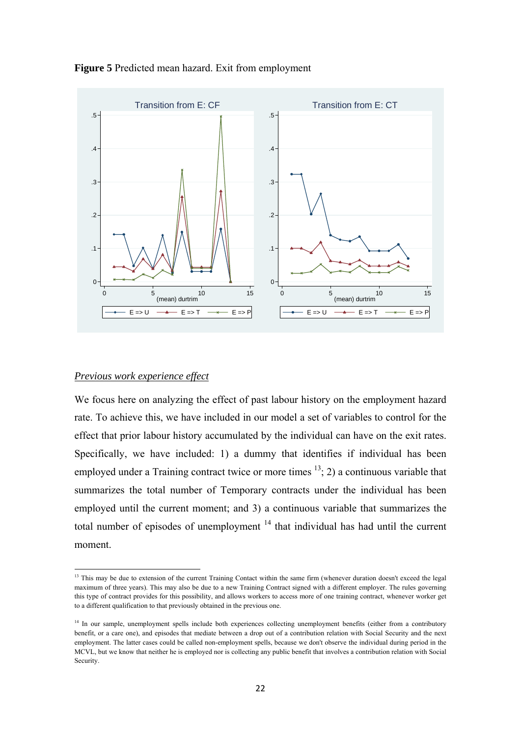**Figure 5** Predicted mean hazard. Exit from employment

## *Previous work experience effect*

We focus here on analyzing the effect of past labour history on the employment hazard rate. To achieve this, we have included in our model a set of variables to control for the effect that prior labour history accumulated by the individual can have on the exit rates. Specifically, we have included: 1) a dummy that identifies if individual has been employed under a Training contract twice or more times [13]; 2) a continuous variable that summarizes the total number of Temporary contracts under the individual has been employed until the current moment; and 3) a continuous variable that summarizes the total number of episodes of unemployment [14] that individual has had until the current moment.

---

[13] This may be due to extension of the current Training Contact within the same firm (whenever duration doesn't exceed the legal maximum of three years). This may also be due to a new Training Contract signed with a different employer. The rules governing this type of contract provides for this possibility, and allows workers to access more of one training contract, whenever worker get to a different qualification to that previously obtained in the previous one.

[14] In our sample, unemployment spells include both experiences collecting unemployment benefits (either from a contributory benefit, or a care one), and episodes that mediate between a drop out of a contribution relation with Social Security and the next employment. The latter cases could be called non-employment spells, because we don't observe the individual during period in the MCVL, but we know that neither he is employed nor is collecting any public benefit that involves a contribution relation with Social Security.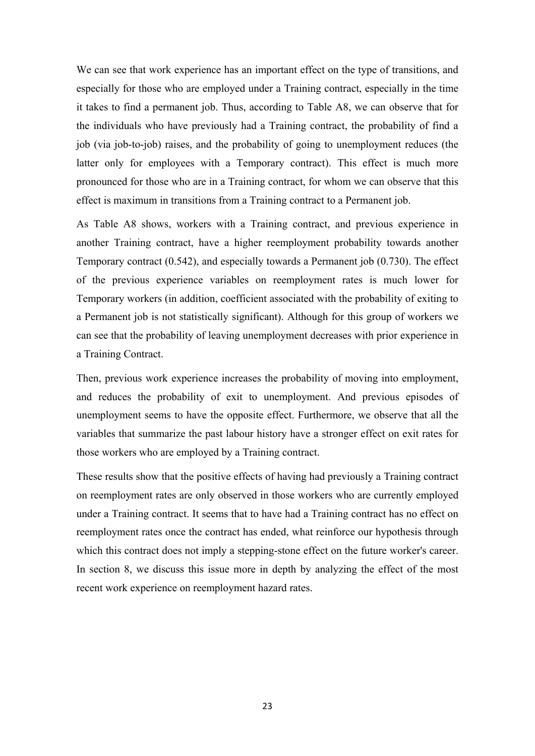We can see that work experience has an important effect on the type of transitions, and especially for those who are employed under a Training contract, especially in the time it takes to find a permanent job. Thus, according to Table A8, we can observe that for the individuals who have previously had a Training contract, the probability of find a job (via job-to-job) raises, and the probability of going to unemployment reduces (the latter only for employees with a Temporary contract). This effect is much more pronounced for those who are in a Training contract, for whom we can observe that this effect is maximum in transitions from a Training contract to a Permanent job.

As Table A8 shows, workers with a Training contract, and previous experience in another Training contract, have a higher reemployment probability towards another Temporary contract (0.542), and especially towards a Permanent job (0.730). The effect of the previous experience variables on reemployment rates is much lower for Temporary workers (in addition, coefficient associated with the probability of exiting to a Permanent job is not statistically significant). Although for this group of workers we can see that the probability of leaving unemployment decreases with prior experience in a Training Contract.

Then, previous work experience increases the probability of moving into employment, and reduces the probability of exit to unemployment. And previous episodes of unemployment seems to have the opposite effect. Furthermore, we observe that all the variables that summarize the past labour history have a stronger effect on exit rates for those workers who are employed by a Training contract.

These results show that the positive effects of having had previously a Training contract on reemployment rates are only observed in those workers who are currently employed under a Training contract. It seems that to have had a Training contract has no effect on reemployment rates once the contract has ended, what reinforce our hypothesis through which this contract does not imply a stepping-stone effect on the future worker's career. In section 8, we discuss this issue more in depth by analyzing the effect of the most recent work experience on reemployment hazard rates.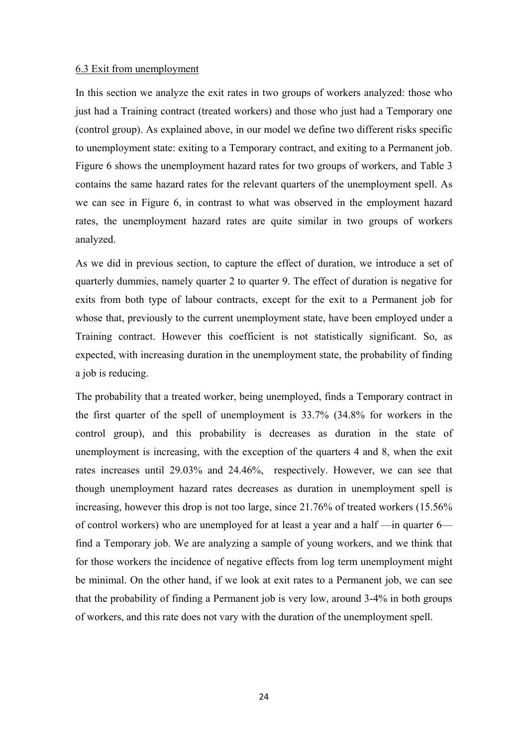### 6.3 Exit from unemployment

In this section we analyze the exit rates in two groups of workers analyzed: those who just had a Training contract (treated workers) and those who just had a Temporary one (control group). As explained above, in our model we define two different risks specific to unemployment state: exiting to a Temporary contract, and exiting to a Permanent job. Figure 6 shows the unemployment hazard rates for two groups of workers, and Table 3 contains the same hazard rates for the relevant quarters of the unemployment spell. As we can see in Figure 6, in contrast to what was observed in the employment hazard rates, the unemployment hazard rates are quite similar in two groups of workers analyzed.

As we did in previous section, to capture the effect of duration, we introduce a set of quarterly dummies, namely quarter 2 to quarter 9. The effect of duration is negative for exits from both type of labour contracts, except for the exit to a Permanent job for whose that, previously to the current unemployment state, have been employed under a Training contract. However this coefficient is not statistically significant. So, as expected, with increasing duration in the unemployment state, the probability of finding a job is reducing.

The probability that a treated worker, being unemployed, finds a Temporary contract in the first quarter of the spell of unemployment is 33.7% (34.8% for workers in the control group), and this probability is decreases as duration in the state of unemployment is increasing, with the exception of the quarters 4 and 8, when the exit rates increases until 29.03% and 24.46%, respectively. However, we can see that though unemployment hazard rates decreases as duration in unemployment spell is increasing, however this drop is not too large, since 21.76% of treated workers (15.56% of control workers) who are unemployed for at least a year and a half —in quarter 6— find a Temporary job. We are analyzing a sample of young workers, and we think that for those workers the incidence of negative effects from log term unemployment might be minimal. On the other hand, if we look at exit rates to a Permanent job, we can see that the probability of finding a Permanent job is very low, around 3-4% in both groups of workers, and this rate does not vary with the duration of the unemployment spell.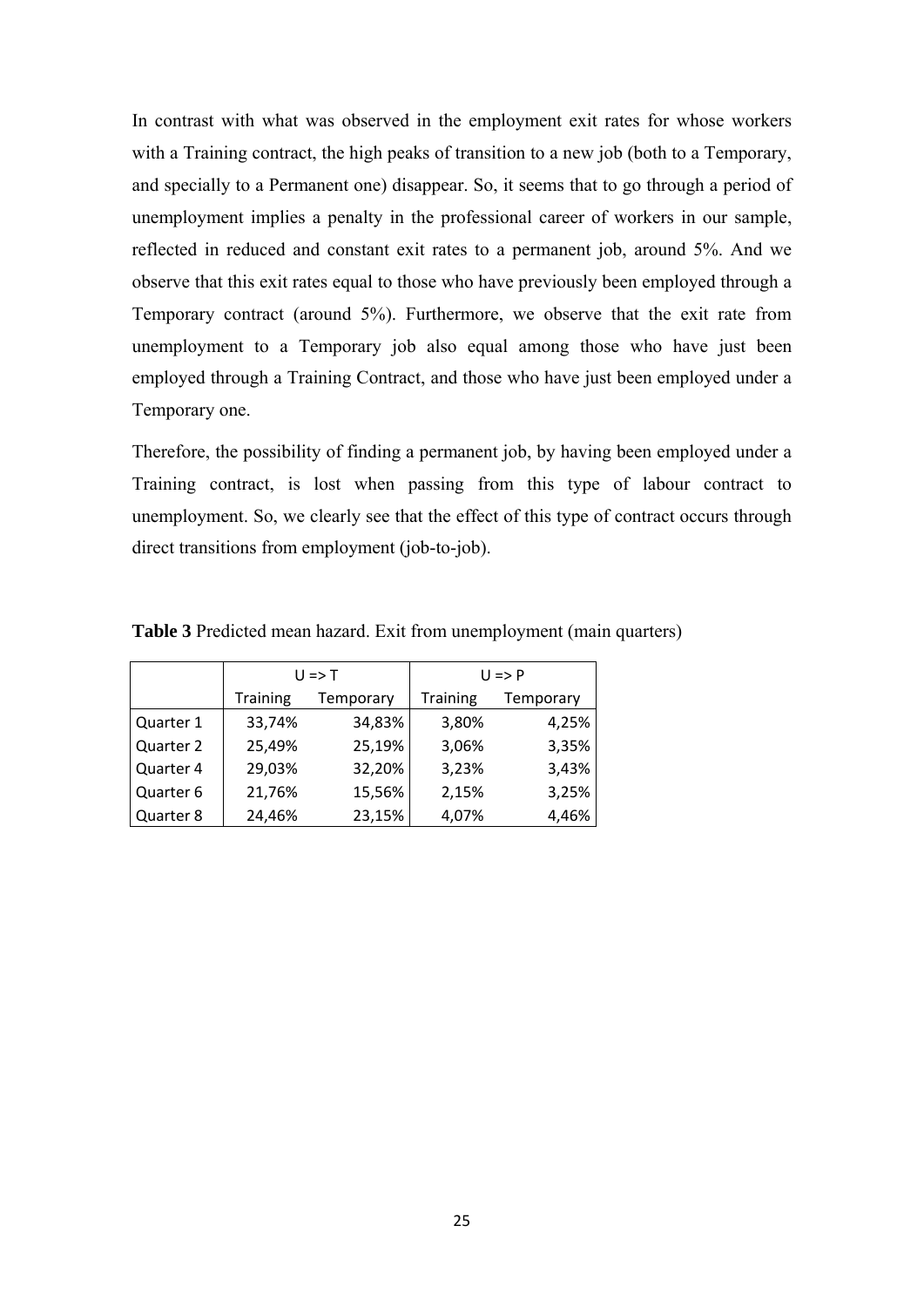In contrast with what was observed in the employment exit rates for whose workers with a Training contract, the high peaks of transition to a new job (both to a Temporary, and specially to a Permanent one) disappear. So, it seems that to go through a period of unemployment implies a penalty in the professional career of workers in our sample, reflected in reduced and constant exit rates to a permanent job, around 5%. And we observe that this exit rates equal to those who have previously been employed through a Temporary contract (around 5%). Furthermore, we observe that the exit rate from unemployment to a Temporary job also equal among those who have just been employed through a Training Contract, and those who have just been employed under a Temporary one.

Therefore, the possibility of finding a permanent job, by having been employed under a Training contract, is lost when passing from this type of labour contract to unemployment. So, we clearly see that the effect of this type of contract occurs through direct transitions from employment (job-to-job).

**Table 3** Predicted mean hazard. Exit from unemployment (main quarters)

| | U => T | | U => P | |
|---|---|---|---|---|
| | Training | Temporary | Training | Temporary |
| Quarter 1 | 33,74% | 34,83% | 3,80% | 4,25% |
| Quarter 2 | 25,49% | 25,19% | 3,06% | 3,35% |
| Quarter 4 | 29,03% | 32,20% | 3,23% | 3,43% |
| Quarter 6 | 21,76% | 15,56% | 2,15% | 3,25% |
| Quarter 8 | 24,46% | 23,15% | 4,07% | 4,46% |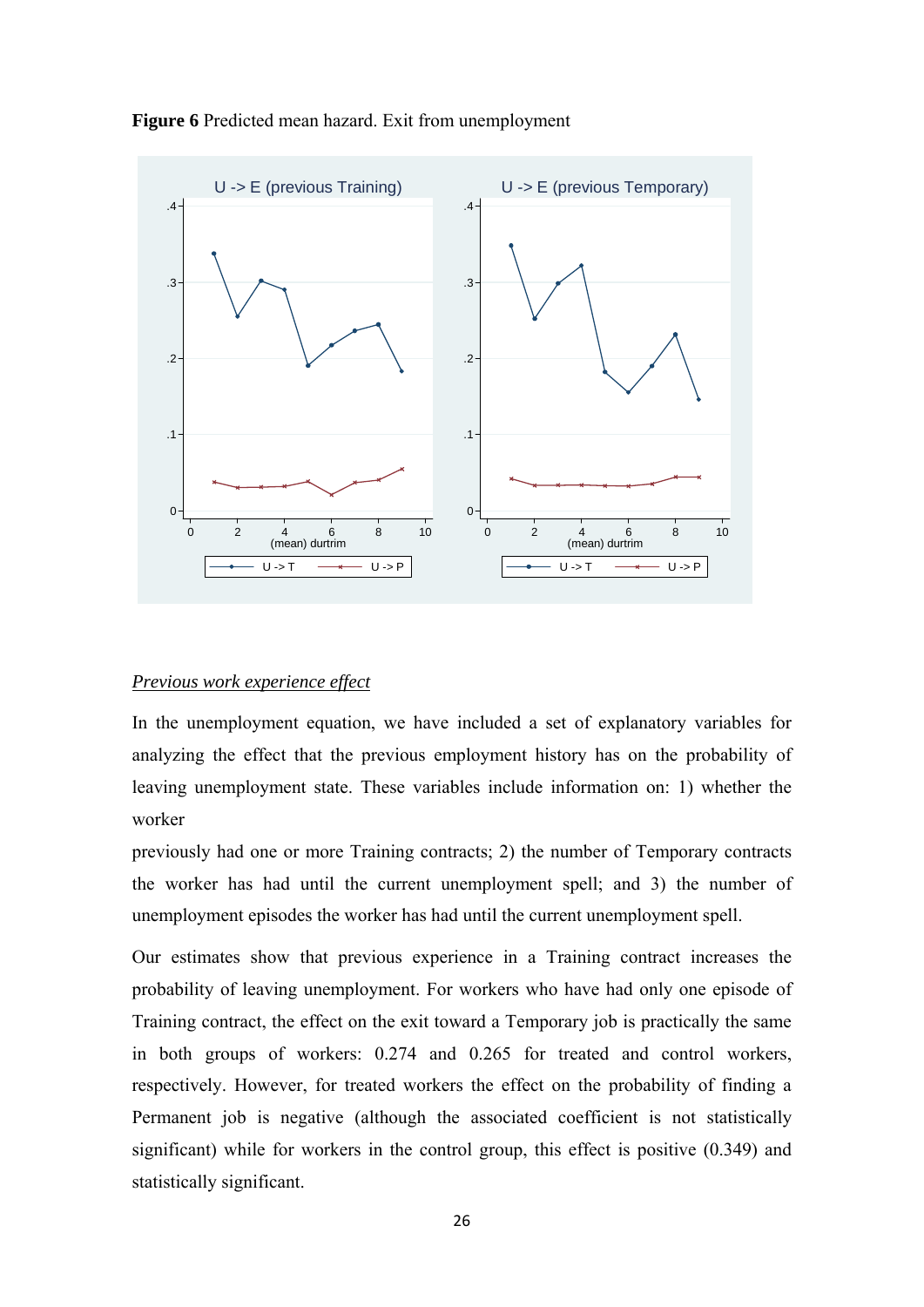**Figure 6** Predicted mean hazard. Exit from unemployment

*Previous work experience effect*

In the unemployment equation, we have included a set of explanatory variables for analyzing the effect that the previous employment history has on the probability of leaving unemployment state. These variables include information on: 1) whether the worker
previously had one or more Training contracts; 2) the number of Temporary contracts the worker has had until the current unemployment spell; and 3) the number of unemployment episodes the worker has had until the current unemployment spell.

Our estimates show that previous experience in a Training contract increases the probability of leaving unemployment. For workers who have had only one episode of Training contract, the effect on the exit toward a Temporary job is practically the same in both groups of workers: 0.274 and 0.265 for treated and control workers, respectively. However, for treated workers the effect on the probability of finding a Permanent job is negative (although the associated coefficient is not statistically significant) while for workers in the control group, this effect is positive (0.349) and statistically significant.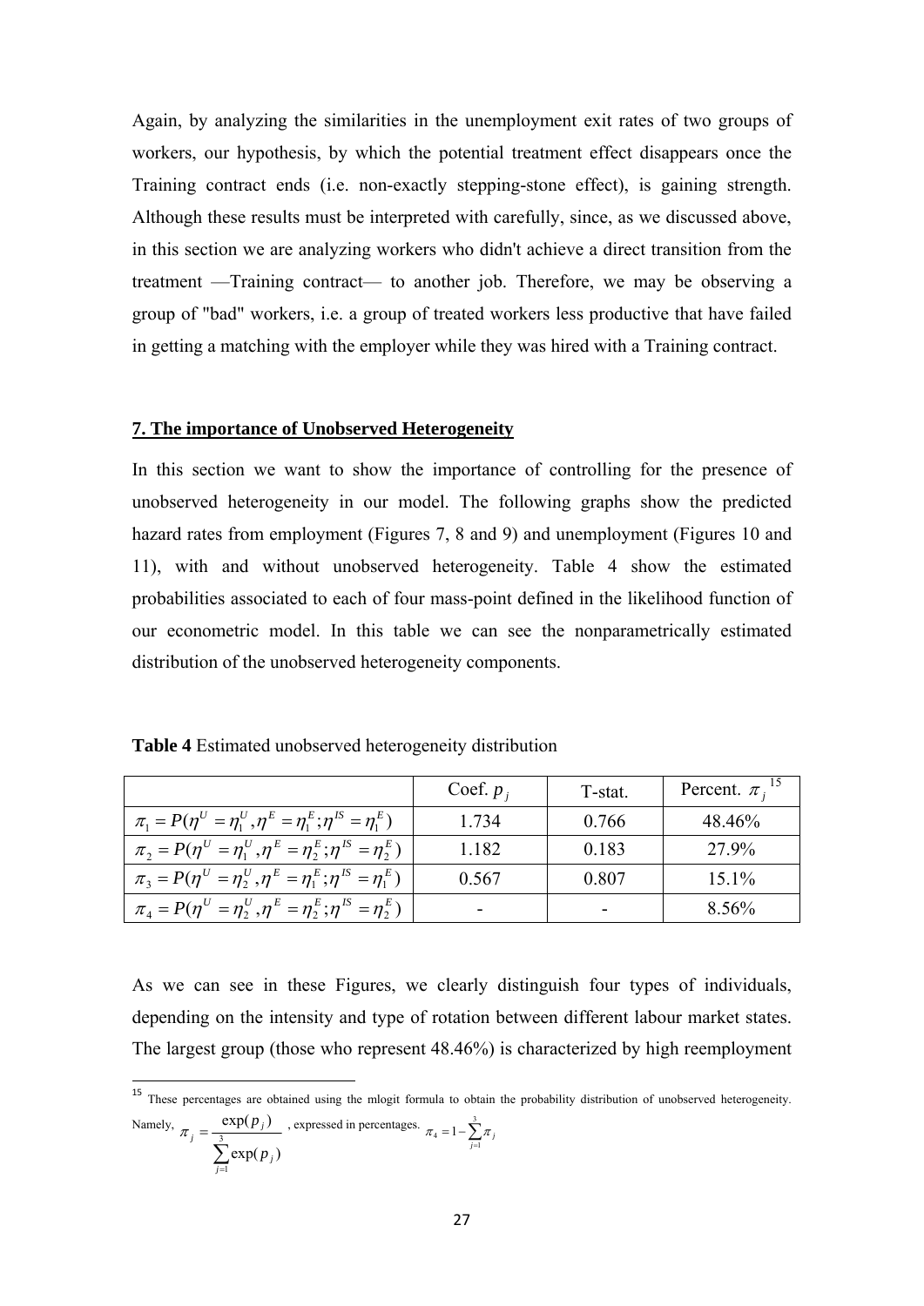Again, by analyzing the similarities in the unemployment exit rates of two groups of workers, our hypothesis, by which the potential treatment effect disappears once the Training contract ends (i.e. non-exactly stepping-stone effect), is gaining strength. Although these results must be interpreted with carefully, since, as we discussed above, in this section we are analyzing workers who didn't achieve a direct transition from the treatment —Training contract— to another job. Therefore, we may be observing a group of "bad" workers, i.e. a group of treated workers less productive that have failed in getting a matching with the employer while they was hired with a Training contract.

## 7. The importance of Unobserved Heterogeneity

In this section we want to show the importance of controlling for the presence of unobserved heterogeneity in our model. The following graphs show the predicted hazard rates from employment (Figures 7, 8 and 9) and unemployment (Figures 10 and 11), with and without unobserved heterogeneity. Table 4 show the estimated probabilities associated to each of four mass-point defined in the likelihood function of our econometric model. In this table we can see the nonparametrically estimated distribution of the unobserved heterogeneity components.

**Table 4** Estimated unobserved heterogeneity distribution

| | Coef. $p_j$ | T-stat. | Percent. $\pi_j$ [15] |
|---|---|---|---|
| $\pi_1 = P(\eta^U = \eta_1^U, \eta^E = \eta_1^E; \eta^{IS} = \eta_1^E)$ | 1.734 | 0.766 | 48.46% |
| $\pi_2 = P(\eta^U = \eta_1^U, \eta^E = \eta_2^E; \eta^{IS} = \eta_2^E)$ | 1.182 | 0.183 | 27.9% |
| $\pi_3 = P(\eta^U = \eta_2^U, \eta^E = \eta_1^E; \eta^{IS} = \eta_1^E)$ | 0.567 | 0.807 | 15.1% |
| $\pi_4 = P(\eta^U = \eta_2^U, \eta^E = \eta_2^E; \eta^{IS} = \eta_2^E)$ | - | - | 8.56% |

As we can see in these Figures, we clearly distinguish four types of individuals, depending on the intensity and type of rotation between different labour market states. The largest group (those who represent 48.46%) is characterized by high reemployment

[15] These percentages are obtained using the mlogit formula to obtain the probability distribution of unobserved heterogeneity. Namely, $\pi_j = \dfrac{\exp(p_j)}{\sum_{j=1}^{3} \exp(p_j)}$ , expressed in percentages. $\pi_4 = 1 - \sum_{j=1}^{3} \pi_j$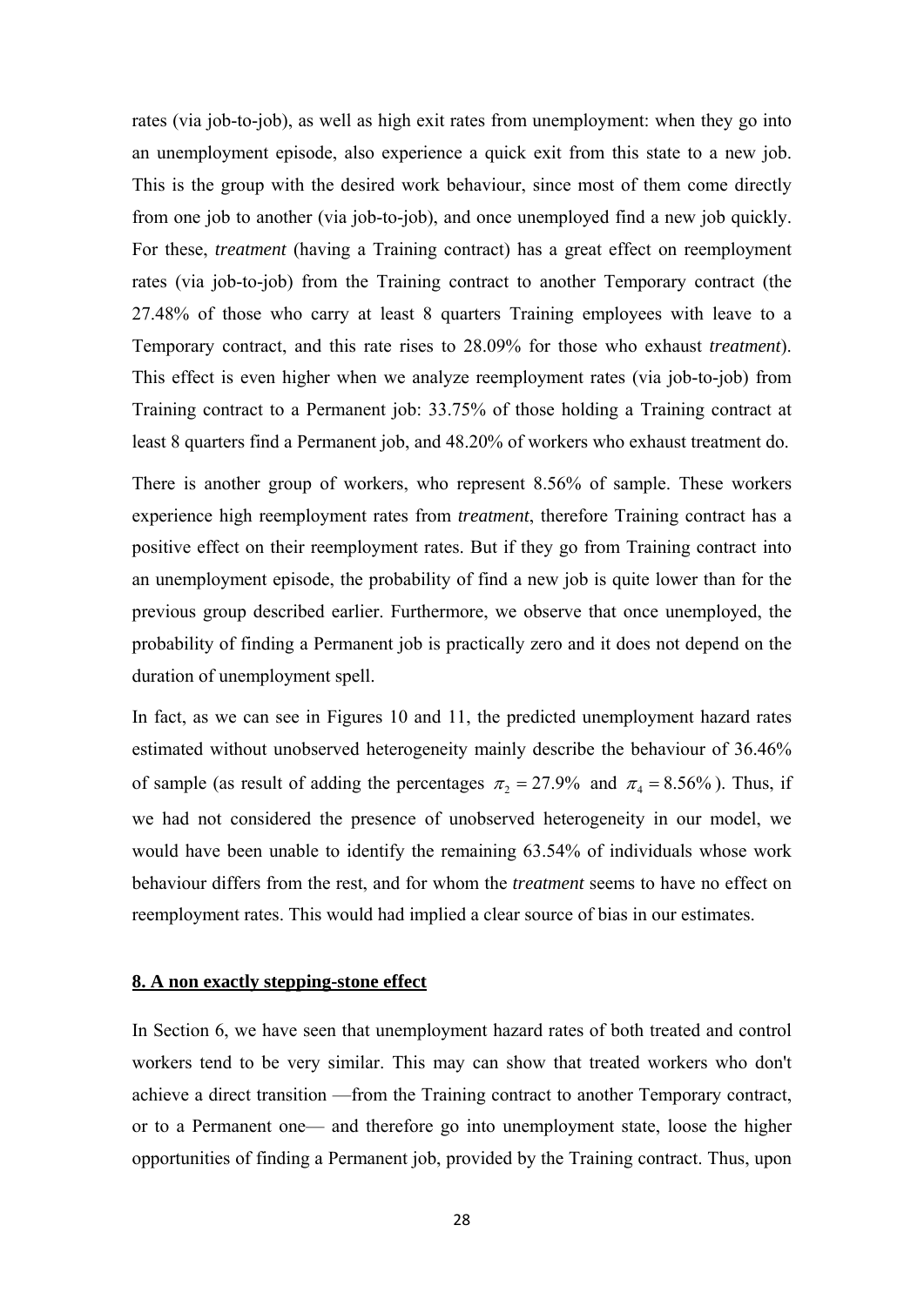rates (via job-to-job), as well as high exit rates from unemployment: when they go into an unemployment episode, also experience a quick exit from this state to a new job. This is the group with the desired work behaviour, since most of them come directly from one job to another (via job-to-job), and once unemployed find a new job quickly. For these, *treatment* (having a Training contract) has a great effect on reemployment rates (via job-to-job) from the Training contract to another Temporary contract (the 27.48% of those who carry at least 8 quarters Training employees with leave to a Temporary contract, and this rate rises to 28.09% for those who exhaust *treatment*). This effect is even higher when we analyze reemployment rates (via job-to-job) from Training contract to a Permanent job: 33.75% of those holding a Training contract at least 8 quarters find a Permanent job, and 48.20% of workers who exhaust treatment do.

There is another group of workers, who represent 8.56% of sample. These workers experience high reemployment rates from *treatment*, therefore Training contract has a positive effect on their reemployment rates. But if they go from Training contract into an unemployment episode, the probability of find a new job is quite lower than for the previous group described earlier. Furthermore, we observe that once unemployed, the probability of finding a Permanent job is practically zero and it does not depend on the duration of unemployment spell.

In fact, as we can see in Figures 10 and 11, the predicted unemployment hazard rates estimated without unobserved heterogeneity mainly describe the behaviour of 36.46% of sample (as result of adding the percentages $\pi_2 = 27.9\%$ and $\pi_4 = 8.56\%$). Thus, if we had not considered the presence of unobserved heterogeneity in our model, we would have been unable to identify the remaining 63.54% of individuals whose work behaviour differs from the rest, and for whom the *treatment* seems to have no effect on reemployment rates. This would had implied a clear source of bias in our estimates.

## 8. A non exactly stepping-stone effect

In Section 6, we have seen that unemployment hazard rates of both treated and control workers tend to be very similar. This may can show that treated workers who don't achieve a direct transition —from the Training contract to another Temporary contract, or to a Permanent one— and therefore go into unemployment state, loose the higher opportunities of finding a Permanent job, provided by the Training contract. Thus, upon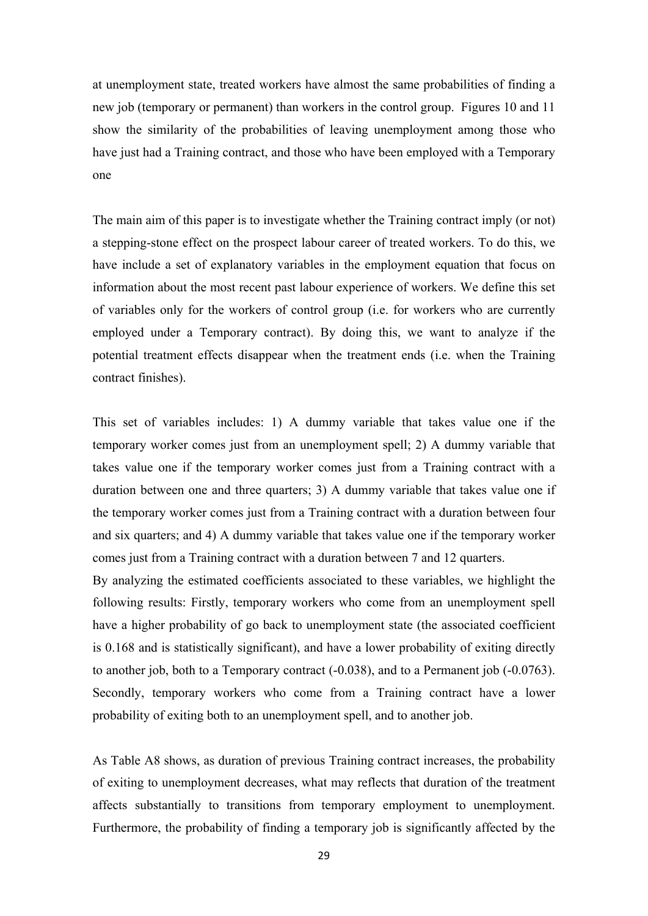at unemployment state, treated workers have almost the same probabilities of finding a new job (temporary or permanent) than workers in the control group. Figures 10 and 11 show the similarity of the probabilities of leaving unemployment among those who have just had a Training contract, and those who have been employed with a Temporary one

The main aim of this paper is to investigate whether the Training contract imply (or not) a stepping-stone effect on the prospect labour career of treated workers. To do this, we have include a set of explanatory variables in the employment equation that focus on information about the most recent past labour experience of workers. We define this set of variables only for the workers of control group (i.e. for workers who are currently employed under a Temporary contract). By doing this, we want to analyze if the potential treatment effects disappear when the treatment ends (i.e. when the Training contract finishes).

This set of variables includes: 1) A dummy variable that takes value one if the temporary worker comes just from an unemployment spell; 2) A dummy variable that takes value one if the temporary worker comes just from a Training contract with a duration between one and three quarters; 3) A dummy variable that takes value one if the temporary worker comes just from a Training contract with a duration between four and six quarters; and 4) A dummy variable that takes value one if the temporary worker comes just from a Training contract with a duration between 7 and 12 quarters.
By analyzing the estimated coefficients associated to these variables, we highlight the following results: Firstly, temporary workers who come from an unemployment spell have a higher probability of go back to unemployment state (the associated coefficient is 0.168 and is statistically significant), and have a lower probability of exiting directly to another job, both to a Temporary contract (-0.038), and to a Permanent job (-0.0763). Secondly, temporary workers who come from a Training contract have a lower probability of exiting both to an unemployment spell, and to another job.

As Table A8 shows, as duration of previous Training contract increases, the probability of exiting to unemployment decreases, what may reflects that duration of the treatment affects substantially to transitions from temporary employment to unemployment. Furthermore, the probability of finding a temporary job is significantly affected by the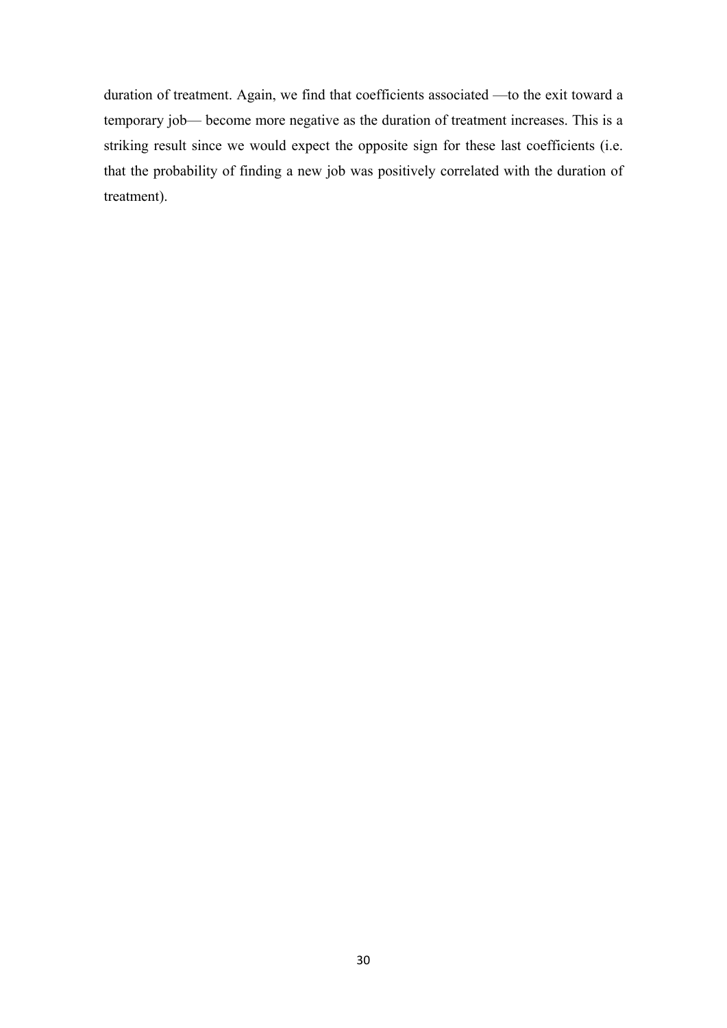duration of treatment. Again, we find that coefficients associated —to the exit toward a temporary job— become more negative as the duration of treatment increases. This is a striking result since we would expect the opposite sign for these last coefficients (i.e. that the probability of finding a new job was positively correlated with the duration of treatment).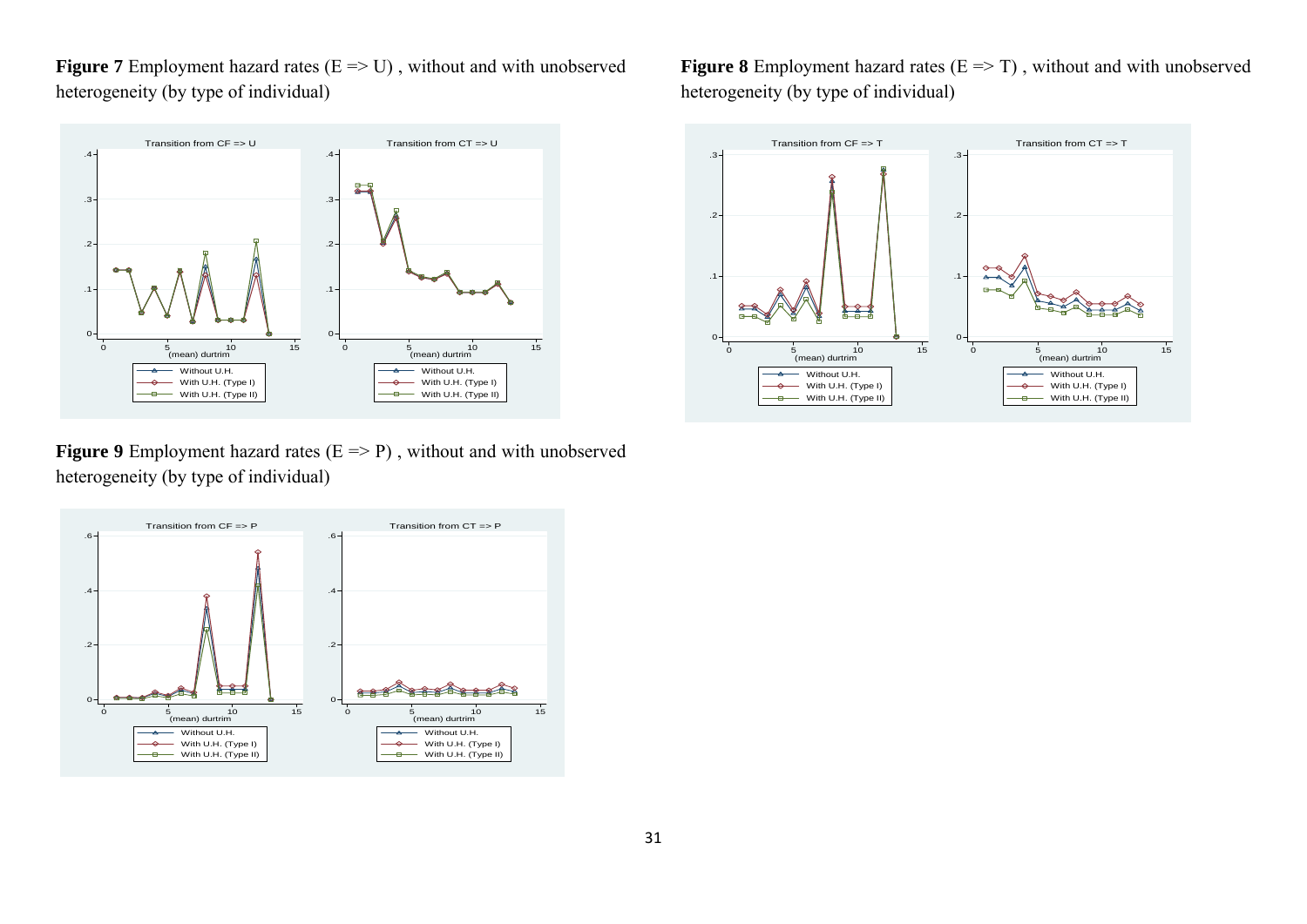**Figure 7** Employment hazard rates (E => U) , without and with unobserved heterogeneity (by type of individual)

**Figure 8** Employment hazard rates (E => T) , without and with unobserved heterogeneity (by type of individual)

**Figure 9** Employment hazard rates (E => P) , without and with unobserved heterogeneity (by type of individual)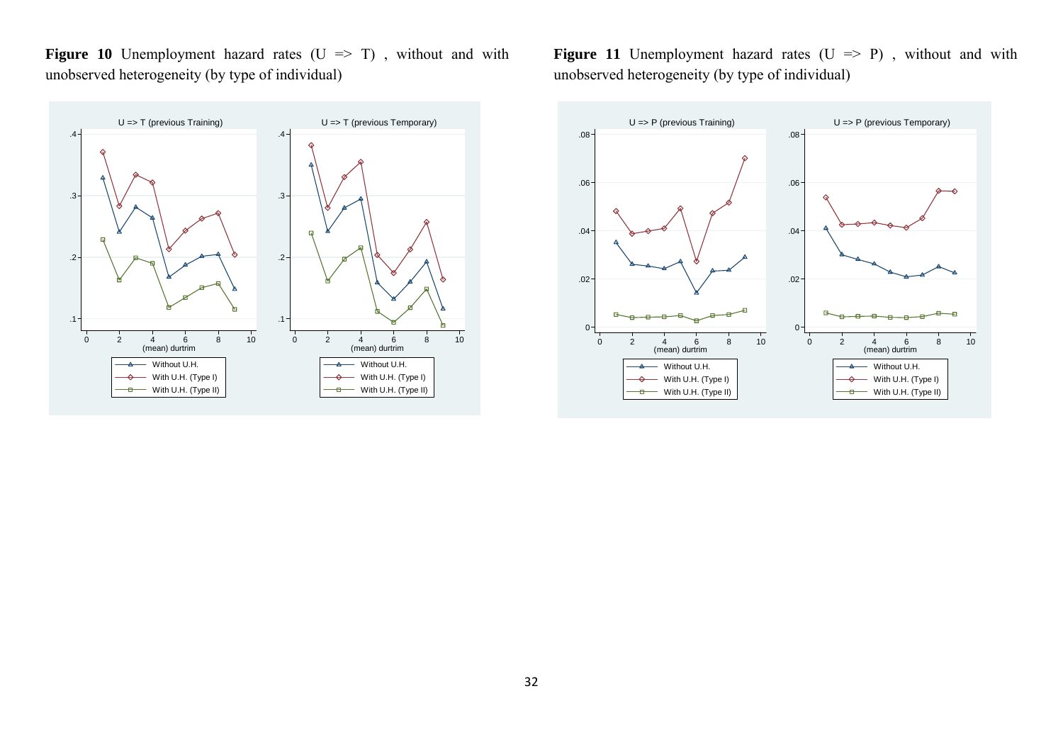**Figure 10** Unemployment hazard rates (U => T) , without and with unobserved heterogeneity (by type of individual)

**Figure 11** Unemployment hazard rates (U => P) , without and with unobserved heterogeneity (by type of individual)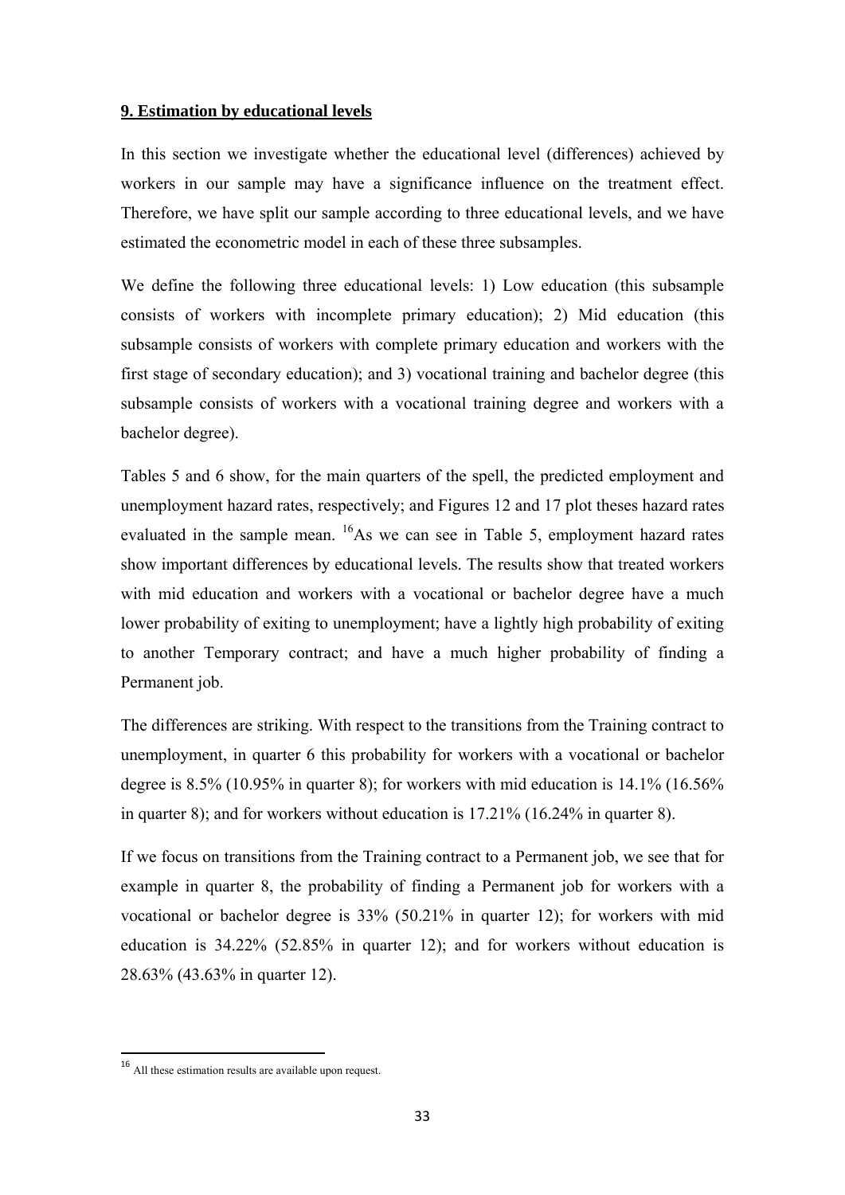## 9. Estimation by educational levels

In this section we investigate whether the educational level (differences) achieved by workers in our sample may have a significance influence on the treatment effect. Therefore, we have split our sample according to three educational levels, and we have estimated the econometric model in each of these three subsamples.

We define the following three educational levels: 1) Low education (this subsample consists of workers with incomplete primary education); 2) Mid education (this subsample consists of workers with complete primary education and workers with the first stage of secondary education); and 3) vocational training and bachelor degree (this subsample consists of workers with a vocational training degree and workers with a bachelor degree).

Tables 5 and 6 show, for the main quarters of the spell, the predicted employment and unemployment hazard rates, respectively; and Figures 12 and 17 plot theses hazard rates evaluated in the sample mean. [16]As we can see in Table 5, employment hazard rates show important differences by educational levels. The results show that treated workers with mid education and workers with a vocational or bachelor degree have a much lower probability of exiting to unemployment; have a lightly high probability of exiting to another Temporary contract; and have a much higher probability of finding a Permanent job.

The differences are striking. With respect to the transitions from the Training contract to unemployment, in quarter 6 this probability for workers with a vocational or bachelor degree is 8.5% (10.95% in quarter 8); for workers with mid education is 14.1% (16.56% in quarter 8); and for workers without education is 17.21% (16.24% in quarter 8).

If we focus on transitions from the Training contract to a Permanent job, we see that for example in quarter 8, the probability of finding a Permanent job for workers with a vocational or bachelor degree is 33% (50.21% in quarter 12); for workers with mid education is 34.22% (52.85% in quarter 12); and for workers without education is 28.63% (43.63% in quarter 12).

[16] All these estimation results are available upon request.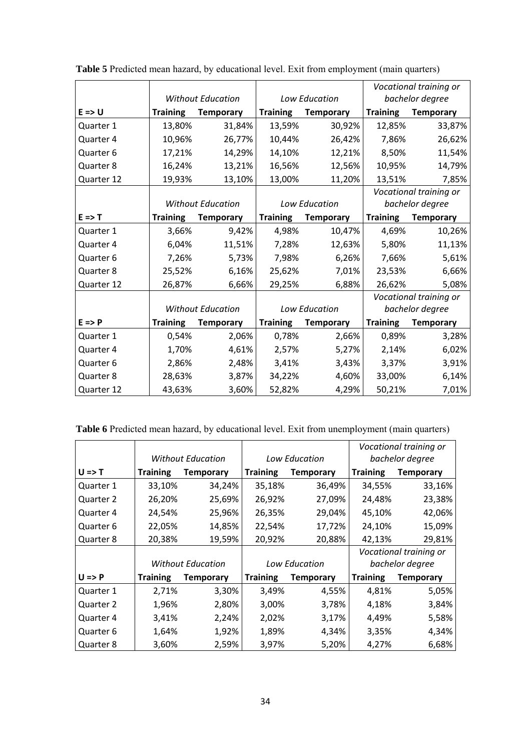**Table 5** Predicted mean hazard, by educational level. Exit from employment (main quarters)

| | *Without Education* | | *Low Education* | | *Vocational training or bachelor degree* | |
|---|---|---|---|---|---|---|
| **E => U** | **Training** | **Temporary** | **Training** | **Temporary** | **Training** | **Temporary** |
| Quarter 1 | 13,80% | 31,84% | 13,59% | 30,92% | 12,85% | 33,87% |
| Quarter 4 | 10,96% | 26,77% | 10,44% | 26,42% | 7,86% | 26,62% |
| Quarter 6 | 17,21% | 14,29% | 14,10% | 12,21% | 8,50% | 11,54% |
| Quarter 8 | 16,24% | 13,21% | 16,56% | 12,56% | 10,95% | 14,79% |
| Quarter 12 | 19,93% | 13,10% | 13,00% | 11,20% | 13,51% | 7,85% |
| | *Without Education* | | *Low Education* | | *Vocational training or bachelor degree* | |
| **E => T** | **Training** | **Temporary** | **Training** | **Temporary** | **Training** | **Temporary** |
| Quarter 1 | 3,66% | 9,42% | 4,98% | 10,47% | 4,69% | 10,26% |
| Quarter 4 | 6,04% | 11,51% | 7,28% | 12,63% | 5,80% | 11,13% |
| Quarter 6 | 7,26% | 5,73% | 7,98% | 6,26% | 7,66% | 5,61% |
| Quarter 8 | 25,52% | 6,16% | 25,62% | 7,01% | 23,53% | 6,66% |
| Quarter 12 | 26,87% | 6,66% | 29,25% | 6,88% | 26,62% | 5,08% |
| | *Without Education* | | *Low Education* | | *Vocational training or bachelor degree* | |
| **E => P** | **Training** | **Temporary** | **Training** | **Temporary** | **Training** | **Temporary** |
| Quarter 1 | 0,54% | 2,06% | 0,78% | 2,66% | 0,89% | 3,28% |
| Quarter 4 | 1,70% | 4,61% | 2,57% | 5,27% | 2,14% | 6,02% |
| Quarter 6 | 2,86% | 2,48% | 3,41% | 3,43% | 3,37% | 3,91% |
| Quarter 8 | 28,63% | 3,87% | 34,22% | 4,60% | 33,00% | 6,14% |
| Quarter 12 | 43,63% | 3,60% | 52,82% | 4,29% | 50,21% | 7,01% |

**Table 6** Predicted mean hazard, by educational level. Exit from unemployment (main quarters)

| | *Without Education* | | *Low Education* | | *Vocational training or bachelor degree* | |
|---|---|---|---|---|---|---|
| **U => T** | **Training** | **Temporary** | **Training** | **Temporary** | **Training** | **Temporary** |
| Quarter 1 | 33,10% | 34,24% | 35,18% | 36,49% | 34,55% | 33,16% |
| Quarter 2 | 26,20% | 25,69% | 26,92% | 27,09% | 24,48% | 23,38% |
| Quarter 4 | 24,54% | 25,96% | 26,35% | 29,04% | 45,10% | 42,06% |
| Quarter 6 | 22,05% | 14,85% | 22,54% | 17,72% | 24,10% | 15,09% |
| Quarter 8 | 20,38% | 19,59% | 20,92% | 20,88% | 42,13% | 29,81% |
| | *Without Education* | | *Low Education* | | *Vocational training or bachelor degree* | |
| **U => P** | **Training** | **Temporary** | **Training** | **Temporary** | **Training** | **Temporary** |
| Quarter 1 | 2,71% | 3,30% | 3,49% | 4,55% | 4,81% | 5,05% |
| Quarter 2 | 1,96% | 2,80% | 3,00% | 3,78% | 4,18% | 3,84% |
| Quarter 4 | 3,41% | 2,24% | 2,02% | 3,17% | 4,49% | 5,58% |
| Quarter 6 | 1,64% | 1,92% | 1,89% | 4,34% | 3,35% | 4,34% |
| Quarter 8 | 3,60% | 2,59% | 3,97% | 5,20% | 4,27% | 6,68% |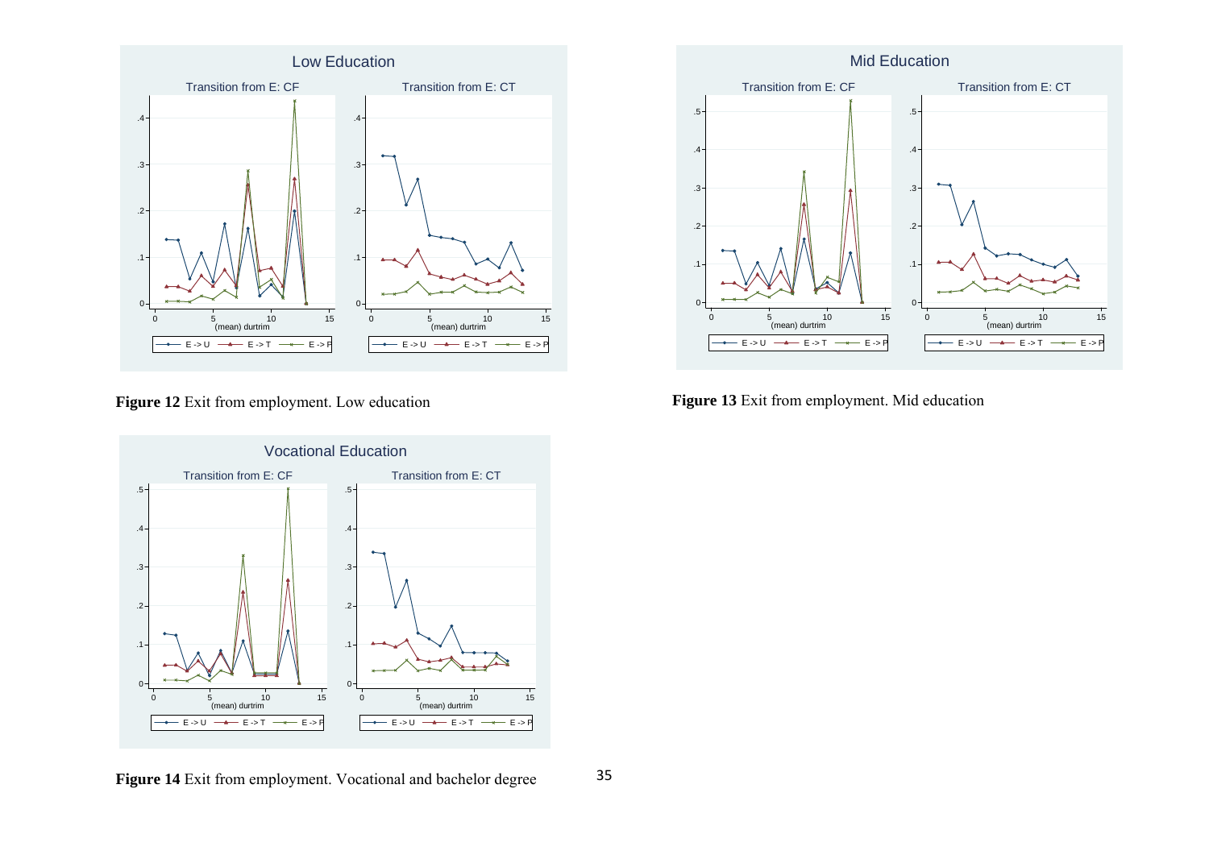**Figure 12** Exit from employment. Low education

**Figure 13** Exit from employment. Mid education

**Figure 14** Exit from employment. Vocational and bachelor degree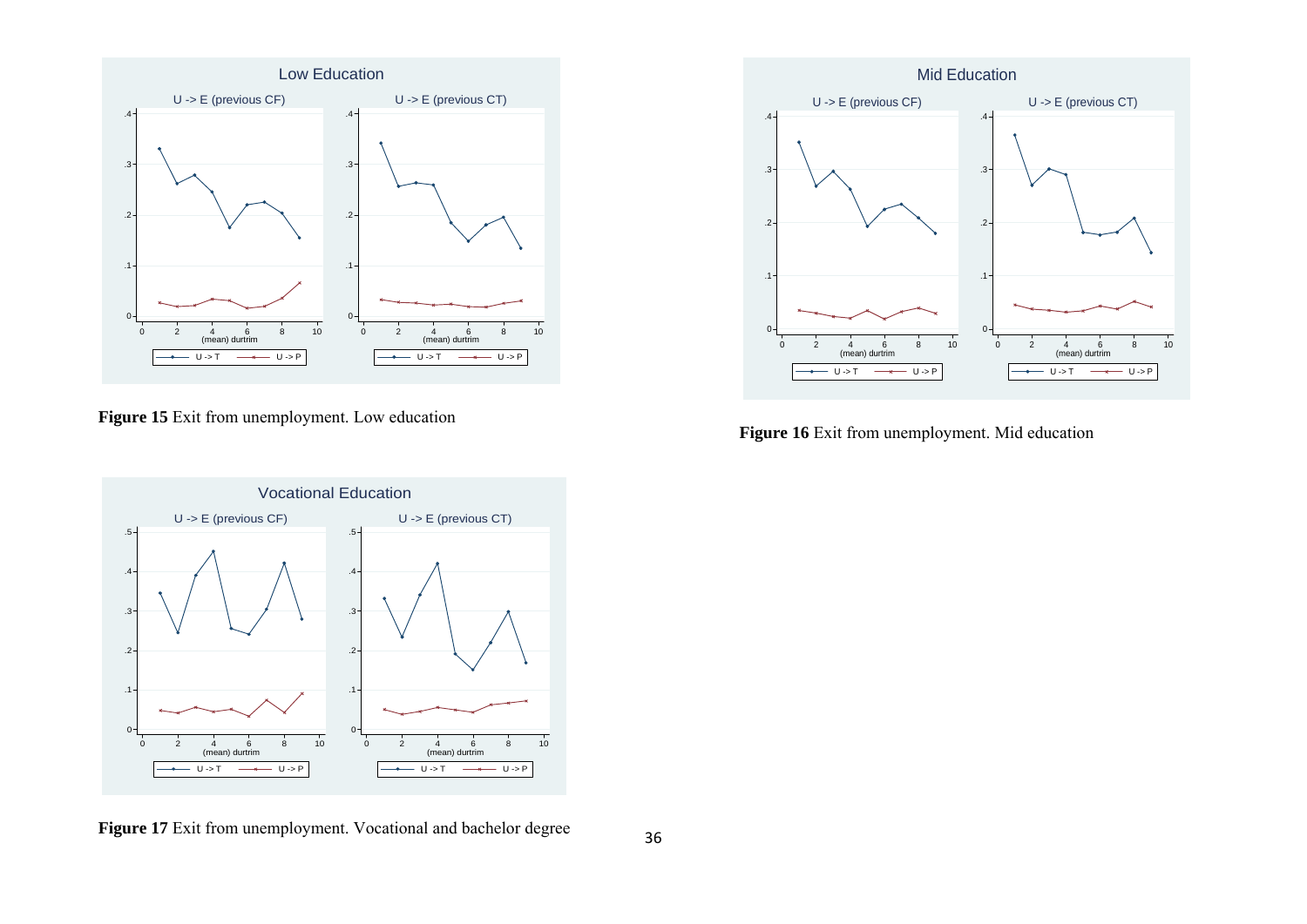**Figure 15** Exit from unemployment. Low education

**Figure 16** Exit from unemployment. Mid education

**Figure 17** Exit from unemployment. Vocational and bachelor degree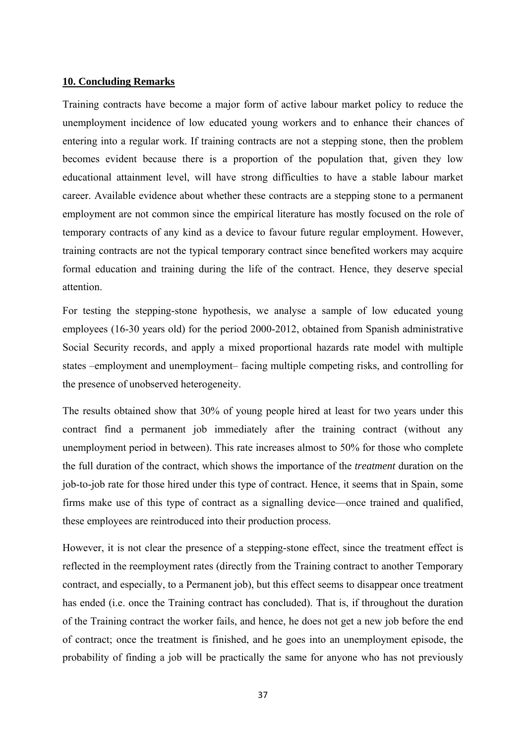## 10. Concluding Remarks

Training contracts have become a major form of active labour market policy to reduce the unemployment incidence of low educated young workers and to enhance their chances of entering into a regular work. If training contracts are not a stepping stone, then the problem becomes evident because there is a proportion of the population that, given they low educational attainment level, will have strong difficulties to have a stable labour market career. Available evidence about whether these contracts are a stepping stone to a permanent employment are not common since the empirical literature has mostly focused on the role of temporary contracts of any kind as a device to favour future regular employment. However, training contracts are not the typical temporary contract since benefited workers may acquire formal education and training during the life of the contract. Hence, they deserve special attention.

For testing the stepping-stone hypothesis, we analyse a sample of low educated young employees (16-30 years old) for the period 2000-2012, obtained from Spanish administrative Social Security records, and apply a mixed proportional hazards rate model with multiple states –employment and unemployment– facing multiple competing risks, and controlling for the presence of unobserved heterogeneity.

The results obtained show that 30% of young people hired at least for two years under this contract find a permanent job immediately after the training contract (without any unemployment period in between). This rate increases almost to 50% for those who complete the full duration of the contract, which shows the importance of the *treatment* duration on the job-to-job rate for those hired under this type of contract. Hence, it seems that in Spain, some firms make use of this type of contract as a signalling device—once trained and qualified, these employees are reintroduced into their production process.

However, it is not clear the presence of a stepping-stone effect, since the treatment effect is reflected in the reemployment rates (directly from the Training contract to another Temporary contract, and especially, to a Permanent job), but this effect seems to disappear once treatment has ended (i.e. once the Training contract has concluded). That is, if throughout the duration of the Training contract the worker fails, and hence, he does not get a new job before the end of contract; once the treatment is finished, and he goes into an unemployment episode, the probability of finding a job will be practically the same for anyone who has not previously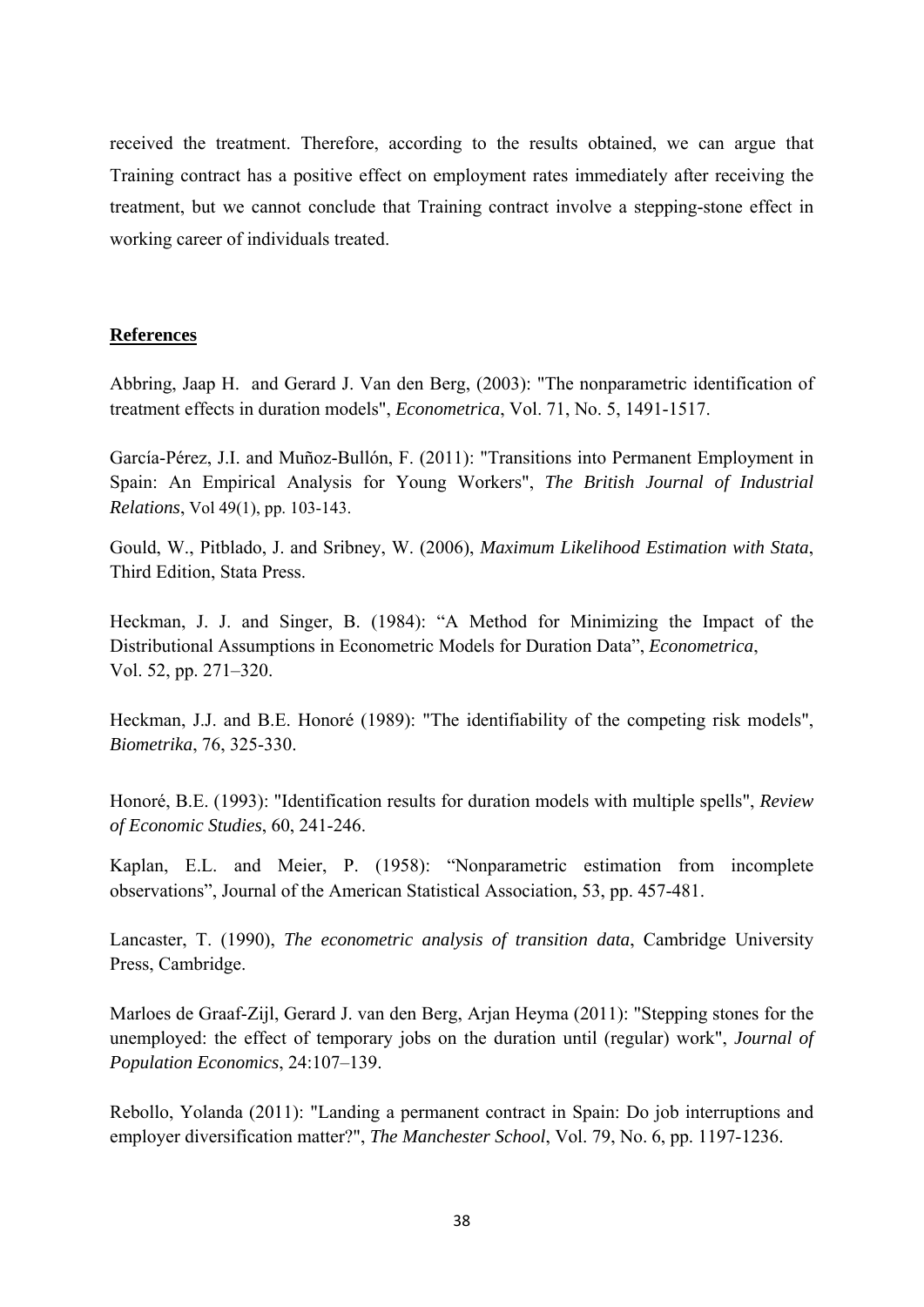received the treatment. Therefore, according to the results obtained, we can argue that Training contract has a positive effect on employment rates immediately after receiving the treatment, but we cannot conclude that Training contract involve a stepping-stone effect in working career of individuals treated.

## **References**

Abbring, Jaap H. and Gerard J. Van den Berg, (2003): "The nonparametric identification of treatment effects in duration models", *Econometrica*, Vol. 71, No. 5, 1491-1517.

García-Pérez, J.I. and Muñoz-Bullón, F. (2011): "Transitions into Permanent Employment in Spain: An Empirical Analysis for Young Workers", *The British Journal of Industrial Relations*, Vol 49(1), pp. 103-143.

Gould, W., Pitblado, J. and Sribney, W. (2006), *Maximum Likelihood Estimation with Stata*, Third Edition, Stata Press.

Heckman, J. J. and Singer, B. (1984): "A Method for Minimizing the Impact of the Distributional Assumptions in Econometric Models for Duration Data", *Econometrica*, Vol. 52, pp. 271–320.

Heckman, J.J. and B.E. Honoré (1989): "The identifiability of the competing risk models", *Biometrika*, 76, 325-330.

Honoré, B.E. (1993): "Identification results for duration models with multiple spells", *Review of Economic Studies*, 60, 241-246.

Kaplan, E.L. and Meier, P. (1958): "Nonparametric estimation from incomplete observations", Journal of the American Statistical Association, 53, pp. 457-481.

Lancaster, T. (1990), *The econometric analysis of transition data*, Cambridge University Press, Cambridge.

Marloes de Graaf-Zijl, Gerard J. van den Berg, Arjan Heyma (2011): "Stepping stones for the unemployed: the effect of temporary jobs on the duration until (regular) work", *Journal of Population Economics*, 24:107–139.

Rebollo, Yolanda (2011): "Landing a permanent contract in Spain: Do job interruptions and employer diversification matter?", *The Manchester School*, Vol. 79, No. 6, pp. 1197-1236.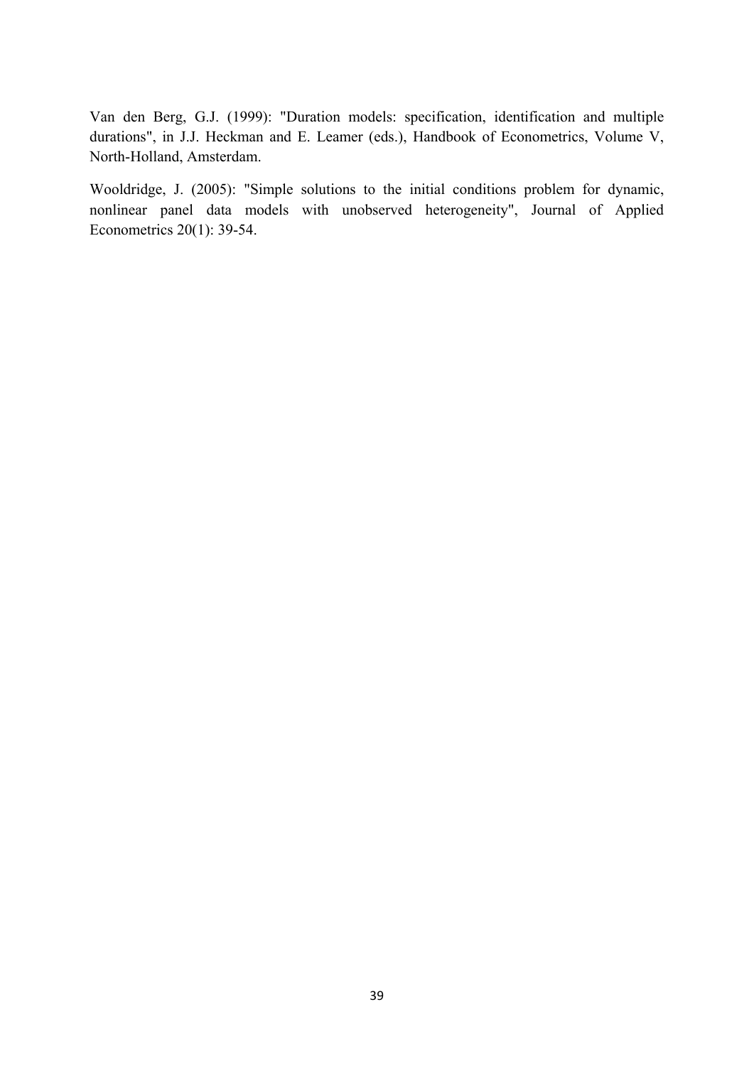Van den Berg, G.J. (1999): "Duration models: specification, identification and multiple durations", in J.J. Heckman and E. Leamer (eds.), Handbook of Econometrics, Volume V, North-Holland, Amsterdam.

Wooldridge, J. (2005): "Simple solutions to the initial conditions problem for dynamic, nonlinear panel data models with unobserved heterogeneity", Journal of Applied Econometrics 20(1): 39-54.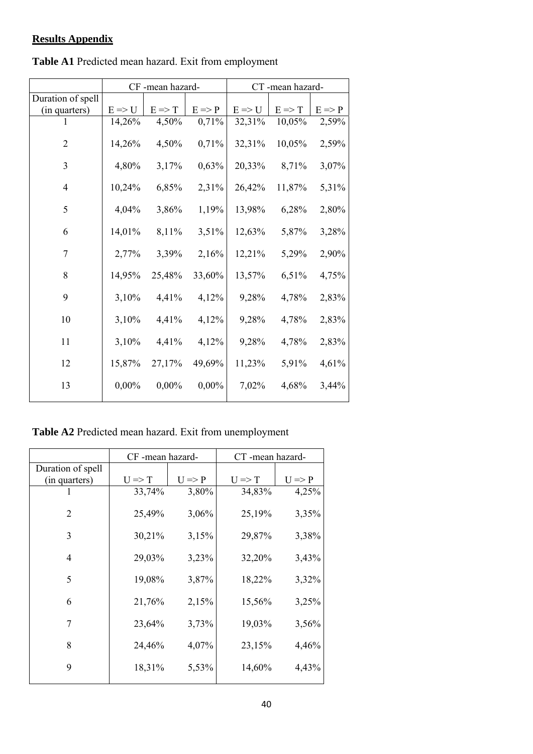**Results Appendix**

**Table A1** Predicted mean hazard. Exit from employment

| | CF -mean hazard- | | | CT -mean hazard- | | |
|---|---|---|---|---|---|---|
| Duration of spell (in quarters) | E => U | E => T | E => P | E => U | E => T | E => P |
| 1 | 14,26% | 4,50% | 0,71% | 32,31% | 10,05% | 2,59% |
| 2 | 14,26% | 4,50% | 0,71% | 32,31% | 10,05% | 2,59% |
| 3 | 4,80% | 3,17% | 0,63% | 20,33% | 8,71% | 3,07% |
| 4 | 10,24% | 6,85% | 2,31% | 26,42% | 11,87% | 5,31% |
| 5 | 4,04% | 3,86% | 1,19% | 13,98% | 6,28% | 2,80% |
| 6 | 14,01% | 8,11% | 3,51% | 12,63% | 5,87% | 3,28% |
| 7 | 2,77% | 3,39% | 2,16% | 12,21% | 5,29% | 2,90% |
| 8 | 14,95% | 25,48% | 33,60% | 13,57% | 6,51% | 4,75% |
| 9 | 3,10% | 4,41% | 4,12% | 9,28% | 4,78% | 2,83% |
| 10 | 3,10% | 4,41% | 4,12% | 9,28% | 4,78% | 2,83% |
| 11 | 3,10% | 4,41% | 4,12% | 9,28% | 4,78% | 2,83% |
| 12 | 15,87% | 27,17% | 49,69% | 11,23% | 5,91% | 4,61% |
| 13 | 0,00% | 0,00% | 0,00% | 7,02% | 4,68% | 3,44% |

**Table A2** Predicted mean hazard. Exit from unemployment

| | CF -mean hazard- | | CT -mean hazard- | |
|---|---|---|---|---|
| Duration of spell (in quarters) | U => T | U => P | U => T | U => P |
| 1 | 33,74% | 3,80% | 34,83% | 4,25% |
| 2 | 25,49% | 3,06% | 25,19% | 3,35% |
| 3 | 30,21% | 3,15% | 29,87% | 3,38% |
| 4 | 29,03% | 3,23% | 32,20% | 3,43% |
| 5 | 19,08% | 3,87% | 18,22% | 3,32% |
| 6 | 21,76% | 2,15% | 15,56% | 3,25% |
| 7 | 23,64% | 3,73% | 19,03% | 3,56% |
| 8 | 24,46% | 4,07% | 23,15% | 4,46% |
| 9 | 18,31% | 5,53% | 14,60% | 4,43% |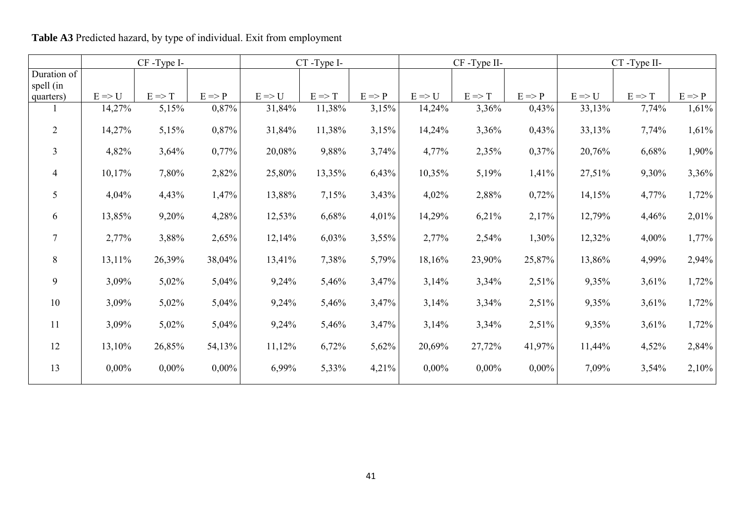**Table A3** Predicted hazard, by type of individual. Exit from employment

| | CF -Type I- | | | CT -Type I- | | | CF -Type II- | | | CT -Type II- | | |
|---|---|---|---|---|---|---|---|---|---|---|---|---|
| Duration of spell (in quarters) | E => U | E => T | E => P | E => U | E => T | E => P | E => U | E => T | E => P | E => U | E => T | E => P |
| 1 | 14,27% | 5,15% | 0,87% | 31,84% | 11,38% | 3,15% | 14,24% | 3,36% | 0,43% | 33,13% | 7,74% | 1,61% |
| 2 | 14,27% | 5,15% | 0,87% | 31,84% | 11,38% | 3,15% | 14,24% | 3,36% | 0,43% | 33,13% | 7,74% | 1,61% |
| 3 | 4,82% | 3,64% | 0,77% | 20,08% | 9,88% | 3,74% | 4,77% | 2,35% | 0,37% | 20,76% | 6,68% | 1,90% |
| 4 | 10,17% | 7,80% | 2,82% | 25,80% | 13,35% | 6,43% | 10,35% | 5,19% | 1,41% | 27,51% | 9,30% | 3,36% |
| 5 | 4,04% | 4,43% | 1,47% | 13,88% | 7,15% | 3,43% | 4,02% | 2,88% | 0,72% | 14,15% | 4,77% | 1,72% |
| 6 | 13,85% | 9,20% | 4,28% | 12,53% | 6,68% | 4,01% | 14,29% | 6,21% | 2,17% | 12,79% | 4,46% | 2,01% |
| 7 | 2,77% | 3,88% | 2,65% | 12,14% | 6,03% | 3,55% | 2,77% | 2,54% | 1,30% | 12,32% | 4,00% | 1,77% |
| 8 | 13,11% | 26,39% | 38,04% | 13,41% | 7,38% | 5,79% | 18,16% | 23,90% | 25,87% | 13,86% | 4,99% | 2,94% |
| 9 | 3,09% | 5,02% | 5,04% | 9,24% | 5,46% | 3,47% | 3,14% | 3,34% | 2,51% | 9,35% | 3,61% | 1,72% |
| 10 | 3,09% | 5,02% | 5,04% | 9,24% | 5,46% | 3,47% | 3,14% | 3,34% | 2,51% | 9,35% | 3,61% | 1,72% |
| 11 | 3,09% | 5,02% | 5,04% | 9,24% | 5,46% | 3,47% | 3,14% | 3,34% | 2,51% | 9,35% | 3,61% | 1,72% |
| 12 | 13,10% | 26,85% | 54,13% | 11,12% | 6,72% | 5,62% | 20,69% | 27,72% | 41,97% | 11,44% | 4,52% | 2,84% |
| 13 | 0,00% | 0,00% | 0,00% | 6,99% | 5,33% | 4,21% | 0,00% | 0,00% | 0,00% | 7,09% | 3,54% | 2,10% |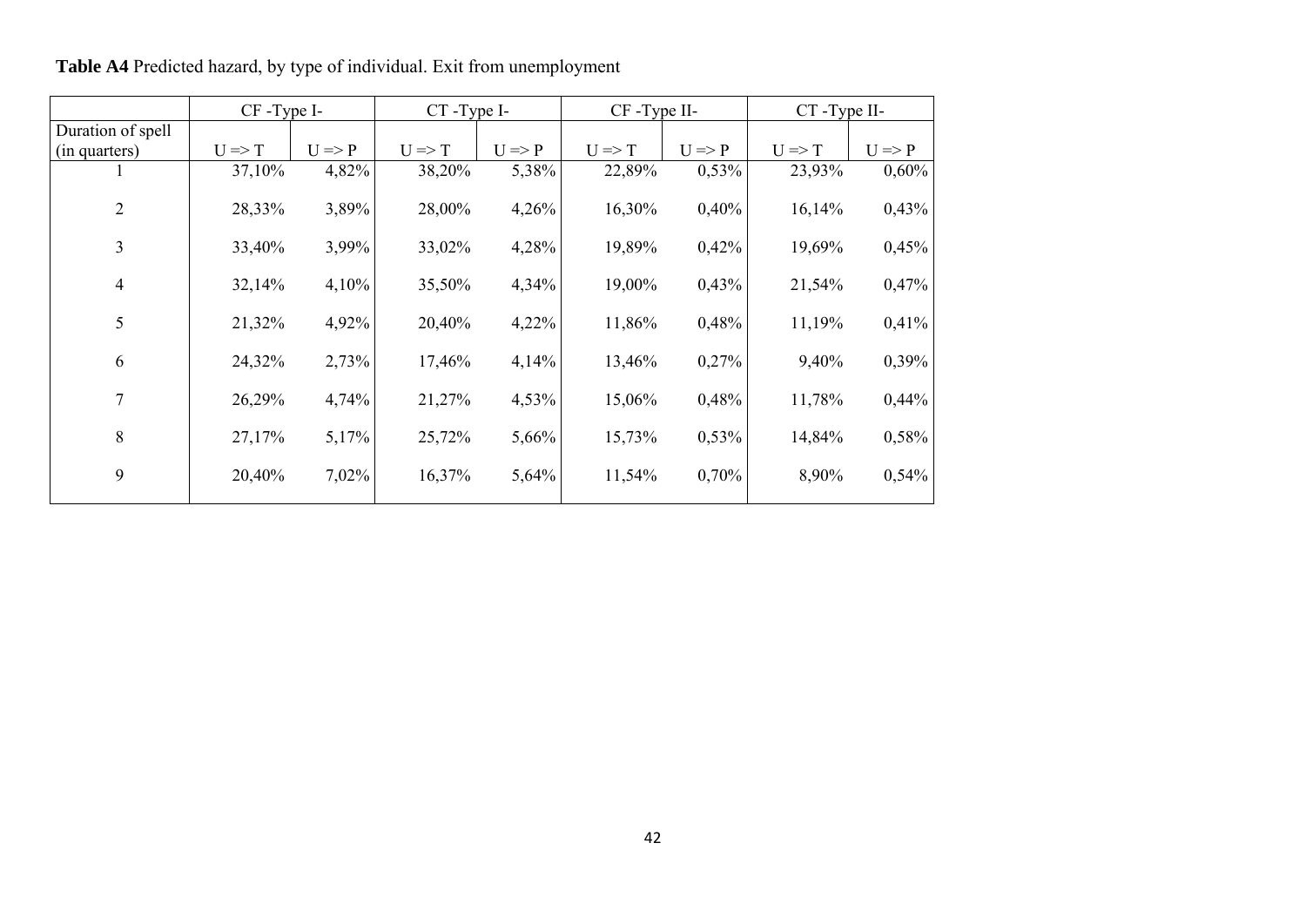**Table A4** Predicted hazard, by type of individual. Exit from unemployment

| | CF -Type I- | | CT -Type I- | | CF -Type II- | | CT -Type II- | |
|---|---|---|---|---|---|---|---|---|
| Duration of spell (in quarters) | U => T | U => P | U => T | U => P | U => T | U => P | U => T | U => P |
| 1 | 37,10% | 4,82% | 38,20% | 5,38% | 22,89% | 0,53% | 23,93% | 0,60% |
| 2 | 28,33% | 3,89% | 28,00% | 4,26% | 16,30% | 0,40% | 16,14% | 0,43% |
| 3 | 33,40% | 3,99% | 33,02% | 4,28% | 19,89% | 0,42% | 19,69% | 0,45% |
| 4 | 32,14% | 4,10% | 35,50% | 4,34% | 19,00% | 0,43% | 21,54% | 0,47% |
| 5 | 21,32% | 4,92% | 20,40% | 4,22% | 11,86% | 0,48% | 11,19% | 0,41% |
| 6 | 24,32% | 2,73% | 17,46% | 4,14% | 13,46% | 0,27% | 9,40% | 0,39% |
| 7 | 26,29% | 4,74% | 21,27% | 4,53% | 15,06% | 0,48% | 11,78% | 0,44% |
| 8 | 27,17% | 5,17% | 25,72% | 5,66% | 15,73% | 0,53% | 14,84% | 0,58% |
| 9 | 20,40% | 7,02% | 16,37% | 5,64% | 11,54% | 0,70% | 8,90% | 0,54% |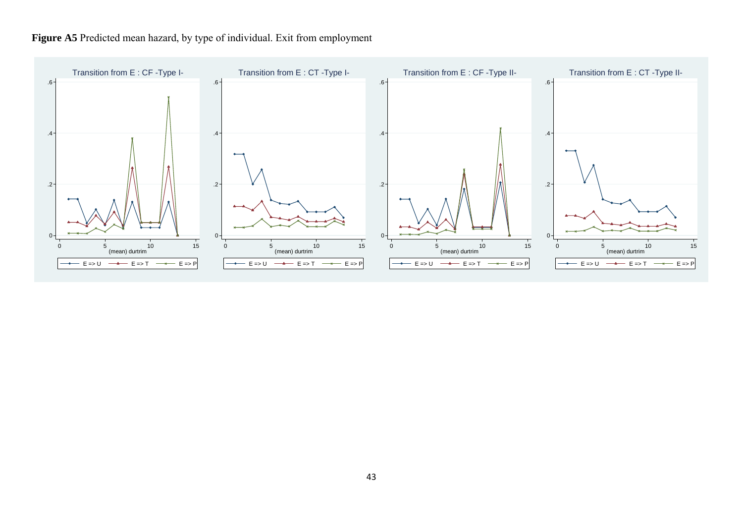**Figure A5** Predicted mean hazard, by type of individual. Exit from employment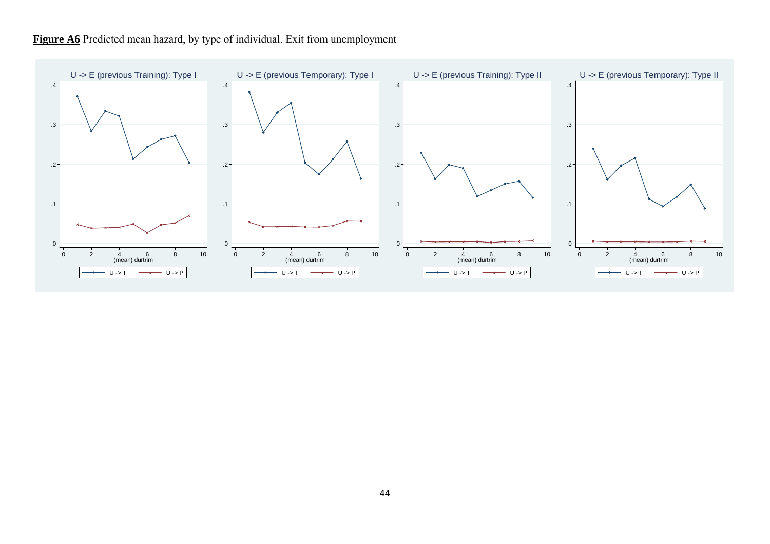**Figure A6** Predicted mean hazard, by type of individual. Exit from unemployment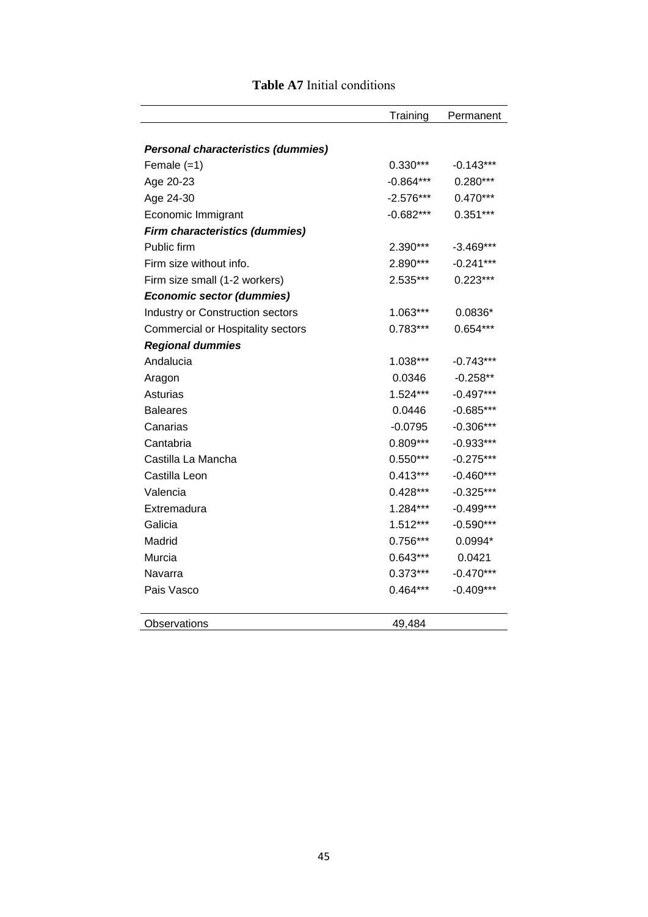**Table A7** Initial conditions

| | Training | Permanent |
|---|---|---|
| ***Personal characteristics (dummies)*** | | |
| Female (=1) | 0.330*** | -0.143*** |
| Age 20-23 | -0.864*** | 0.280*** |
| Age 24-30 | -2.576*** | 0.470*** |
| Economic Immigrant | -0.682*** | 0.351*** |
| ***Firm characteristics (dummies)*** | | |
| Public firm | 2.390*** | -3.469*** |
| Firm size without info. | 2.890*** | -0.241*** |
| Firm size small (1-2 workers) | 2.535*** | 0.223*** |
| ***Economic sector (dummies)*** | | |
| Industry or Construction sectors | 1.063*** | 0.0836* |
| Commercial or Hospitality sectors | 0.783*** | 0.654*** |
| ***Regional dummies*** | | |
| Andalucia | 1.038*** | -0.743*** |
| Aragon | 0.0346 | -0.258** |
| Asturias | 1.524*** | -0.497*** |
| Baleares | 0.0446 | -0.685*** |
| Canarias | -0.0795 | -0.306*** |
| Cantabria | 0.809*** | -0.933*** |
| Castilla La Mancha | 0.550*** | -0.275*** |
| Castilla Leon | 0.413*** | -0.460*** |
| Valencia | 0.428*** | -0.325*** |
| Extremadura | 1.284*** | -0.499*** |
| Galicia | 1.512*** | -0.590*** |
| Madrid | 0.756*** | 0.0994* |
| Murcia | 0.643*** | 0.0421 |
| Navarra | 0.373*** | -0.470*** |
| Pais Vasco | 0.464*** | -0.409*** |
| Observations | 49,484 | |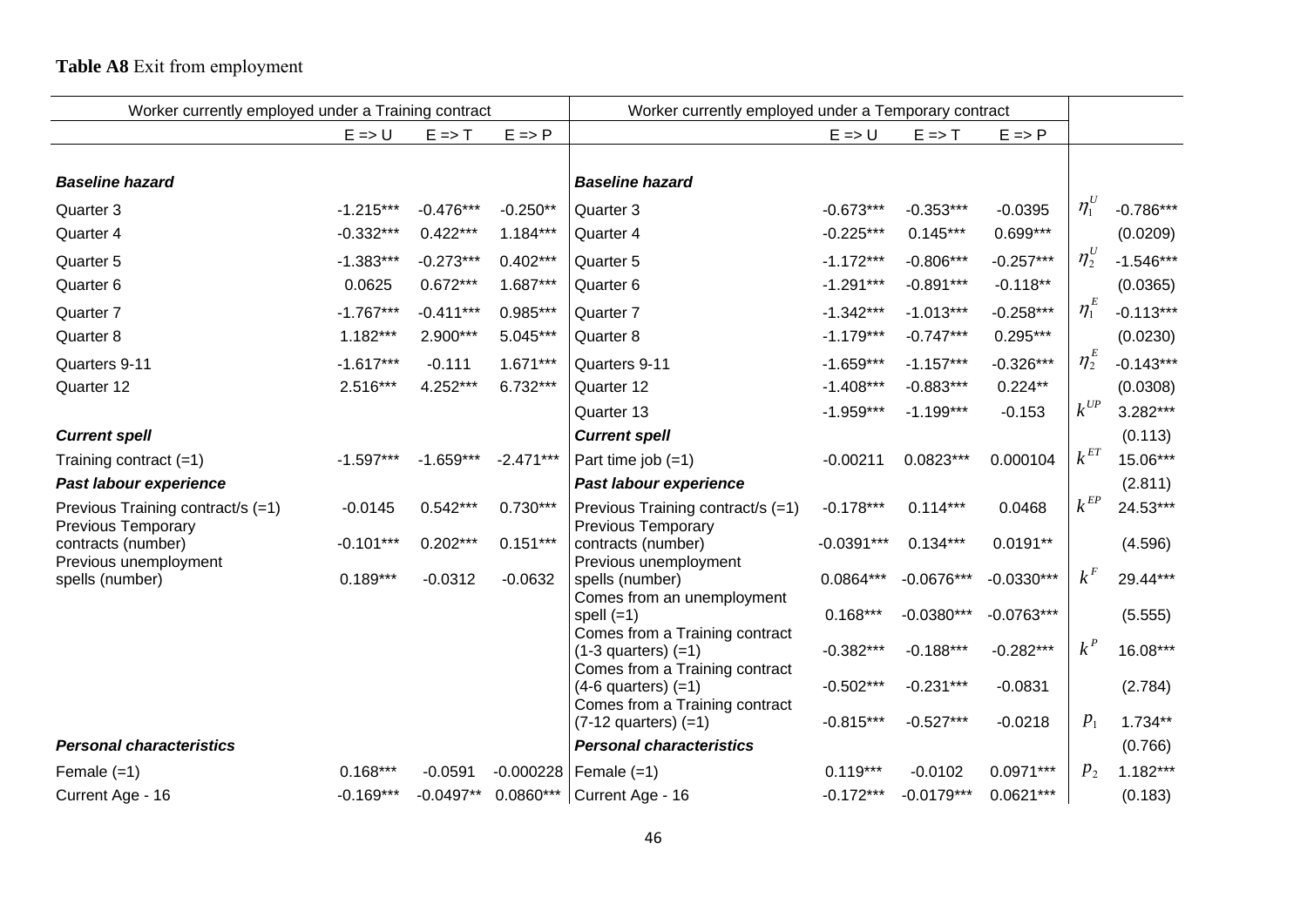**Table A8** Exit from employment

| Worker currently employed under a Training contract | | | | Worker currently employed under a Temporary contract | | | | | |
|---|---|---|---|---|---|---|---|---|---|
| | E => U | E => T | E => P | | E => U | E => T | E => P | | |
| ***Baseline hazard*** | | | | ***Baseline hazard*** | | | | | |
| Quarter 3 | -1.215*** | -0.476*** | -0.250** | Quarter 3 | -0.673*** | -0.353*** | -0.0395 | $\eta_1^U$ | -0.786*** |
| Quarter 4 | -0.332*** | 0.422*** | 1.184*** | Quarter 4 | -0.225*** | 0.145*** | 0.699*** | | (0.0209) |
| Quarter 5 | -1.383*** | -0.273*** | 0.402*** | Quarter 5 | -1.172*** | -0.806*** | -0.257*** | $\eta_2^U$ | -1.546*** |
| Quarter 6 | 0.0625 | 0.672*** | 1.687*** | Quarter 6 | -1.291*** | -0.891*** | -0.118** | | (0.0365) |
| Quarter 7 | -1.767*** | -0.411*** | 0.985*** | Quarter 7 | -1.342*** | -1.013*** | -0.258*** | $\eta_1^E$ | -0.113*** |
| Quarter 8 | 1.182*** | 2.900*** | 5.045*** | Quarter 8 | -1.179*** | -0.747*** | 0.295*** | | (0.0230) |
| Quarters 9-11 | -1.617*** | -0.111 | 1.671*** | Quarters 9-11 | -1.659*** | -1.157*** | -0.326*** | $\eta_2^E$ | -0.143*** |
| Quarter 12 | 2.516*** | 4.252*** | 6.732*** | Quarter 12 | -1.408*** | -0.883*** | 0.224** | | (0.0308) |
| | | | | Quarter 13 | -1.959*** | -1.199*** | -0.153 | $k^{UP}$ | 3.282*** |
| ***Current spell*** | | | | ***Current spell*** | | | | | (0.113) |
| Training contract (=1) | -1.597*** | -1.659*** | -2.471*** | Part time job (=1) | -0.00211 | 0.0823*** | 0.000104 | $k^{ET}$ | 15.06*** |
| ***Past labour experience*** | | | | ***Past labour experience*** | | | | | (2.811) |
| Previous Training contract/s (=1) | -0.0145 | 0.542*** | 0.730*** | Previous Training contract/s (=1) | -0.178*** | 0.114*** | 0.0468 | $k^{EP}$ | 24.53*** |
| Previous Temporary contracts (number) | -0.101*** | 0.202*** | 0.151*** | Previous Temporary contracts (number) | -0.0391*** | 0.134*** | 0.0191** | | (4.596) |
| Previous unemployment spells (number) | 0.189*** | -0.0312 | -0.0632 | Previous unemployment spells (number) | 0.0864*** | -0.0676*** | -0.0330*** | $k^F$ | 29.44*** |
| | | | | Comes from an unemployment spell (=1) | 0.168*** | -0.0380*** | -0.0763*** | | (5.555) |
| | | | | Comes from a Training contract (1-3 quarters) (=1) | -0.382*** | -0.188*** | -0.282*** | $k^P$ | 16.08*** |
| | | | | Comes from a Training contract (4-6 quarters) (=1) | -0.502*** | -0.231*** | -0.0831 | | (2.784) |
| | | | | Comes from a Training contract (7-12 quarters) (=1) | -0.815*** | -0.527*** | -0.0218 | $p_1$ | 1.734** |
| ***Personal characteristics*** | | | | ***Personal characteristics*** | | | | | (0.766) |
| Female (=1) | 0.168*** | -0.0591 | -0.000228 | Female (=1) | 0.119*** | -0.0102 | 0.0971*** | $p_2$ | 1.182*** |
| Current Age - 16 | -0.169*** | -0.0497** | 0.0860*** | Current Age - 16 | -0.172*** | -0.0179*** | 0.0621*** | | (0.183) |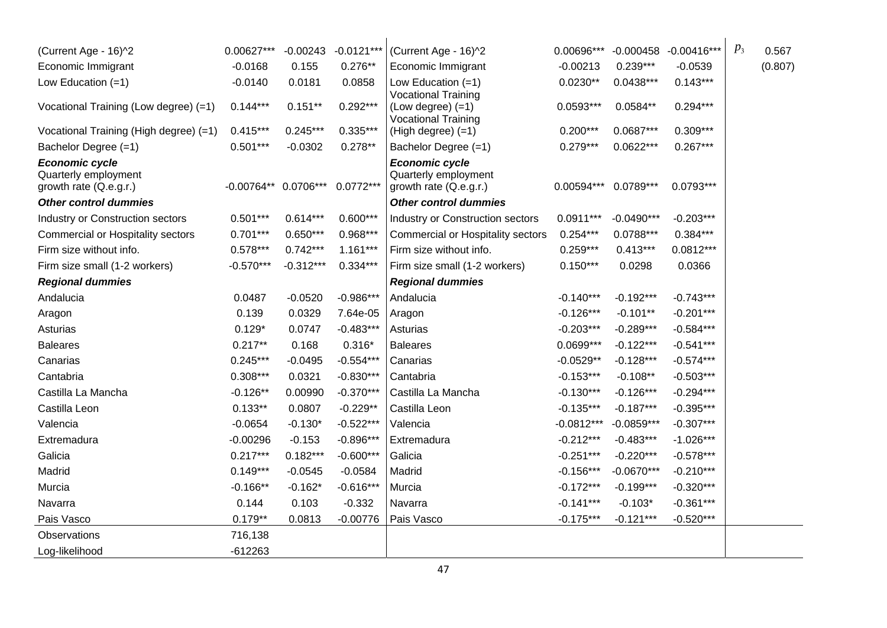| (Current Age - 16)^2 | 0.00627*** | -0.00243 | -0.0121*** | (Current Age - 16)^2 | 0.00696*** | -0.000458 | -0.00416*** | $p_3$ | 0.567 |
|---|---|---|---|---|---|---|---|---|---|
| Economic Immigrant | -0.0168 | 0.155 | 0.276** | Economic Immigrant | -0.00213 | 0.239*** | -0.0539 | | (0.807) |
| Low Education (=1) | -0.0140 | 0.0181 | 0.0858 | Low Education (=1) | 0.0230** | 0.0438*** | 0.143*** | | |
| Vocational Training (Low degree) (=1) | 0.144*** | 0.151** | 0.292*** | Vocational Training (Low degree) (=1) | 0.0593*** | 0.0584** | 0.294*** | | |
| Vocational Training (High degree) (=1) | 0.415*** | 0.245*** | 0.335*** | Vocational Training (High degree) (=1) | 0.200*** | 0.0687*** | 0.309*** | | |
| Bachelor Degree (=1) | 0.501*** | -0.0302 | 0.278** | Bachelor Degree (=1) | 0.279*** | 0.0622*** | 0.267*** | | |
| ***Economic cycle*** | | | | ***Economic cycle*** | | | | | |
| Quarterly employment growth rate (Q.e.g.r.) | -0.00764** | 0.0706*** | 0.0772*** | Quarterly employment growth rate (Q.e.g.r.) | 0.00594*** | 0.0789*** | 0.0793*** | | |
| ***Other control dummies*** | | | | ***Other control dummies*** | | | | | |
| Industry or Construction sectors | 0.501*** | 0.614*** | 0.600*** | Industry or Construction sectors | 0.0911*** | -0.0490*** | -0.203*** | | |
| Commercial or Hospitality sectors | 0.701*** | 0.650*** | 0.968*** | Commercial or Hospitality sectors | 0.254*** | 0.0788*** | 0.384*** | | |
| Firm size without info. | 0.578*** | 0.742*** | 1.161*** | Firm size without info. | 0.259*** | 0.413*** | 0.0812*** | | |
| Firm size small (1-2 workers) | -0.570*** | -0.312*** | 0.334*** | Firm size small (1-2 workers) | 0.150*** | 0.0298 | 0.0366 | | |
| ***Regional dummies*** | | | | ***Regional dummies*** | | | | | |
| Andalucia | 0.0487 | -0.0520 | -0.986*** | Andalucia | -0.140*** | -0.192*** | -0.743*** | | |
| Aragon | 0.139 | 0.0329 | 7.64e-05 | Aragon | -0.126*** | -0.101** | -0.201*** | | |
| Asturias | 0.129* | 0.0747 | -0.483*** | Asturias | -0.203*** | -0.289*** | -0.584*** | | |
| Baleares | 0.217** | 0.168 | 0.316* | Baleares | 0.0699*** | -0.122*** | -0.541*** | | |
| Canarias | 0.245*** | -0.0495 | -0.554*** | Canarias | -0.0529** | -0.128*** | -0.574*** | | |
| Cantabria | 0.308*** | 0.0321 | -0.830*** | Cantabria | -0.153*** | -0.108** | -0.503*** | | |
| Castilla La Mancha | -0.126** | 0.00990 | -0.370*** | Castilla La Mancha | -0.130*** | -0.126*** | -0.294*** | | |
| Castilla Leon | 0.133** | 0.0807 | -0.229** | Castilla Leon | -0.135*** | -0.187*** | -0.395*** | | |
| Valencia | -0.0654 | -0.130* | -0.522*** | Valencia | -0.0812*** | -0.0859*** | -0.307*** | | |
| Extremadura | -0.00296 | -0.153 | -0.896*** | Extremadura | -0.212*** | -0.483*** | -1.026*** | | |
| Galicia | 0.217*** | 0.182*** | -0.600*** | Galicia | -0.251*** | -0.220*** | -0.578*** | | |
| Madrid | 0.149*** | -0.0545 | -0.0584 | Madrid | -0.156*** | -0.0670*** | -0.210*** | | |
| Murcia | -0.166** | -0.162* | -0.616*** | Murcia | -0.172*** | -0.199*** | -0.320*** | | |
| Navarra | 0.144 | 0.103 | -0.332 | Navarra | -0.141*** | -0.103* | -0.361*** | | |
| Pais Vasco | 0.179** | 0.0813 | -0.00776 | Pais Vasco | -0.175*** | -0.121*** | -0.520*** | | |
| Observations | 716,138 | | | | | | | | |
| Log-likelihood | -612263 | | | | | | | | |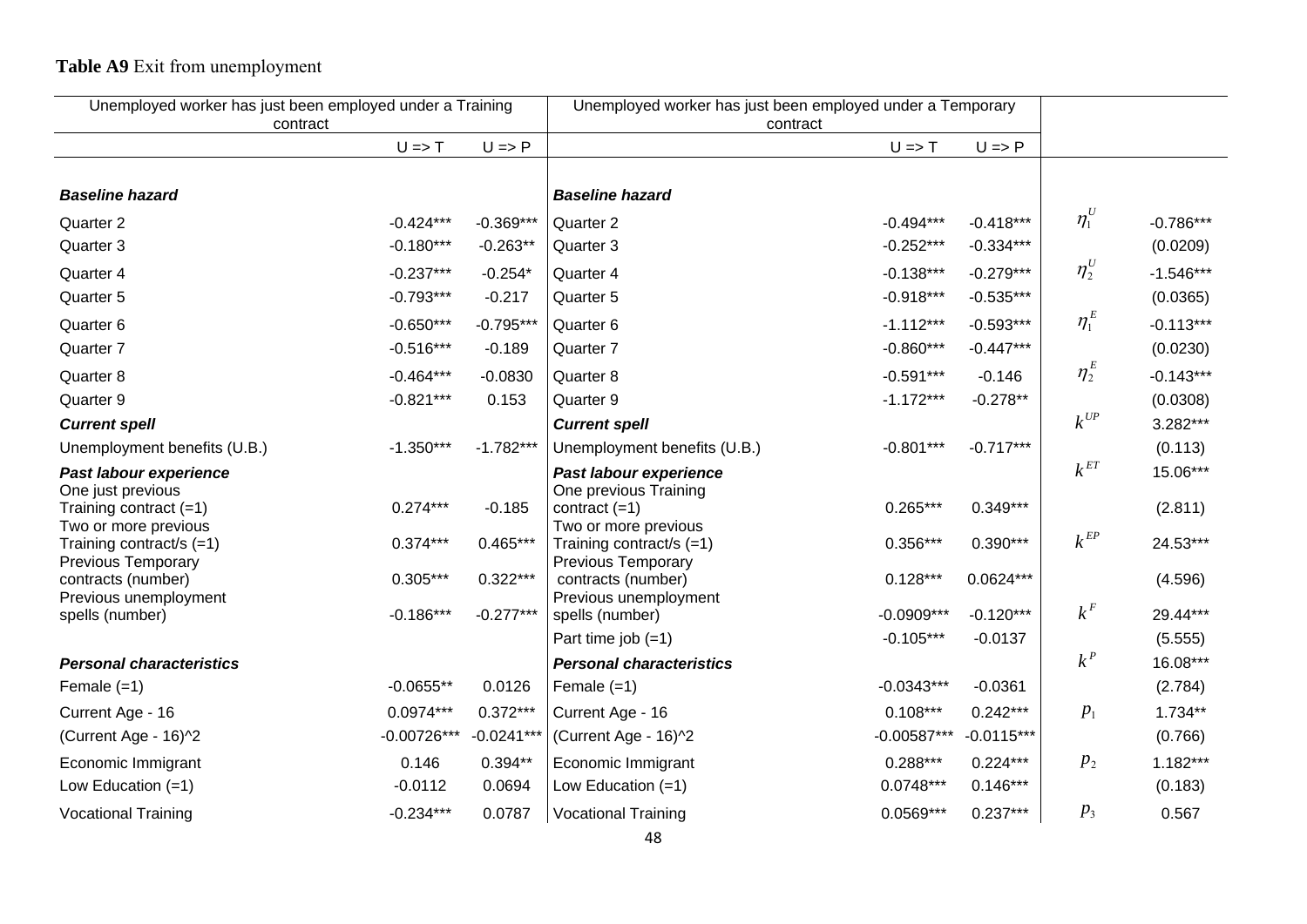**Table A9** Exit from unemployment

| Unemployed worker has just been employed under a Training contract | | | Unemployed worker has just been employed under a Temporary contract | | | | |
|---|---|---|---|---|---|---|---|
| | U => T | U => P | | U => T | U => P | | |
| ***Baseline hazard*** | | | ***Baseline hazard*** | | | | |
| Quarter 2 | -0.424*** | -0.369*** | Quarter 2 | -0.494*** | -0.418*** | $\eta_1^U$ | -0.786*** |
| Quarter 3 | -0.180*** | -0.263** | Quarter 3 | -0.252*** | -0.334*** | | (0.0209) |
| Quarter 4 | -0.237*** | -0.254* | Quarter 4 | -0.138*** | -0.279*** | $\eta_2^U$ | -1.546*** |
| Quarter 5 | -0.793*** | -0.217 | Quarter 5 | -0.918*** | -0.535*** | | (0.0365) |
| Quarter 6 | -0.650*** | -0.795*** | Quarter 6 | -1.112*** | -0.593*** | $\eta_1^E$ | -0.113*** |
| Quarter 7 | -0.516*** | -0.189 | Quarter 7 | -0.860*** | -0.447*** | | (0.0230) |
| Quarter 8 | -0.464*** | -0.0830 | Quarter 8 | -0.591*** | -0.146 | $\eta_2^E$ | -0.143*** |
| Quarter 9 | -0.821*** | 0.153 | Quarter 9 | -1.172*** | -0.278** | | (0.0308) |
| ***Current spell*** | | | ***Current spell*** | | | $k^{UP}$ | 3.282*** |
| Unemployment benefits (U.B.) | -1.350*** | -1.782*** | Unemployment benefits (U.B.) | -0.801*** | -0.717*** | | (0.113) |
| ***Past labour experience*** | | | ***Past labour experience*** | | | $k^{ET}$ | 15.06*** |
| One just previous Training contract (=1) | 0.274*** | -0.185 | One previous Training contract (=1) | 0.265*** | 0.349*** | | (2.811) |
| Two or more previous Training contract/s (=1) | 0.374*** | 0.465*** | Two or more previous Training contract/s (=1) | 0.356*** | 0.390*** | $k^{EP}$ | 24.53*** |
| Previous Temporary contracts (number) | 0.305*** | 0.322*** | Previous Temporary contracts (number) | 0.128*** | 0.0624*** | | (4.596) |
| Previous unemployment spells (number) | -0.186*** | -0.277*** | Previous unemployment spells (number) | -0.0909*** | -0.120*** | $k^F$ | 29.44*** |
| | | | Part time job (=1) | -0.105*** | -0.0137 | | (5.555) |
| ***Personal characteristics*** | | | ***Personal characteristics*** | | | $k^P$ | 16.08*** |
| Female (=1) | -0.0655** | 0.0126 | Female (=1) | -0.0343*** | -0.0361 | | (2.784) |
| Current Age - 16 | 0.0974*** | 0.372*** | Current Age - 16 | 0.108*** | 0.242*** | $p_1$ | 1.734** |
| (Current Age - 16)^2 | -0.00726*** | -0.0241*** | (Current Age - 16)^2 | -0.00587*** | -0.0115*** | | (0.766) |
| Economic Immigrant | 0.146 | 0.394** | Economic Immigrant | 0.288*** | 0.224*** | $p_2$ | 1.182*** |
| Low Education (=1) | -0.0112 | 0.0694 | Low Education (=1) | 0.0748*** | 0.146*** | | (0.183) |
| Vocational Training | -0.234*** | 0.0787 | Vocational Training | 0.0569*** | 0.237*** | $p_3$ | 0.567 |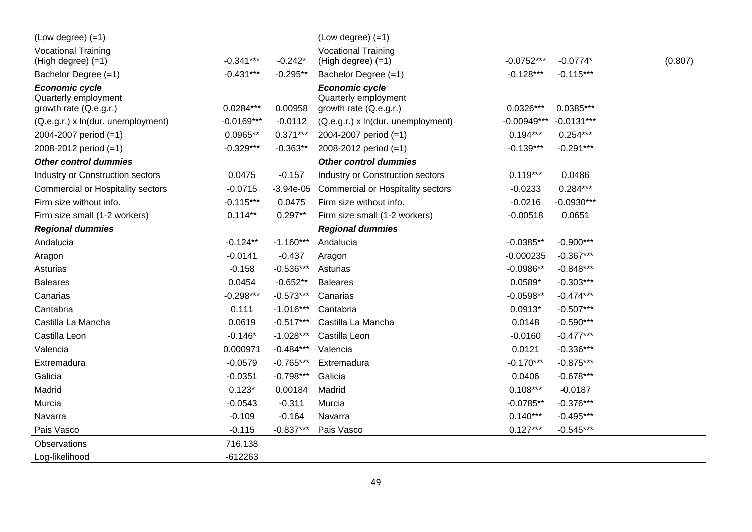| (Low degree) (=1) | | | (Low degree) (=1) | | | |
|---|---|---|---|---|---|---|
| Vocational Training (High degree) (=1) | -0.341*** | -0.242* | Vocational Training (High degree) (=1) | -0.0752*** | -0.0774* | (0.807) |
| Bachelor Degree (=1) | -0.431*** | -0.295** | Bachelor Degree (=1) | -0.128*** | -0.115*** | |
| ***Economic cycle*** | | | ***Economic cycle*** | | | |
| Quarterly employment growth rate (Q.e.g.r.) | 0.0284*** | 0.00958 | Quarterly employment growth rate (Q.e.g.r.) | 0.0326*** | 0.0385*** | |
| (Q.e.g.r.) x ln(dur. unemployment) | -0.0169*** | -0.0112 | (Q.e.g.r.) x ln(dur. unemployment) | -0.00949*** | -0.0131*** | |
| 2004-2007 period (=1) | 0.0965** | 0.371*** | 2004-2007 period (=1) | 0.194*** | 0.254*** | |
| 2008-2012 period (=1) | -0.329*** | -0.363** | 2008-2012 period (=1) | -0.139*** | -0.291*** | |
| ***Other control dummies*** | | | ***Other control dummies*** | | | |
| Industry or Construction sectors | 0.0475 | -0.157 | Industry or Construction sectors | 0.119*** | 0.0486 | |
| Commercial or Hospitality sectors | -0.0715 | -3.94e-05 | Commercial or Hospitality sectors | -0.0233 | 0.284*** | |
| Firm size without info. | -0.115*** | 0.0475 | Firm size without info. | -0.0216 | -0.0930*** | |
| Firm size small (1-2 workers) | 0.114** | 0.297** | Firm size small (1-2 workers) | -0.00518 | 0.0651 | |
| ***Regional dummies*** | | | ***Regional dummies*** | | | |
| Andalucia | -0.124** | -1.160*** | Andalucia | -0.0385** | -0.900*** | |
| Aragon | -0.0141 | -0.437 | Aragon | -0.000235 | -0.367*** | |
| Asturias | -0.158 | -0.536*** | Asturias | -0.0986** | -0.848*** | |
| Baleares | 0.0454 | -0.652** | Baleares | 0.0589* | -0.303*** | |
| Canarias | -0.298*** | -0.573*** | Canarias | -0.0598** | -0.474*** | |
| Cantabria | 0.111 | -1.016*** | Cantabria | 0.0913* | -0.507*** | |
| Castilla La Mancha | 0.0619 | -0.517*** | Castilla La Mancha | 0.0148 | -0.590*** | |
| Castilla Leon | -0.146* | -1.028*** | Castilla Leon | -0.0160 | -0.477*** | |
| Valencia | 0.000971 | -0.484*** | Valencia | 0.0121 | -0.336*** | |
| Extremadura | -0.0579 | -0.765*** | Extremadura | -0.170*** | -0.875*** | |
| Galicia | -0.0351 | -0.798*** | Galicia | 0.0406 | -0.678*** | |
| Madrid | 0.123* | 0.00184 | Madrid | 0.108*** | -0.0187 | |
| Murcia | -0.0543 | -0.311 | Murcia | -0.0785** | -0.376*** | |
| Navarra | -0.109 | -0.164 | Navarra | 0.140*** | -0.495*** | |
| Pais Vasco | -0.115 | -0.837*** | Pais Vasco | 0.127*** | -0.545*** | |
| Observations | 716,138 | | | | | |
| Log-likelihood | -612263 | | | | | |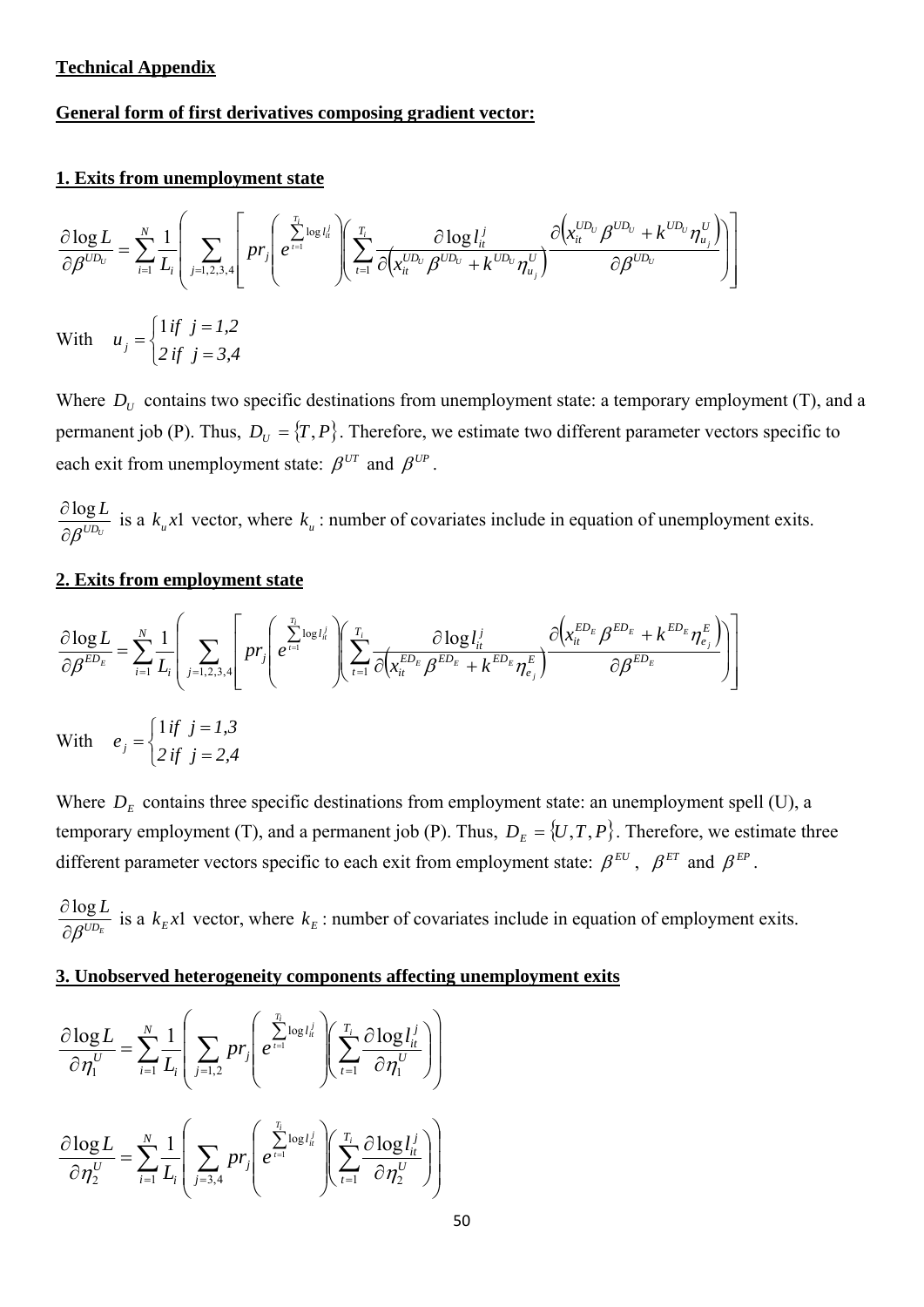**Technical Appendix**

**General form of first derivatives composing gradient vector:**

**1. Exits from unemployment state**

$$\frac{\partial \log L}{\partial \beta^{UD_U}} = \sum_{i=1}^{N} \frac{1}{L_i} \left( \sum_{j=1,2,3,4} \left[ pr_j \left( e^{\sum_{t=1}^{T_i} \log l_{it}^j} \right) \left( \sum_{t=1}^{T_i} \frac{\partial \log l_{it}^j}{\partial \left( x_{it}^{UD_U} \beta^{UD_U} + k^{UD_U} \eta_{u_j}^U \right)} \frac{\partial \left( x_{it}^{UD_U} \beta^{UD_U} + k^{UD_U} \eta_{u_j}^U \right)}{\partial \beta^{UD_U}} \right) \right] \right)$$

With $u_j = \begin{cases} 1 \, if \;\; j = 1,2 \\ 2 \; if \;\; j = 3,4 \end{cases}$

Where $D_U$ contains two specific destinations from unemployment state: a temporary employment (T), and a permanent job (P). Thus, $D_U = \{T, P\}$. Therefore, we estimate two different parameter vectors specific to each exit from unemployment state: $\beta^{UT}$ and $\beta^{UP}$.

$\frac{\partial \log L}{\partial \beta^{UD_U}}$ is a $k_u x1$ vector, where $k_u$ : number of covariates include in equation of unemployment exits.

**2. Exits from employment state**

$$\frac{\partial \log L}{\partial \beta^{ED_E}} = \sum_{i=1}^{N} \frac{1}{L_i} \left( \sum_{j=1,2,3,4} \left[ pr_j \left( e^{\sum_{t=1}^{T_i} \log l_{it}^j} \right) \left( \sum_{t=1}^{T_i} \frac{\partial \log l_{it}^j}{\partial \left( x_{it}^{ED_E} \beta^{ED_E} + k^{ED_E} \eta_{e_j}^E \right)} \frac{\partial \left( x_{it}^{ED_E} \beta^{ED_E} + k^{ED_E} \eta_{e_j}^E \right)}{\partial \beta^{ED_E}} \right) \right] \right)$$

With $e_j = \begin{cases} 1 \, if \;\; j = 1,3 \\ 2 \; if \;\; j = 2,4 \end{cases}$

Where $D_E$ contains three specific destinations from employment state: an unemployment spell (U), a temporary employment (T), and a permanent job (P). Thus, $D_E = \{U, T, P\}$. Therefore, we estimate three different parameter vectors specific to each exit from employment state: $\beta^{EU}$, $\beta^{ET}$ and $\beta^{EP}$.

$\frac{\partial \log L}{\partial \beta^{ED_E}}$ is a $k_E x1$ vector, where $k_E$ : number of covariates include in equation of employment exits.

**3. Unobserved heterogeneity components affecting unemployment exits**

$$\frac{\partial \log L}{\partial \eta_1^U} = \sum_{i=1}^{N} \frac{1}{L_i} \left( \sum_{j=1,2} pr_j \left( e^{\sum_{t=1}^{T_i} \log l_{it}^j} \right) \left( \sum_{t=1}^{T_i} \frac{\partial \log l_{it}^j}{\partial \eta_1^U} \right) \right)$$

$$\frac{\partial \log L}{\partial \eta_2^U} = \sum_{i=1}^{N} \frac{1}{L_i} \left( \sum_{j=3,4} pr_j \left( e^{\sum_{t=1}^{T_i} \log l_{it}^j} \right) \left( \sum_{t=1}^{T_i} \frac{\partial \log l_{it}^j}{\partial \eta_2^U} \right) \right)$$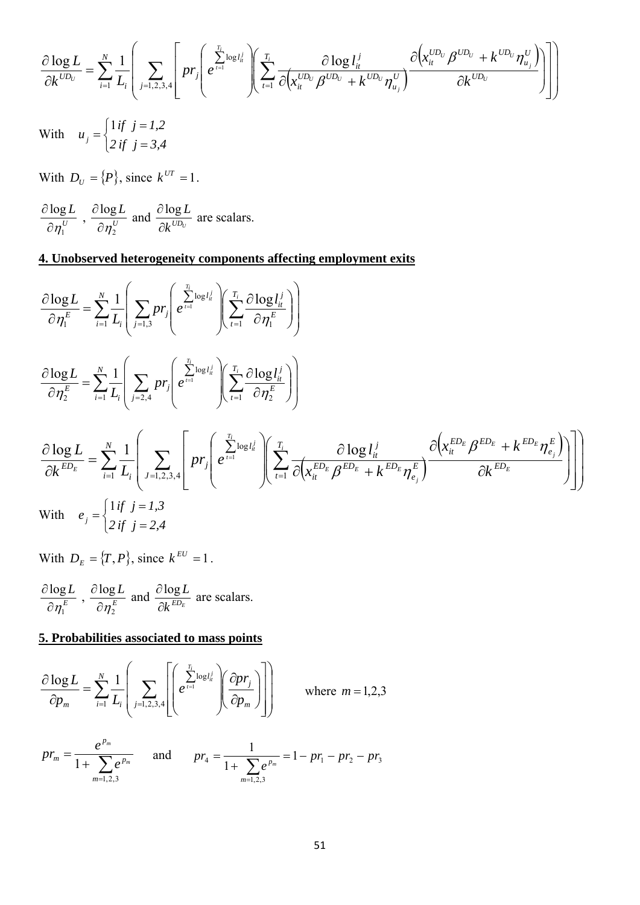$$\frac{\partial \log L}{\partial k^{UD_U}} = \sum_{i=1}^{N} \frac{1}{L_i} \left( \sum_{j=1,2,3,4} \left[ pr_j \left( e^{\sum_{t=1}^{T_i} \log l_{it}^j} \right) \left( \sum_{t=1}^{T_i} \frac{\partial \log l_{it}^j}{\partial \left( x_{it}^{UD_U} \beta^{UD_U} + k^{UD_U} \eta_{u_j}^U \right)} \frac{\partial \left( x_{it}^{UD_U} \beta^{UD_U} + k^{UD_U} \eta_{u_j}^U \right)}{\partial k^{UD_U}} \right) \right] \right)$$

With $u_j = \begin{cases} 1 \, if \;\; j = 1,2 \\ 2 \, if \;\; j = 3,4 \end{cases}$

With $D_U = \{P\}$, since $k^{UT} = 1$.

$\frac{\partial \log L}{\partial \eta_1^U}$ , $\frac{\partial \log L}{\partial \eta_2^U}$ and $\frac{\partial \log L}{\partial k^{UD_U}}$ are scalars.

## 4. Unobserved heterogeneity components affecting employment exits

$$\frac{\partial \log L}{\partial \eta_1^E} = \sum_{i=1}^{N} \frac{1}{L_i} \left( \sum_{j=1,3} pr_j \left( e^{\sum_{t=1}^{T_i} \log l_{it}^j} \right) \left( \sum_{t=1}^{T_i} \frac{\partial \log l_{it}^j}{\partial \eta_1^E} \right) \right)$$

$$\frac{\partial \log L}{\partial \eta_2^E} = \sum_{i=1}^{N} \frac{1}{L_i} \left( \sum_{j=2,4} pr_j \left( e^{\sum_{t=1}^{T_i} \log l_{it}^j} \right) \left( \sum_{t=1}^{T_i} \frac{\partial \log l_{it}^j}{\partial \eta_2^E} \right) \right)$$

$$\frac{\partial \log L}{\partial k^{ED_E}} = \sum_{i=1}^{N} \frac{1}{L_i} \left( \sum_{J=1,2,3,4} \left[ pr_j \left( e^{\sum_{t=1}^{T_i} \log l_{it}^j} \right) \left( \sum_{t=1}^{T_i} \frac{\partial \log l_{it}^j}{\partial \left( x_{it}^{ED_E} \beta^{ED_E} + k^{ED_E} \eta_{e_j}^E \right)} \frac{\partial \left( x_{it}^{ED_E} \beta^{ED_E} + k^{ED_E} \eta_{e_j}^E \right)}{\partial k^{ED_E}} \right) \right] \right)$$

With $e_j = \begin{cases} 1 \, if \;\; j = 1,3 \\ 2 \, if \;\; j = 2,4 \end{cases}$

With $D_E = \{T, P\}$, since $k^{EU} = 1$.

$\frac{\partial \log L}{\partial \eta_1^E}$ , $\frac{\partial \log L}{\partial \eta_2^E}$ and $\frac{\partial \log L}{\partial k^{ED_E}}$ are scalars.

## 5. Probabilities associated to mass points

$$\frac{\partial \log L}{\partial p_m} = \sum_{i=1}^{N} \frac{1}{L_i} \left( \sum_{j=1,2,3,4} \left[ \left( e^{\sum_{t=1}^{T_i} \log l_{it}^j} \right) \left( \frac{\partial pr_j}{\partial p_m} \right) \right] \right) \qquad \text{where } m = 1,2,3$$

$$pr_m = \frac{e^{p_m}}{1 + \sum_{m=1,2,3} e^{p_m}} \qquad \text{and} \qquad pr_4 = \frac{1}{1 + \sum_{m=1,2,3} e^{p_m}} = 1 - pr_1 - pr_2 - pr_3$$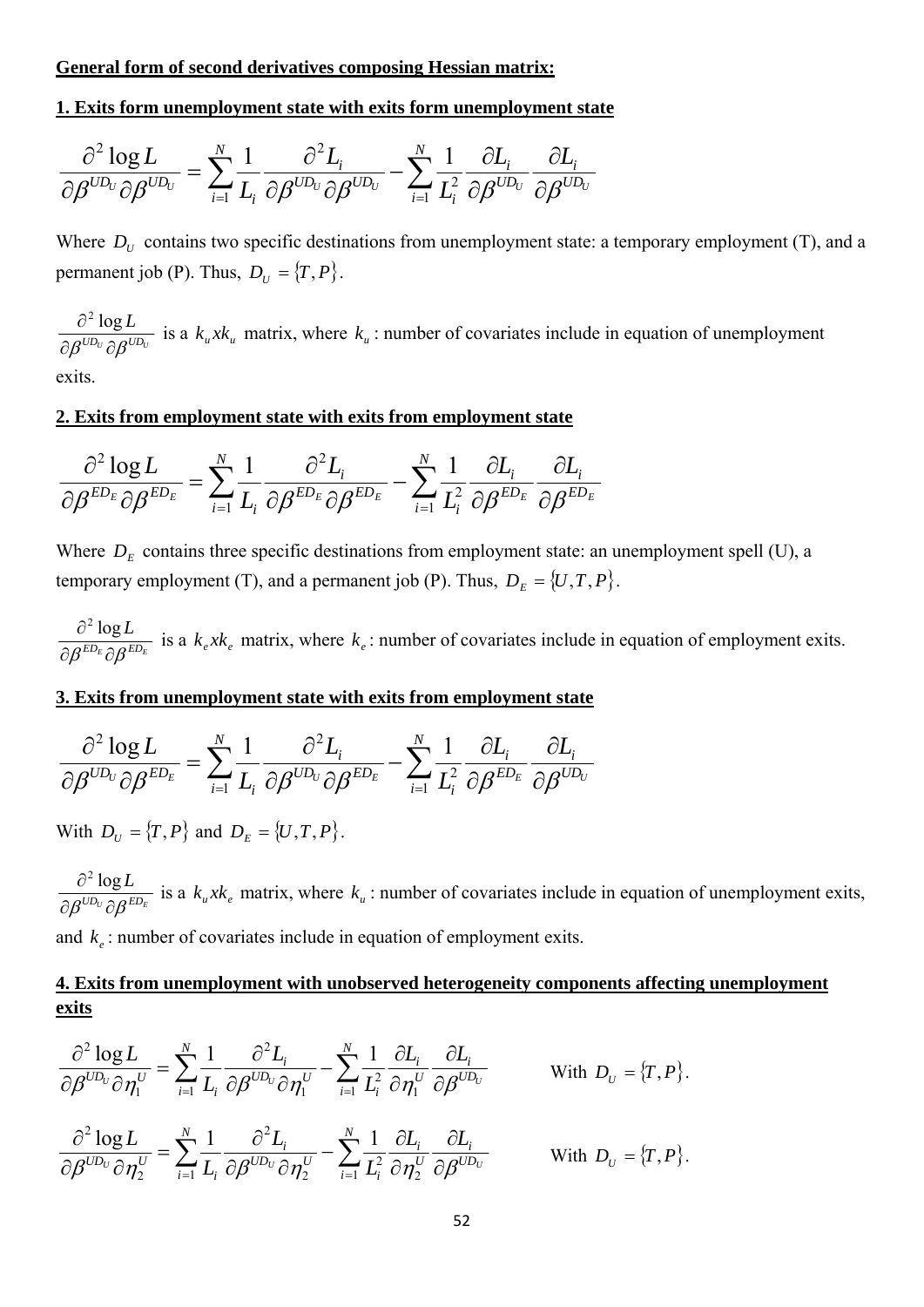**General form of second derivatives composing Hessian matrix:**

**1. Exits form unemployment state with exits form unemployment state**

$$\frac{\partial^2 \log L}{\partial \beta^{UD_U} \partial \beta^{UD_U}} = \sum_{i=1}^{N} \frac{1}{L_i} \frac{\partial^2 L_i}{\partial \beta^{UD_U} \partial \beta^{UD_U}} - \sum_{i=1}^{N} \frac{1}{L_i^2} \frac{\partial L_i}{\partial \beta^{UD_U}} \frac{\partial L_i}{\partial \beta^{UD_U}}$$

Where $D_U$ contains two specific destinations from unemployment state: a temporary employment (T), and a permanent job (P). Thus, $D_U = \{T, P\}$.

$\frac{\partial^2 \log L}{\partial \beta^{UD_U} \partial \beta^{UD_U}}$ is a $k_u x k_u$ matrix, where $k_u$ : number of covariates include in equation of unemployment exits.

**2. Exits from employment state with exits from employment state**

$$\frac{\partial^2 \log L}{\partial \beta^{ED_E} \partial \beta^{ED_E}} = \sum_{i=1}^{N} \frac{1}{L_i} \frac{\partial^2 L_i}{\partial \beta^{ED_E} \partial \beta^{ED_E}} - \sum_{i=1}^{N} \frac{1}{L_i^2} \frac{\partial L_i}{\partial \beta^{ED_E}} \frac{\partial L_i}{\partial \beta^{ED_E}}$$

Where $D_E$ contains three specific destinations from employment state: an unemployment spell (U), a temporary employment (T), and a permanent job (P). Thus, $D_E = \{U, T, P\}$.

$\frac{\partial^2 \log L}{\partial \beta^{ED_E} \partial \beta^{ED_E}}$ is a $k_e x k_e$ matrix, where $k_e$ : number of covariates include in equation of employment exits.

**3. Exits from unemployment state with exits from employment state**

$$\frac{\partial^2 \log L}{\partial \beta^{UD_U} \partial \beta^{ED_E}} = \sum_{i=1}^{N} \frac{1}{L_i} \frac{\partial^2 L_i}{\partial \beta^{UD_U} \partial \beta^{ED_E}} - \sum_{i=1}^{N} \frac{1}{L_i^2} \frac{\partial L_i}{\partial \beta^{ED_E}} \frac{\partial L_i}{\partial \beta^{UD_U}}$$

With $D_U = \{T, P\}$ and $D_E = \{U, T, P\}$.

$\frac{\partial^2 \log L}{\partial \beta^{UD_U} \partial \beta^{ED_E}}$ is a $k_u x k_e$ matrix, where $k_u$ : number of covariates include in equation of unemployment exits, and $k_e$ : number of covariates include in equation of employment exits.

**4. Exits from unemployment with unobserved heterogeneity components affecting unemployment exits**

$$\frac{\partial^2 \log L}{\partial \beta^{UD_U} \partial \eta_1^U} = \sum_{i=1}^{N} \frac{1}{L_i} \frac{\partial^2 L_i}{\partial \beta^{UD_U} \partial \eta_1^U} - \sum_{i=1}^{N} \frac{1}{L_i^2} \frac{\partial L_i}{\partial \eta_1^U} \frac{\partial L_i}{\partial \beta^{UD_U}} \qquad \text{With } D_U = \{T, P\}.$$

$$\frac{\partial^2 \log L}{\partial \beta^{UD_U} \partial \eta_2^U} = \sum_{i=1}^{N} \frac{1}{L_i} \frac{\partial^2 L_i}{\partial \beta^{UD_U} \partial \eta_2^U} - \sum_{i=1}^{N} \frac{1}{L_i^2} \frac{\partial L_i}{\partial \eta_2^U} \frac{\partial L_i}{\partial \beta^{UD_U}} \qquad \text{With } D_U = \{T, P\}.$$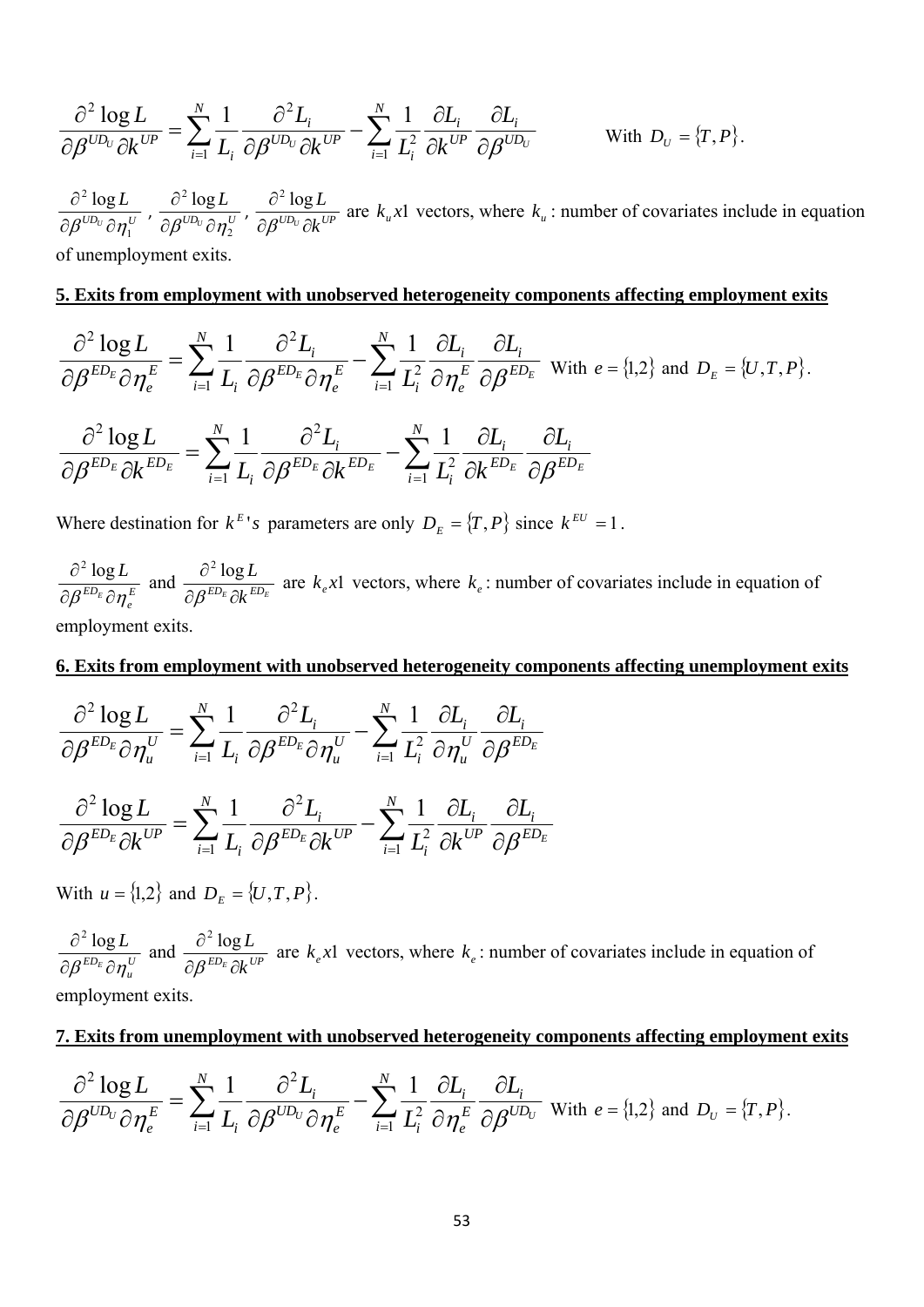$$\frac{\partial^2 \log L}{\partial \beta^{UD_U} \partial k^{UP}} = \sum_{i=1}^{N} \frac{1}{L_i} \frac{\partial^2 L_i}{\partial \beta^{UD_U} \partial k^{UP}} - \sum_{i=1}^{N} \frac{1}{L_i^2} \frac{\partial L_i}{\partial k^{UP}} \frac{\partial L_i}{\partial \beta^{UD_U}} \qquad \text{With } D_U = \{T, P\}.$$

$\frac{\partial^2 \log L}{\partial \beta^{UD_U} \partial \eta_1^U}$, $\frac{\partial^2 \log L}{\partial \beta^{UD_U} \partial \eta_2^U}$, $\frac{\partial^2 \log L}{\partial \beta^{UD_U} \partial k^{UP}}$ are $k_u x1$ vectors, where $k_u$ : number of covariates include in equation of unemployment exits.

**5. Exits from employment with unobserved heterogeneity components affecting employment exits**

$$\frac{\partial^2 \log L}{\partial \beta^{ED_E} \partial \eta_e^E} = \sum_{i=1}^{N} \frac{1}{L_i} \frac{\partial^2 L_i}{\partial \beta^{ED_E} \partial \eta_e^E} - \sum_{i=1}^{N} \frac{1}{L_i^2} \frac{\partial L_i}{\partial \eta_e^E} \frac{\partial L_i}{\partial \beta^{ED_E}} \quad \text{With } e = \{1,2\} \text{ and } D_E = \{U, T, P\}.$$

$$\frac{\partial^2 \log L}{\partial \beta^{ED_E} \partial k^{ED_E}} = \sum_{i=1}^{N} \frac{1}{L_i} \frac{\partial^2 L_i}{\partial \beta^{ED_E} \partial k^{ED_E}} - \sum_{i=1}^{N} \frac{1}{L_i^2} \frac{\partial L_i}{\partial k^{ED_E}} \frac{\partial L_i}{\partial \beta^{ED_E}}$$

Where destination for $k^E$'s parameters are only $D_E = \{T, P\}$ since $k^{EU} = 1$.

$\frac{\partial^2 \log L}{\partial \beta^{ED_E} \partial \eta_e^E}$ and $\frac{\partial^2 \log L}{\partial \beta^{ED_E} \partial k^{ED_E}}$ are $k_e x1$ vectors, where $k_e$ : number of covariates include in equation of employment exits.

**6. Exits from employment with unobserved heterogeneity components affecting unemployment exits**

$$\frac{\partial^2 \log L}{\partial \beta^{ED_E} \partial \eta_u^U} = \sum_{i=1}^{N} \frac{1}{L_i} \frac{\partial^2 L_i}{\partial \beta^{ED_E} \partial \eta_u^U} - \sum_{i=1}^{N} \frac{1}{L_i^2} \frac{\partial L_i}{\partial \eta_u^U} \frac{\partial L_i}{\partial \beta^{ED_E}}$$

$$\frac{\partial^2 \log L}{\partial \beta^{ED_E} \partial k^{UP}} = \sum_{i=1}^{N} \frac{1}{L_i} \frac{\partial^2 L_i}{\partial \beta^{ED_E} \partial k^{UP}} - \sum_{i=1}^{N} \frac{1}{L_i^2} \frac{\partial L_i}{\partial k^{UP}} \frac{\partial L_i}{\partial \beta^{ED_E}}$$

With $u = \{1,2\}$ and $D_E = \{U, T, P\}$.

$\frac{\partial^2 \log L}{\partial \beta^{ED_E} \partial \eta_u^U}$ and $\frac{\partial^2 \log L}{\partial \beta^{ED_E} \partial k^{UP}}$ are $k_e x1$ vectors, where $k_e$ : number of covariates include in equation of employment exits.

**7. Exits from unemployment with unobserved heterogeneity components affecting employment exits**

$$\frac{\partial^2 \log L}{\partial \beta^{UD_U} \partial \eta_e^E} = \sum_{i=1}^{N} \frac{1}{L_i} \frac{\partial^2 L_i}{\partial \beta^{UD_U} \partial \eta_e^E} - \sum_{i=1}^{N} \frac{1}{L_i^2} \frac{\partial L_i}{\partial \eta_e^E} \frac{\partial L_i}{\partial \beta^{UD_U}} \quad \text{With } e = \{1,2\} \text{ and } D_U = \{T, P\}.$$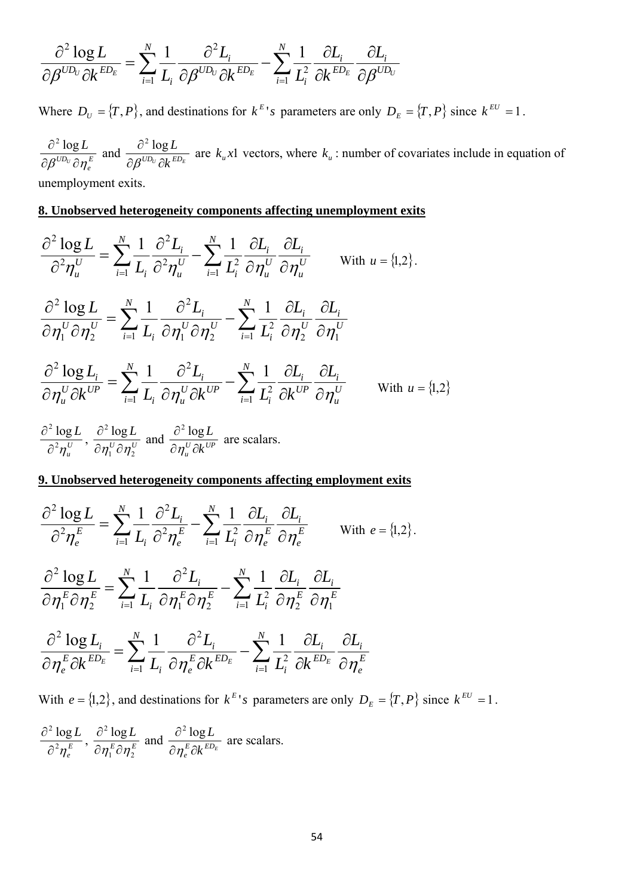$$\frac{\partial^2 \log L}{\partial \beta^{UD_U} \partial k^{ED_E}} = \sum_{i=1}^{N} \frac{1}{L_i} \frac{\partial^2 L_i}{\partial \beta^{UD_U} \partial k^{ED_E}} - \sum_{i=1}^{N} \frac{1}{L_i^2} \frac{\partial L_i}{\partial k^{ED_E}} \frac{\partial L_i}{\partial \beta^{UD_U}}$$

Where $D_U = \{T, P\}$, and destinations for $k^E$'s parameters are only $D_E = \{T, P\}$ since $k^{EU} = 1$.

$\frac{\partial^2 \log L}{\partial \beta^{UD_U} \partial \eta_e^E}$ and $\frac{\partial^2 \log L}{\partial \beta^{UD_U} \partial k^{ED_E}}$ are $k_u x1$ vectors, where $k_u$ : number of covariates include in equation of unemployment exits.

## 8. Unobserved heterogeneity components affecting unemployment exits

$$\frac{\partial^2 \log L}{\partial^2 \eta_u^U} = \sum_{i=1}^{N} \frac{1}{L_i} \frac{\partial^2 L_i}{\partial^2 \eta_u^U} - \sum_{i=1}^{N} \frac{1}{L_i^2} \frac{\partial L_i}{\partial \eta_u^U} \frac{\partial L_i}{\partial \eta_u^U} \qquad \text{With } u = \{1,2\}.$$

$$\frac{\partial^2 \log L}{\partial \eta_1^U \partial \eta_2^U} = \sum_{i=1}^{N} \frac{1}{L_i} \frac{\partial^2 L_i}{\partial \eta_1^U \partial \eta_2^U} - \sum_{i=1}^{N} \frac{1}{L_i^2} \frac{\partial L_i}{\partial \eta_2^U} \frac{\partial L_i}{\partial \eta_1^U}$$

$$\frac{\partial^2 \log L_i}{\partial \eta_u^U \partial k^{UP}} = \sum_{i=1}^{N} \frac{1}{L_i} \frac{\partial^2 L_i}{\partial \eta_u^U \partial k^{UP}} - \sum_{i=1}^{N} \frac{1}{L_i^2} \frac{\partial L_i}{\partial k^{UP}} \frac{\partial L_i}{\partial \eta_u^U} \qquad \text{With } u = \{1,2\}$$

$\frac{\partial^2 \log L}{\partial^2 \eta_u^U}$, $\frac{\partial^2 \log L}{\partial \eta_1^U \partial \eta_2^U}$ and $\frac{\partial^2 \log L}{\partial \eta_u^U \partial k^{UP}}$ are scalars.

## 9. Unobserved heterogeneity components affecting employment exits

$$\frac{\partial^2 \log L}{\partial^2 \eta_e^E} = \sum_{i=1}^{N} \frac{1}{L_i} \frac{\partial^2 L_i}{\partial^2 \eta_e^E} - \sum_{i=1}^{N} \frac{1}{L_i^2} \frac{\partial L_i}{\partial \eta_e^E} \frac{\partial L_i}{\partial \eta_e^E} \qquad \text{With } e = \{1,2\}.$$

$$\frac{\partial^2 \log L}{\partial \eta_1^E \partial \eta_2^E} = \sum_{i=1}^{N} \frac{1}{L_i} \frac{\partial^2 L_i}{\partial \eta_1^E \partial \eta_2^E} - \sum_{i=1}^{N} \frac{1}{L_i^2} \frac{\partial L_i}{\partial \eta_2^E} \frac{\partial L_i}{\partial \eta_1^E}$$

$$\frac{\partial^2 \log L_i}{\partial \eta_e^E \partial k^{ED_E}} = \sum_{i=1}^{N} \frac{1}{L_i} \frac{\partial^2 L_i}{\partial \eta_e^E \partial k^{ED_E}} - \sum_{i=1}^{N} \frac{1}{L_i^2} \frac{\partial L_i}{\partial k^{ED_E}} \frac{\partial L_i}{\partial \eta_e^E}$$

With $e = \{1,2\}$, and destinations for $k^E$'s parameters are only $D_E = \{T, P\}$ since $k^{EU} = 1$.

$\frac{\partial^2 \log L}{\partial^2 \eta_e^E}$, $\frac{\partial^2 \log L}{\partial \eta_1^E \partial \eta_2^E}$ and $\frac{\partial^2 \log L}{\partial \eta_e^E \partial k^{ED_E}}$ are scalars.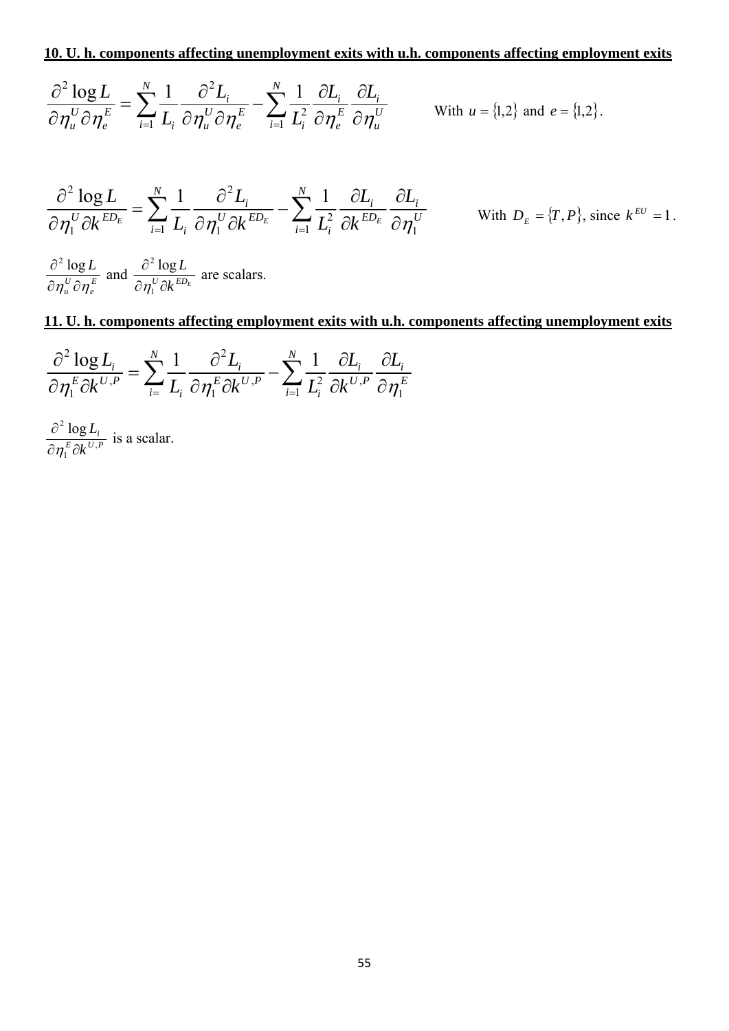**10. U. h. components affecting unemployment exits with u.h. components affecting employment exits**

$$\frac{\partial^2 \log L}{\partial \eta_u^U \partial \eta_e^E} = \sum_{i=1}^{N} \frac{1}{L_i} \frac{\partial^2 L_i}{\partial \eta_u^U \partial \eta_e^E} - \sum_{i=1}^{N} \frac{1}{L_i^2} \frac{\partial L_i}{\partial \eta_e^E} \frac{\partial L_i}{\partial \eta_u^U}$$

With $u = \{1,2\}$ and $e = \{1,2\}$.

$$\frac{\partial^2 \log L}{\partial \eta_1^U \partial k^{ED_E}} = \sum_{i=1}^{N} \frac{1}{L_i} \frac{\partial^2 L_i}{\partial \eta_1^U \partial k^{ED_E}} - \sum_{i=1}^{N} \frac{1}{L_i^2} \frac{\partial L_i}{\partial k^{ED_E}} \frac{\partial L_i}{\partial \eta_1^U}$$

With $D_E = \{T, P\}$, since $k^{EU} = 1$.

$\frac{\partial^2 \log L}{\partial \eta_u^U \partial \eta_e^E}$ and $\frac{\partial^2 \log L}{\partial \eta_1^U \partial k^{ED_E}}$ are scalars.

**11. U. h. components affecting employment exits with u.h. components affecting unemployment exits**

$$\frac{\partial^2 \log L_i}{\partial \eta_1^E \partial k^{U,P}} = \sum_{i=}^{N} \frac{1}{L_i} \frac{\partial^2 L_i}{\partial \eta_1^E \partial k^{U,P}} - \sum_{i=1}^{N} \frac{1}{L_i^2} \frac{\partial L_i}{\partial k^{U,P}} \frac{\partial L_i}{\partial \eta_1^E}$$

$\frac{\partial^2 \log L_i}{\partial \eta_1^E \partial k^{U,P}}$ is a scalar.